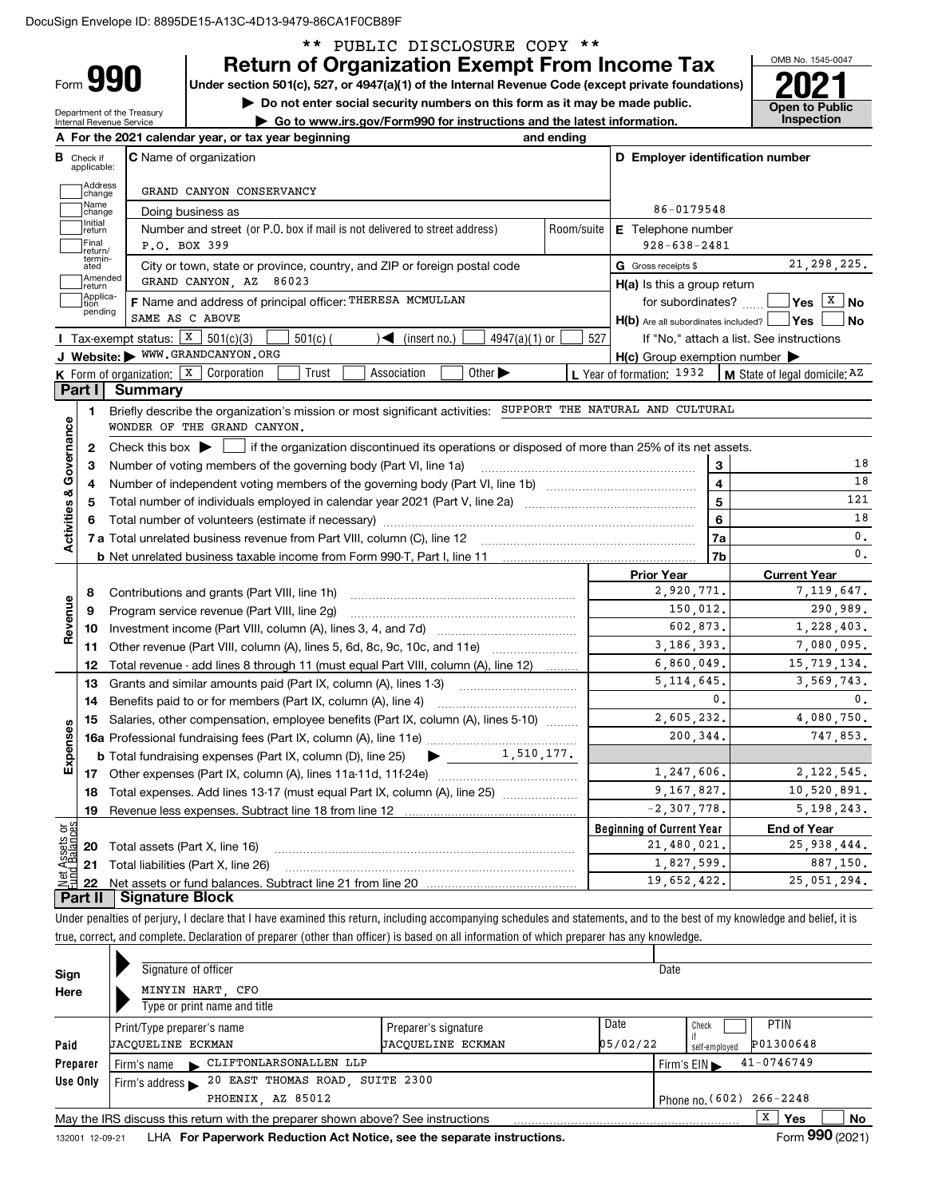DocuSign Envelope ID: 8895DE15-A13C-4D13-9479-86CA1F0CB89F

** PUBLIC DISCLOSURE COPY **

# Form 990 — Return of Organization Exempt From Income Tax

Under section 501(c), 527, or 4947(a)(1) of the Internal Revenue Code (except private foundations)

▶ Do not enter social security numbers on this form as it may be made public.

▶ Go to www.irs.gov/Form990 for instructions and the latest information.

Department of the Treasury, Internal Revenue Service

OMB No. 1545-0047 — **2021** — Open to Public Inspection

**A** For the 2021 calendar year, or tax year beginning and ending

**B** Check if applicable: Address change, Name change, Initial return, Final return/terminated, Amended return, Application pending

**C** Name of organization: GRAND CANYON CONSERVANCY

Doing business as

Number and street (or P.O. box if mail is not delivered to street address): P.O. BOX 399 — Room/suite

City or town, state or province, country, and ZIP or foreign postal code: GRAND CANYON, AZ 86023

**D** Employer identification number: 86-0179548

**E** Telephone number: 928-638-2481

**G** Gross receipts $ 21,298,225.

**F** Name and address of principal officer: THERESA MCMULLAN, SAME AS C ABOVE

**H(a)** Is this a group return for subordinates? Yes [ ] No [X]

**H(b)** Are all subordinates included? Yes [ ] No [ ] If "No," attach a list. See instructions

**H(c)** Group exemption number ▶

**I** Tax-exempt status: [X] 501(c)(3) [ ] 501(c) ( ) ◀ (insert no.) [ ] 4947(a)(1) or [ ] 527

**J** Website: ▶ WWW.GRANDCANYON.ORG

**K** Form of organization: [X] Corporation [ ] Trust [ ] Association [ ] Other ▶

**L** Year of formation: 1932 **M** State of legal domicile: AZ

## Part I Summary

**Activities & Governance**

1 Briefly describe the organization's mission or most significant activities: SUPPORT THE NATURAL AND CULTURAL WONDER OF THE GRAND CANYON.

2 Check this box ▶ [ ] if the organization discontinued its operations or disposed of more than 25% of its net assets.

| | | | |
|---|---|---|---|
| 3 | Number of voting members of the governing body (Part VI, line 1a) | 3 | 18 |
| 4 | Number of independent voting members of the governing body (Part VI, line 1b) | 4 | 18 |
| 5 | Total number of individuals employed in calendar year 2021 (Part V, line 2a) | 5 | 121 |
| 6 | Total number of volunteers (estimate if necessary) | 6 | 18 |
| 7a | Total unrelated business revenue from Part VIII, column (C), line 12 | 7a | 0. |
| b | Net unrelated business taxable income from Form 990-T, Part I, line 11 | 7b | 0. |

| | | | Prior Year | Current Year |
|---|---|---|---|---|
| **Revenue** | 8 | Contributions and grants (Part VIII, line 1h) | 2,920,771. | 7,119,647. |
| | 9 | Program service revenue (Part VIII, line 2g) | 150,012. | 290,989. |
| | 10 | Investment income (Part VIII, column (A), lines 3, 4, and 7d) | 602,873. | 1,228,403. |
| | 11 | Other revenue (Part VIII, column (A), lines 5, 6d, 8c, 9c, 10c, and 11e) | 3,186,393. | 7,080,095. |
| | 12 | Total revenue - add lines 8 through 11 (must equal Part VIII, column (A), line 12) | 6,860,049. | 15,719,134. |
| **Expenses** | 13 | Grants and similar amounts paid (Part IX, column (A), lines 1-3) | 5,114,645. | 3,569,743. |
| | 14 | Benefits paid to or for members (Part IX, column (A), line 4) | 0. | 0. |
| | 15 | Salaries, other compensation, employee benefits (Part IX, column (A), lines 5-10) | 2,605,232. | 4,080,750. |
| | 16a | Professional fundraising fees (Part IX, column (A), line 11e) | 200,344. | 747,853. |
| | b | Total fundraising expenses (Part IX, column (D), line 25) ▶ 1,510,177. | | |
| | 17 | Other expenses (Part IX, column (A), lines 11a-11d, 11f-24e) | 1,247,606. | 2,122,545. |
| | 18 | Total expenses. Add lines 13-17 (must equal Part IX, column (A), line 25) | 9,167,827. | 10,520,891. |
| | 19 | Revenue less expenses. Subtract line 18 from line 12 | -2,307,778. | 5,198,243. |

| | | | Beginning of Current Year | End of Year |
|---|---|---|---|---|
| **Net Assets or Fund Balances** | 20 | Total assets (Part X, line 16) | 21,480,021. | 25,938,444. |
| | 21 | Total liabilities (Part X, line 26) | 1,827,599. | 887,150. |
| | 22 | Net assets or fund balances. Subtract line 21 from line 20 | 19,652,422. | 25,051,294. |

## Part II Signature Block

Under penalties of perjury, I declare that I have examined this return, including accompanying schedules and statements, and to the best of my knowledge and belief, it is true, correct, and complete. Declaration of preparer (other than officer) is based on all information of which preparer has any knowledge.

**Sign Here**

Signature of officer — Date

MINYIN HART, CFO

Type or print name and title

**Paid Preparer Use Only**

| Print/Type preparer's name | Preparer's signature | Date | Check if self-employed | PTIN |
|---|---|---|---|---|
| JACQUELINE ECKMAN | JACQUELINE ECKMAN | 05/02/22 | [ ] | P01300648 |

Firm's name ▶ CLIFTONLARSONALLEN LLP — Firm's EIN ▶ 41-0746749

Firm's address ▶ 20 EAST THOMAS ROAD, SUITE 2300, PHOENIX, AZ 85012 — Phone no. (602) 266-2248

May the IRS discuss this return with the preparer shown above? See instructions [X] Yes [ ] No

132001 12-09-21 LHA For Paperwork Reduction Act Notice, see the separate instructions. Form **990** (2021)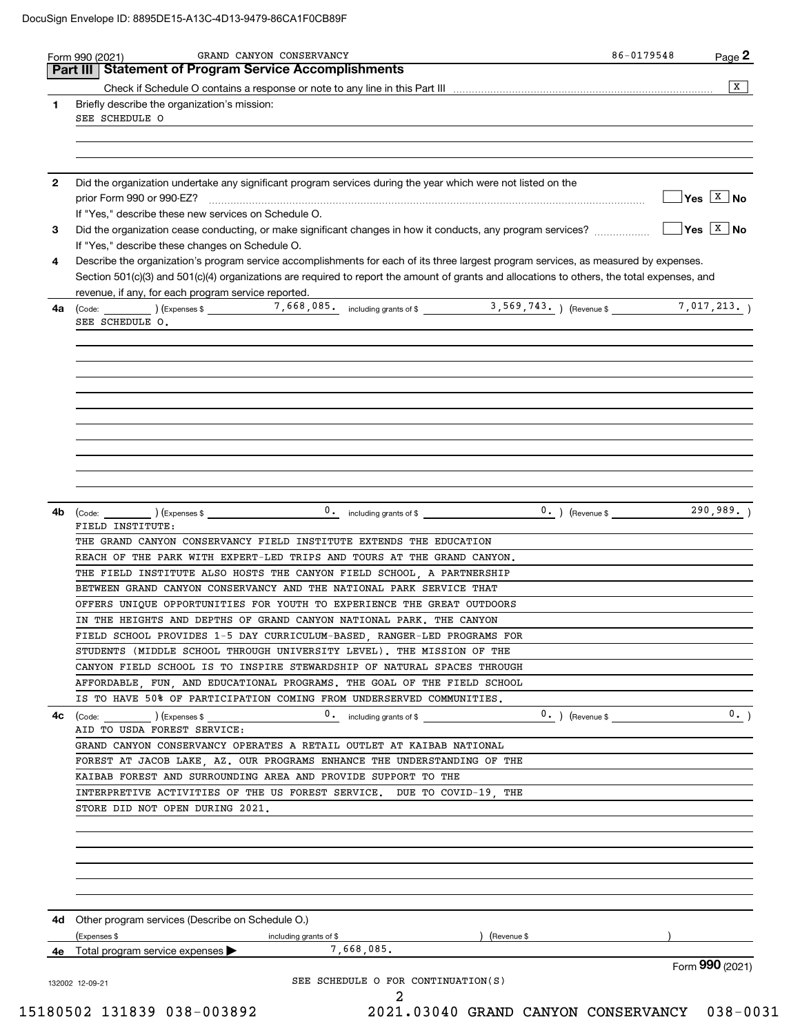DocuSign Envelope ID: 8895DE15-A13C-4D13-9479-86CA1F0CB89F

Form 990 (2021) GRAND CANYON CONSERVANCY 86-0179548 Page 2

## Part III Statement of Program Service Accomplishments

Check if Schedule O contains a response or note to any line in this Part III ..... [X]

**1** Briefly describe the organization's mission:

SEE SCHEDULE O

**2** Did the organization undertake any significant program services during the year which were not listed on the prior Form 990 or 990-EZ? ..... [ ] Yes [X] No

If "Yes," describe these new services on Schedule O.

**3** Did the organization cease conducting, or make significant changes in how it conducts, any program services? ..... [ ] Yes [X] No

If "Yes," describe these changes on Schedule O.

**4** Describe the organization's program service accomplishments for each of its three largest program services, as measured by expenses. Section 501(c)(3) and 501(c)(4) organizations are required to report the amount of grants and allocations to others, the total expenses, and revenue, if any, for each program service reported.

**4a** (Code: ) (Expenses $ 7,668,085. including grants of $ 3,569,743. ) (Revenue $ 7,017,213. )

SEE SCHEDULE O.

**4b** (Code: ) (Expenses $ 0. including grants of $ 0. ) (Revenue $ 290,989. )

FIELD INSTITUTE:

THE GRAND CANYON CONSERVANCY FIELD INSTITUTE EXTENDS THE EDUCATION REACH OF THE PARK WITH EXPERT-LED TRIPS AND TOURS AT THE GRAND CANYON. THE FIELD INSTITUTE ALSO HOSTS THE CANYON FIELD SCHOOL, A PARTNERSHIP BETWEEN GRAND CANYON CONSERVANCY AND THE NATIONAL PARK SERVICE THAT OFFERS UNIQUE OPPORTUNITIES FOR YOUTH TO EXPERIENCE THE GREAT OUTDOORS IN THE HEIGHTS AND DEPTHS OF GRAND CANYON NATIONAL PARK. THE CANYON FIELD SCHOOL PROVIDES 1-5 DAY CURRICULUM-BASED, RANGER-LED PROGRAMS FOR STUDENTS (MIDDLE SCHOOL THROUGH UNIVERSITY LEVEL). THE MISSION OF THE CANYON FIELD SCHOOL IS TO INSPIRE STEWARDSHIP OF NATURAL SPACES THROUGH AFFORDABLE, FUN, AND EDUCATIONAL PROGRAMS. THE GOAL OF THE FIELD SCHOOL IS TO HAVE 50% OF PARTICIPATION COMING FROM UNDERSERVED COMMUNITIES.

**4c** (Code: ) (Expenses $ 0. including grants of $ 0. ) (Revenue $ 0. )

AID TO USDA FOREST SERVICE:

GRAND CANYON CONSERVANCY OPERATES A RETAIL OUTLET AT KAIBAB NATIONAL FOREST AT JACOB LAKE, AZ. OUR PROGRAMS ENHANCE THE UNDERSTANDING OF THE KAIBAB FOREST AND SURROUNDING AREA AND PROVIDE SUPPORT TO THE INTERPRETIVE ACTIVITIES OF THE US FOREST SERVICE. DUE TO COVID-19, THE STORE DID NOT OPEN DURING 2021.

**4d** Other program services (Describe on Schedule O.)

(Expenses $ including grants of $ ) (Revenue $ )

**4e** Total program service expenses ▶ 7,668,085.

Form **990** (2021)

132002 12-09-21

SEE SCHEDULE O FOR CONTINUATION(S)

15180502 131839 038-003892 2021.03040 GRAND CANYON CONSERVANCY 038-0031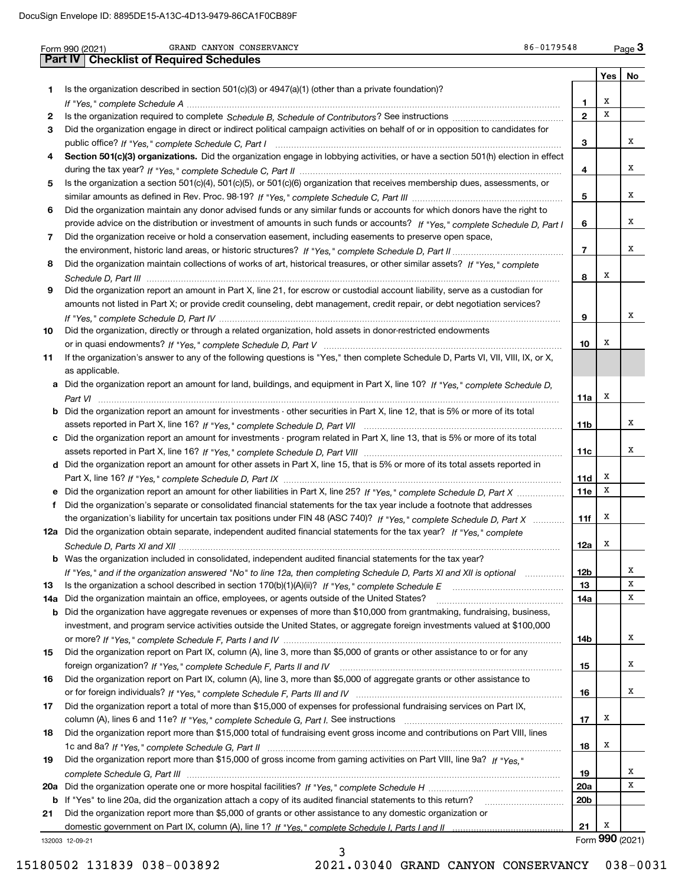Form 990 (2021) GRAND CANYON CONSERVANCY 86-0179548

## Part IV Checklist of Required Schedules

| | | | Yes | No |
|---|---|---|---|---|
| 1 | Is the organization described in section 501(c)(3) or 4947(a)(1) (other than a private foundation)? *If "Yes," complete Schedule A* | 1 | X | |
| 2 | Is the organization required to complete *Schedule B, Schedule of Contributors*? See instructions | 2 | X | |
| 3 | Did the organization engage in direct or indirect political campaign activities on behalf of or in opposition to candidates for public office? *If "Yes," complete Schedule C, Part I* | 3 | | X |
| 4 | **Section 501(c)(3) organizations.** Did the organization engage in lobbying activities, or have a section 501(h) election in effect during the tax year? *If "Yes," complete Schedule C, Part II* | 4 | | X |
| 5 | Is the organization a section 501(c)(4), 501(c)(5), or 501(c)(6) organization that receives membership dues, assessments, or similar amounts as defined in Rev. Proc. 98-19? *If "Yes," complete Schedule C, Part III* | 5 | | X |
| 6 | Did the organization maintain any donor advised funds or any similar funds or accounts for which donors have the right to provide advice on the distribution or investment of amounts in such funds or accounts? *If "Yes," complete Schedule D, Part I* | 6 | | X |
| 7 | Did the organization receive or hold a conservation easement, including easements to preserve open space, the environment, historic land areas, or historic structures? *If "Yes," complete Schedule D, Part II* | 7 | | X |
| 8 | Did the organization maintain collections of works of art, historical treasures, or other similar assets? *If "Yes," complete Schedule D, Part III* | 8 | X | |
| 9 | Did the organization report an amount in Part X, line 21, for escrow or custodial account liability, serve as a custodian for amounts not listed in Part X; or provide credit counseling, debt management, credit repair, or debt negotiation services? *If "Yes," complete Schedule D, Part IV* | 9 | | X |
| 10 | Did the organization, directly or through a related organization, hold assets in donor-restricted endowments or in quasi endowments? *If "Yes," complete Schedule D, Part V* | 10 | X | |
| 11 | If the organization's answer to any of the following questions is "Yes," then complete Schedule D, Parts VI, VII, VIII, IX, or X, as applicable. | | | |
| a | Did the organization report an amount for land, buildings, and equipment in Part X, line 10? *If "Yes," complete Schedule D, Part VI* | 11a | X | |
| b | Did the organization report an amount for investments - other securities in Part X, line 12, that is 5% or more of its total assets reported in Part X, line 16? *If "Yes," complete Schedule D, Part VII* | 11b | | X |
| c | Did the organization report an amount for investments - program related in Part X, line 13, that is 5% or more of its total assets reported in Part X, line 16? *If "Yes," complete Schedule D, Part VIII* | 11c | | X |
| d | Did the organization report an amount for other assets in Part X, line 15, that is 5% or more of its total assets reported in Part X, line 16? *If "Yes," complete Schedule D, Part IX* | 11d | X | |
| e | Did the organization report an amount for other liabilities in Part X, line 25? *If "Yes," complete Schedule D, Part X* | 11e | X | |
| f | Did the organization's separate or consolidated financial statements for the tax year include a footnote that addresses the organization's liability for uncertain tax positions under FIN 48 (ASC 740)? *If "Yes," complete Schedule D, Part X* | 11f | X | |
| 12a | Did the organization obtain separate, independent audited financial statements for the tax year? *If "Yes," complete Schedule D, Parts XI and XII* | 12a | X | |
| b | Was the organization included in consolidated, independent audited financial statements for the tax year? *If "Yes," and if the organization answered "No" to line 12a, then completing Schedule D, Parts XI and XII is optional* | 12b | | X |
| 13 | Is the organization a school described in section 170(b)(1)(A)(ii)? *If "Yes," complete Schedule E* | 13 | | X |
| 14a | Did the organization maintain an office, employees, or agents outside of the United States? | 14a | | X |
| b | Did the organization have aggregate revenues or expenses of more than $10,000 from grantmaking, fundraising, business, investment, and program service activities outside the United States, or aggregate foreign investments valued at $100,000 or more? *If "Yes," complete Schedule F, Parts I and IV* | 14b | | X |
| 15 | Did the organization report on Part IX, column (A), line 3, more than $5,000 of grants or other assistance to or for any foreign organization? *If "Yes," complete Schedule F, Parts II and IV* | 15 | | X |
| 16 | Did the organization report on Part IX, column (A), line 3, more than $5,000 of aggregate grants or other assistance to or for foreign individuals? *If "Yes," complete Schedule F, Parts III and IV* | 16 | | X |
| 17 | Did the organization report a total of more than $15,000 of expenses for professional fundraising services on Part IX, column (A), lines 6 and 11e? *If "Yes," complete Schedule G, Part I.* See instructions | 17 | X | |
| 18 | Did the organization report more than $15,000 total of fundraising event gross income and contributions on Part VIII, lines 1c and 8a? *If "Yes," complete Schedule G, Part II* | 18 | X | |
| 19 | Did the organization report more than $15,000 of gross income from gaming activities on Part VIII, line 9a? *If "Yes," complete Schedule G, Part III* | 19 | | X |
| 20a | Did the organization operate one or more hospital facilities? *If "Yes," complete Schedule H* | 20a | | X |
| b | If "Yes" to line 20a, did the organization attach a copy of its audited financial statements to this return? | 20b | | |
| 21 | Did the organization report more than $5,000 of grants or other assistance to any domestic organization or domestic government on Part IX, column (A), line 1? *If "Yes," complete Schedule I, Parts I and II* | 21 | X | |

132003 12-09-21 Form **990** (2021)

15180502 131839 038-003892 2021.03040 GRAND CANYON CONSERVANCY 038-0031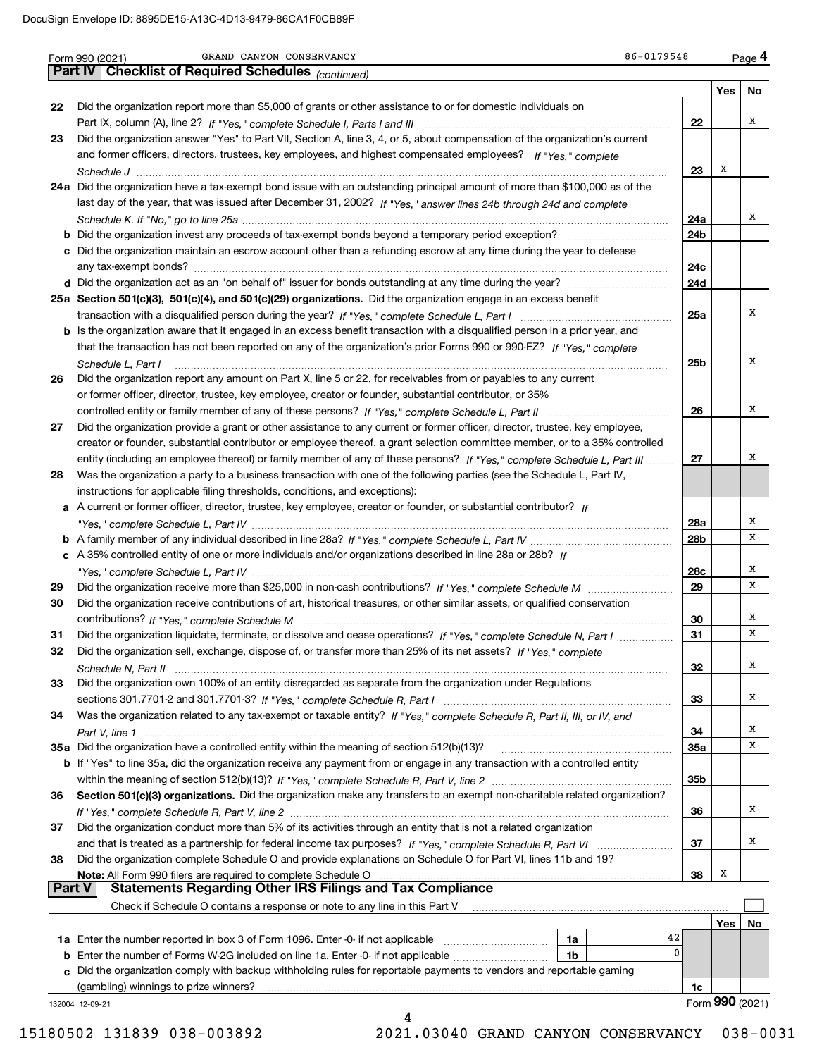Form 990 (2021) GRAND CANYON CONSERVANCY 86-0179548

## Part IV Checklist of Required Schedules *(continued)*

| | | | Yes | No |
|---|---|---|---|---|
| 22 | Did the organization report more than $5,000 of grants or other assistance to or for domestic individuals on Part IX, column (A), line 2? *If "Yes," complete Schedule I, Parts I and III* | 22 | | X |
| 23 | Did the organization answer "Yes" to Part VII, Section A, line 3, 4, or 5, about compensation of the organization's current and former officers, directors, trustees, key employees, and highest compensated employees? *If "Yes," complete Schedule J* | 23 | X | |
| 24a | Did the organization have a tax-exempt bond issue with an outstanding principal amount of more than $100,000 as of the last day of the year, that was issued after December 31, 2002? *If "Yes," answer lines 24b through 24d and complete Schedule K. If "No," go to line 25a* | 24a | | X |
| b | Did the organization invest any proceeds of tax-exempt bonds beyond a temporary period exception? | 24b | | |
| c | Did the organization maintain an escrow account other than a refunding escrow at any time during the year to defease any tax-exempt bonds? | 24c | | |
| d | Did the organization act as an "on behalf of" issuer for bonds outstanding at any time during the year? | 24d | | |
| 25a | **Section 501(c)(3), 501(c)(4), and 501(c)(29) organizations.** Did the organization engage in an excess benefit transaction with a disqualified person during the year? *If "Yes," complete Schedule L, Part I* | 25a | | X |
| b | Is the organization aware that it engaged in an excess benefit transaction with a disqualified person in a prior year, and that the transaction has not been reported on any of the organization's prior Forms 990 or 990-EZ? *If "Yes," complete Schedule L, Part I* | 25b | | X |
| 26 | Did the organization report any amount on Part X, line 5 or 22, for receivables from or payables to any current or former officer, director, trustee, key employee, creator or founder, substantial contributor, or 35% controlled entity or family member of any of these persons? *If "Yes," complete Schedule L, Part II* | 26 | | X |
| 27 | Did the organization provide a grant or other assistance to any current or former officer, director, trustee, key employee, creator or founder, substantial contributor or employee thereof, a grant selection committee member, or to a 35% controlled entity (including an employee thereof) or family member of any of these persons? *If "Yes," complete Schedule L, Part III* | 27 | | X |
| 28 | Was the organization a party to a business transaction with one of the following parties (see the Schedule L, Part IV, instructions for applicable filing thresholds, conditions, and exceptions): | | | |
| a | A current or former officer, director, trustee, key employee, creator or founder, or substantial contributor? *If "Yes," complete Schedule L, Part IV* | 28a | | X |
| b | A family member of any individual described in line 28a? *If "Yes," complete Schedule L, Part IV* | 28b | | X |
| c | A 35% controlled entity of one or more individuals and/or organizations described in line 28a or 28b? *If "Yes," complete Schedule L, Part IV* | 28c | | X |
| 29 | Did the organization receive more than $25,000 in non-cash contributions? *If "Yes," complete Schedule M* | 29 | | X |
| 30 | Did the organization receive contributions of art, historical treasures, or other similar assets, or qualified conservation contributions? *If "Yes," complete Schedule M* | 30 | | X |
| 31 | Did the organization liquidate, terminate, or dissolve and cease operations? *If "Yes," complete Schedule N, Part I* | 31 | | X |
| 32 | Did the organization sell, exchange, dispose of, or transfer more than 25% of its net assets? *If "Yes," complete Schedule N, Part II* | 32 | | X |
| 33 | Did the organization own 100% of an entity disregarded as separate from the organization under Regulations sections 301.7701-2 and 301.7701-3? *If "Yes," complete Schedule R, Part I* | 33 | | X |
| 34 | Was the organization related to any tax-exempt or taxable entity? *If "Yes," complete Schedule R, Part II, III, or IV, and Part V, line 1* | 34 | | X |
| 35a | Did the organization have a controlled entity within the meaning of section 512(b)(13)? | 35a | | X |
| b | If "Yes" to line 35a, did the organization receive any payment from or engage in any transaction with a controlled entity within the meaning of section 512(b)(13)? *If "Yes," complete Schedule R, Part V, line 2* | 35b | | |
| 36 | **Section 501(c)(3) organizations.** Did the organization make any transfers to an exempt non-charitable related organization? *If "Yes," complete Schedule R, Part V, line 2* | 36 | | X |
| 37 | Did the organization conduct more than 5% of its activities through an entity that is not a related organization and that is treated as a partnership for federal income tax purposes? *If "Yes," complete Schedule R, Part VI* | 37 | | X |
| 38 | Did the organization complete Schedule O and provide explanations on Schedule O for Part VI, lines 11b and 19? **Note:** All Form 990 filers are required to complete Schedule O | 38 | X | |

## Part V Statements Regarding Other IRS Filings and Tax Compliance

Check if Schedule O contains a response or note to any line in this Part V ☐

| | | | | | Yes | No |
|---|---|---|---|---|---|---|
| 1a | Enter the number reported in box 3 of Form 1096. Enter -0- if not applicable | 1a | 42 | | | |
| b | Enter the number of Forms W-2G included on line 1a. Enter -0- if not applicable | 1b | 0 | | | |
| c | Did the organization comply with backup withholding rules for reportable payments to vendors and reportable gaming (gambling) winnings to prize winners? | | | 1c | | |

132004 12-09-21 Form **990** (2021)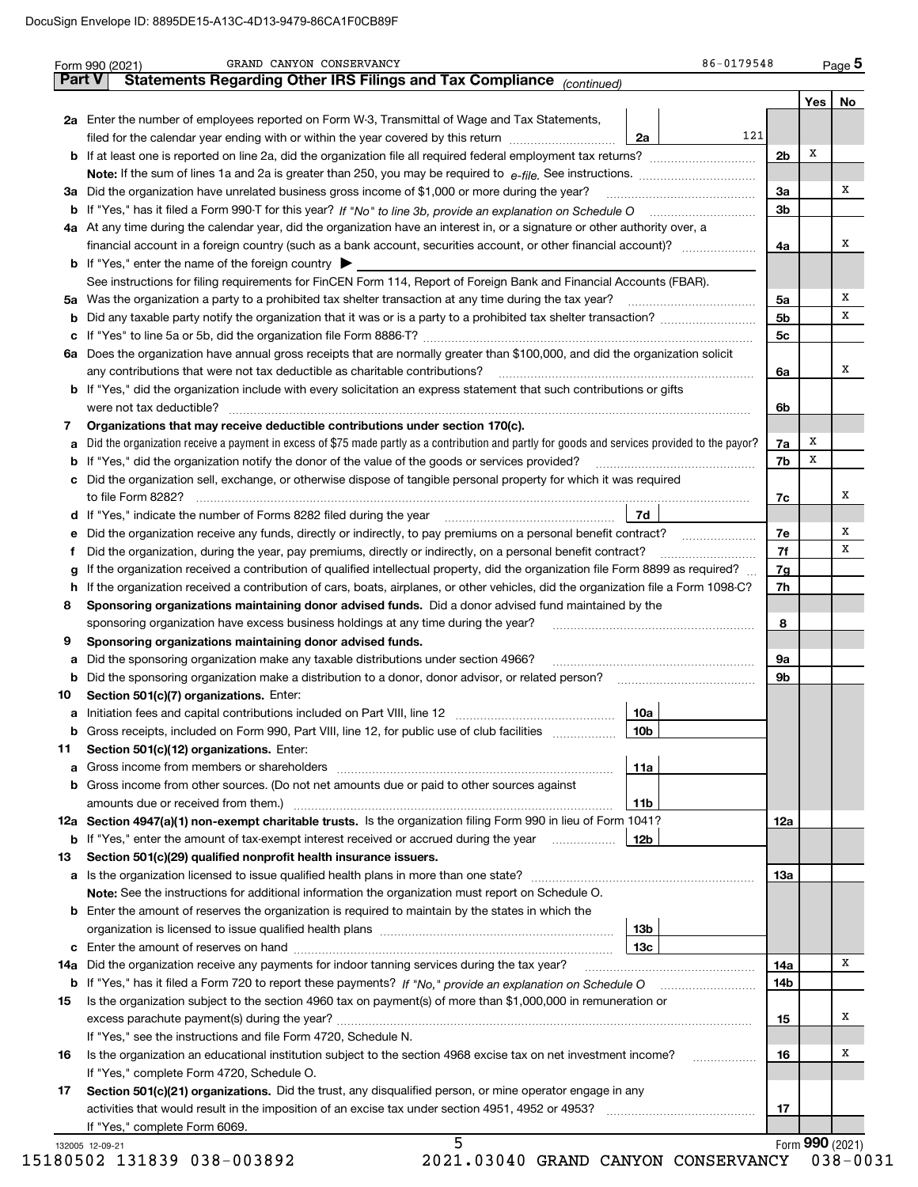Form 990 (2021) GRAND CANYON CONSERVANCY 86-0179548 Page 5

## Part V Statements Regarding Other IRS Filings and Tax Compliance *(continued)*

| | | | | Yes | No |
|---|---|---|---|---|---|
| **2a** | Enter the number of employees reported on Form W-3, Transmittal of Wage and Tax Statements, filed for the calendar year ending with or within the year covered by this return | 2a 121 | | | |
| **b** | If at least one is reported on line 2a, did the organization file all required federal employment tax returns? | | 2b | X | |
| | **Note:** If the sum of lines 1a and 2a is greater than 250, you may be required to *e-file*. See instructions. | | | | |
| **3a** | Did the organization have unrelated business gross income of $1,000 or more during the year? | | 3a | | X |
| **b** | If "Yes," has it filed a Form 990-T for this year? *If "No" to line 3b, provide an explanation on Schedule O* | | 3b | | |
| **4a** | At any time during the calendar year, did the organization have an interest in, or a signature or other authority over, a financial account in a foreign country (such as a bank account, securities account, or other financial account)? | | 4a | | X |
| **b** | If "Yes," enter the name of the foreign country ▶ | | | | |
| | See instructions for filing requirements for FinCEN Form 114, Report of Foreign Bank and Financial Accounts (FBAR). | | | | |
| **5a** | Was the organization a party to a prohibited tax shelter transaction at any time during the tax year? | | 5a | | X |
| **b** | Did any taxable party notify the organization that it was or is a party to a prohibited tax shelter transaction? | | 5b | | X |
| **c** | If "Yes" to line 5a or 5b, did the organization file Form 8886-T? | | 5c | | |
| **6a** | Does the organization have annual gross receipts that are normally greater than $100,000, and did the organization solicit any contributions that were not tax deductible as charitable contributions? | | 6a | | X |
| **b** | If "Yes," did the organization include with every solicitation an express statement that such contributions or gifts were not tax deductible? | | 6b | | |
| **7** | **Organizations that may receive deductible contributions under section 170(c).** | | | | |
| **a** | Did the organization receive a payment in excess of $75 made partly as a contribution and partly for goods and services provided to the payor? | | 7a | X | |
| **b** | If "Yes," did the organization notify the donor of the value of the goods or services provided? | | 7b | X | |
| **c** | Did the organization sell, exchange, or otherwise dispose of tangible personal property for which it was required to file Form 8282? | | 7c | | X |
| **d** | If "Yes," indicate the number of Forms 8282 filed during the year | 7d | | | |
| **e** | Did the organization receive any funds, directly or indirectly, to pay premiums on a personal benefit contract? | | 7e | | X |
| **f** | Did the organization, during the year, pay premiums, directly or indirectly, on a personal benefit contract? | | 7f | | X |
| **g** | If the organization received a contribution of qualified intellectual property, did the organization file Form 8899 as required? | | 7g | | |
| **h** | If the organization received a contribution of cars, boats, airplanes, or other vehicles, did the organization file a Form 1098-C? | | 7h | | |
| **8** | **Sponsoring organizations maintaining donor advised funds.** Did a donor advised fund maintained by the sponsoring organization have excess business holdings at any time during the year? | | 8 | | |
| **9** | **Sponsoring organizations maintaining donor advised funds.** | | | | |
| **a** | Did the sponsoring organization make any taxable distributions under section 4966? | | 9a | | |
| **b** | Did the sponsoring organization make a distribution to a donor, donor advisor, or related person? | | 9b | | |
| **10** | **Section 501(c)(7) organizations.** Enter: | | | | |
| **a** | Initiation fees and capital contributions included on Part VIII, line 12 | 10a | | | |
| **b** | Gross receipts, included on Form 990, Part VIII, line 12, for public use of club facilities | 10b | | | |
| **11** | **Section 501(c)(12) organizations.** Enter: | | | | |
| **a** | Gross income from members or shareholders | 11a | | | |
| **b** | Gross income from other sources. (Do not net amounts due or paid to other sources against amounts due or received from them.) | 11b | | | |
| **12a** | **Section 4947(a)(1) non-exempt charitable trusts.** Is the organization filing Form 990 in lieu of Form 1041? | | 12a | | |
| **b** | If "Yes," enter the amount of tax-exempt interest received or accrued during the year | 12b | | | |
| **13** | **Section 501(c)(29) qualified nonprofit health insurance issuers.** | | | | |
| **a** | Is the organization licensed to issue qualified health plans in more than one state? | | 13a | | |
| | **Note:** See the instructions for additional information the organization must report on Schedule O. | | | | |
| **b** | Enter the amount of reserves the organization is required to maintain by the states in which the organization is licensed to issue qualified health plans | 13b | | | |
| **c** | Enter the amount of reserves on hand | 13c | | | |
| **14a** | Did the organization receive any payments for indoor tanning services during the tax year? | | 14a | | X |
| **b** | If "Yes," has it filed a Form 720 to report these payments? *If "No," provide an explanation on Schedule O* | | 14b | | |
| **15** | Is the organization subject to the section 4960 tax on payment(s) of more than $1,000,000 in remuneration or excess parachute payment(s) during the year? | | 15 | | X |
| | If "Yes," see the instructions and file Form 4720, Schedule N. | | | | |
| **16** | Is the organization an educational institution subject to the section 4968 excise tax on net investment income? | | 16 | | X |
| | If "Yes," complete Form 4720, Schedule O. | | | | |
| **17** | **Section 501(c)(21) organizations.** Did the trust, any disqualified person, or mine operator engage in any activities that would result in the imposition of an excise tax under section 4951, 4952 or 4953? | | 17 | | |
| | If "Yes," complete Form 6069. | | | | |

Form **990** (2021)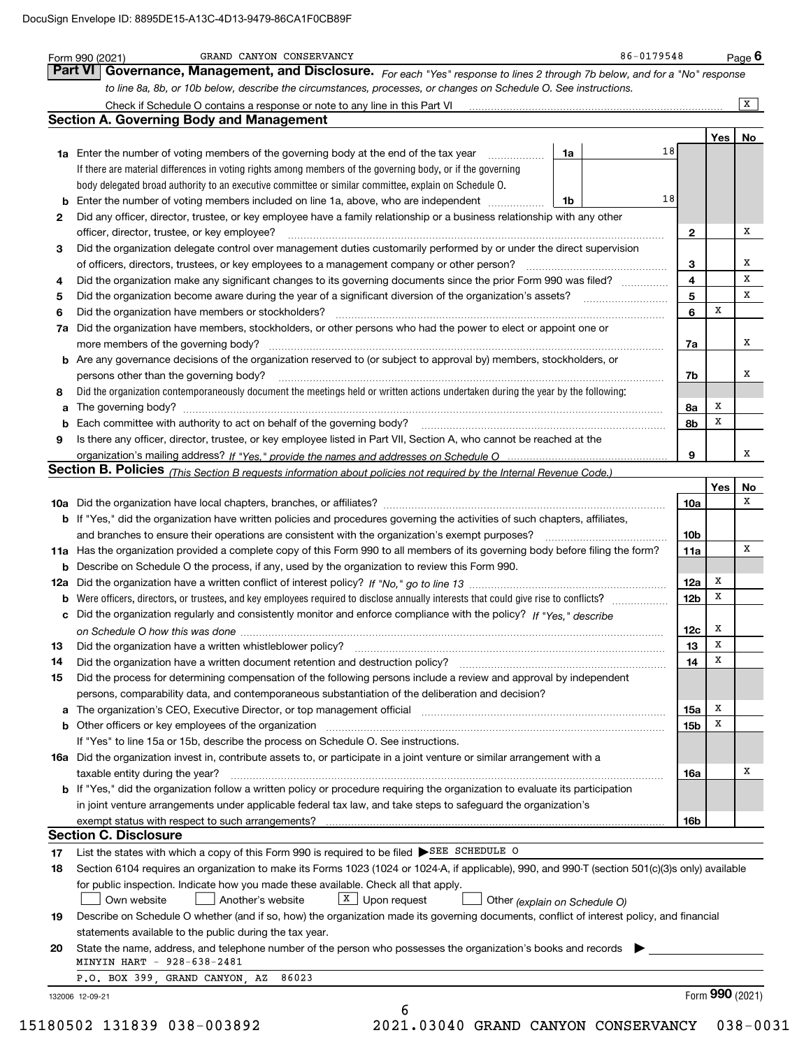DocuSign Envelope ID: 8895DE15-A13C-4D13-9479-86CA1F0CB89F

Form 990 (2021) GRAND CANYON CONSERVANCY 86-0179548 Page 6

## Part VI Governance, Management, and Disclosure.

*For each "Yes" response to lines 2 through 7b below, and for a "No" response to line 8a, 8b, or 10b below, describe the circumstances, processes, or changes on Schedule O. See instructions.*

Check if Schedule O contains a response or note to any line in this Part VI ..... [X]

### Section A. Governing Body and Management

| | | | | Yes | No |
|---|---|---|---|---|---|
| **1a** | Enter the number of voting members of the governing body at the end of the tax year ..... **1a** 18 | | | | |
| | If there are material differences in voting rights among members of the governing body, or if the governing body delegated broad authority to an executive committee or similar committee, explain on Schedule O. | | | | |
| **b** | Enter the number of voting members included on line 1a, above, who are independent ..... **1b** 18 | | | | |
| **2** | Did any officer, director, trustee, or key employee have a family relationship or a business relationship with any other officer, director, trustee, or key employee? | | **2** | | X |
| **3** | Did the organization delegate control over management duties customarily performed by or under the direct supervision of officers, directors, trustees, or key employees to a management company or other person? | | **3** | | X |
| **4** | Did the organization make any significant changes to its governing documents since the prior Form 990 was filed? | | **4** | | X |
| **5** | Did the organization become aware during the year of a significant diversion of the organization's assets? | | **5** | | X |
| **6** | Did the organization have members or stockholders? | | **6** | X | |
| **7a** | Did the organization have members, stockholders, or other persons who had the power to elect or appoint one or more members of the governing body? | | **7a** | | X |
| **b** | Are any governance decisions of the organization reserved to (or subject to approval by) members, stockholders, or persons other than the governing body? | | **7b** | | X |
| **8** | Did the organization contemporaneously document the meetings held or written actions undertaken during the year by the following: | | | | |
| **a** | The governing body? | | **8a** | X | |
| **b** | Each committee with authority to act on behalf of the governing body? | | **8b** | X | |
| **9** | Is there any officer, director, trustee, or key employee listed in Part VII, Section A, who cannot be reached at the organization's mailing address? *If "Yes," provide the names and addresses on Schedule O* | | **9** | | X |

### Section B. Policies *(This Section B requests information about policies not required by the Internal Revenue Code.)*

| | | | Yes | No |
|---|---|---|---|---|
| **10a** | Did the organization have local chapters, branches, or affiliates? | **10a** | | X |
| **b** | If "Yes," did the organization have written policies and procedures governing the activities of such chapters, affiliates, and branches to ensure their operations are consistent with the organization's exempt purposes? | **10b** | | |
| **11a** | Has the organization provided a complete copy of this Form 990 to all members of its governing body before filing the form? | **11a** | | X |
| **b** | Describe on Schedule O the process, if any, used by the organization to review this Form 990. | | | |
| **12a** | Did the organization have a written conflict of interest policy? *If "No," go to line 13* | **12a** | X | |
| **b** | Were officers, directors, or trustees, and key employees required to disclose annually interests that could give rise to conflicts? | **12b** | X | |
| **c** | Did the organization regularly and consistently monitor and enforce compliance with the policy? *If "Yes," describe on Schedule O how this was done* | **12c** | X | |
| **13** | Did the organization have a written whistleblower policy? | **13** | X | |
| **14** | Did the organization have a written document retention and destruction policy? | **14** | X | |
| **15** | Did the process for determining compensation of the following persons include a review and approval by independent persons, comparability data, and contemporaneous substantiation of the deliberation and decision? | | | |
| **a** | The organization's CEO, Executive Director, or top management official | **15a** | X | |
| **b** | Other officers or key employees of the organization | **15b** | X | |
| | If "Yes" to line 15a or 15b, describe the process on Schedule O. See instructions. | | | |
| **16a** | Did the organization invest in, contribute assets to, or participate in a joint venture or similar arrangement with a taxable entity during the year? | **16a** | | X |
| **b** | If "Yes," did the organization follow a written policy or procedure requiring the organization to evaluate its participation in joint venture arrangements under applicable federal tax law, and take steps to safeguard the organization's exempt status with respect to such arrangements? | **16b** | | |

### Section C. Disclosure

**17** List the states with which a copy of this Form 990 is required to be filed ▶ SEE SCHEDULE O

**18** Section 6104 requires an organization to make its Forms 1023 (1024 or 1024-A, if applicable), 990, and 990-T (section 501(c)(3)s only) available for public inspection. Indicate how you made these available. Check all that apply.

[ ] Own website [ ] Another's website [X] Upon request [ ] Other *(explain on Schedule O)*

**19** Describe on Schedule O whether (and if so, how) the organization made its governing documents, conflict of interest policy, and financial statements available to the public during the tax year.

**20** State the name, address, and telephone number of the person who possesses the organization's books and records ▶

MINYIN HART - 928-638-2481

P.O. BOX 399, GRAND CANYON, AZ 86023

132006 12-09-21 Form **990** (2021)

15180502 131839 038-003892 2021.03040 GRAND CANYON CONSERVANCY 038-0031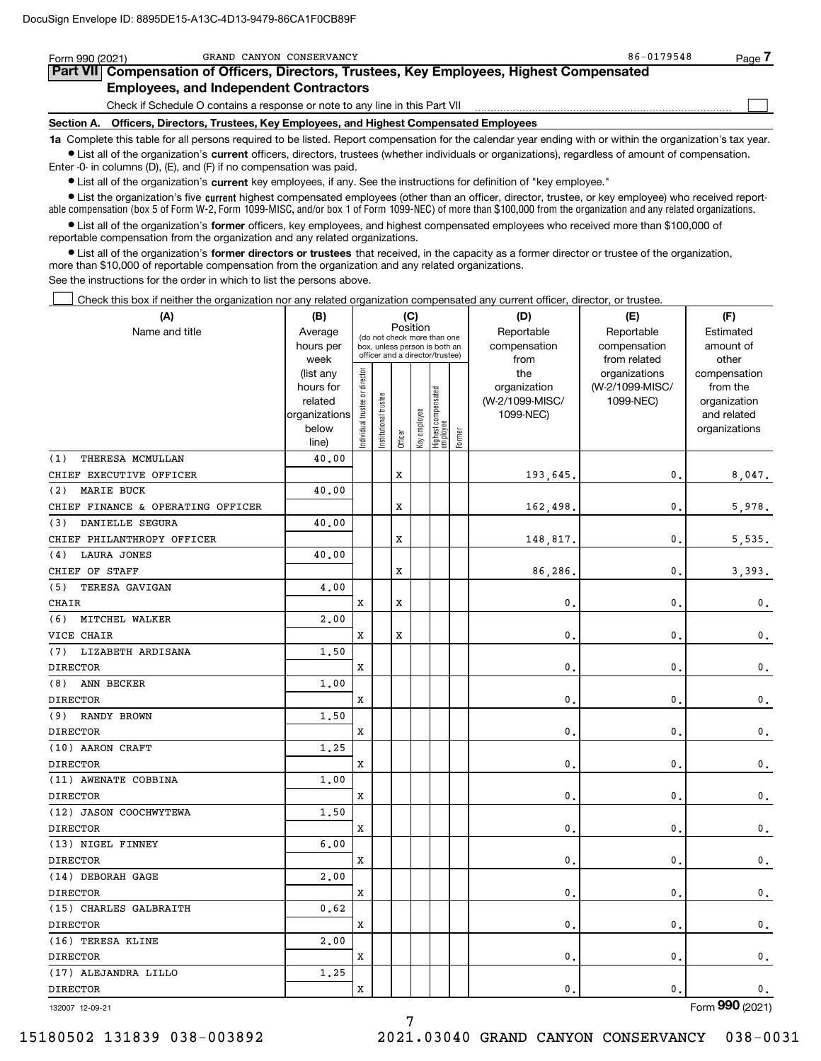DocuSign Envelope ID: 8895DE15-A13C-4D13-9479-86CA1F0CB89F

Form 990 (2021) GRAND CANYON CONSERVANCY 86-0179548 Page 7

## Part VII Compensation of Officers, Directors, Trustees, Key Employees, Highest Compensated Employees, and Independent Contractors

Check if Schedule O contains a response or note to any line in this Part VII ☐

### Section A. Officers, Directors, Trustees, Key Employees, and Highest Compensated Employees

**1a** Complete this table for all persons required to be listed. Report compensation for the calendar year ending with or within the organization's tax year.

- List all of the organization's **current** officers, directors, trustees (whether individuals or organizations), regardless of amount of compensation. Enter -0- in columns (D), (E), and (F) if no compensation was paid.
- List all of the organization's **current** key employees, if any. See the instructions for definition of "key employee."
- List the organization's five **current** highest compensated employees (other than an officer, director, trustee, or key employee) who received reportable compensation (box 5 of Form W-2, Form 1099-MISC, and/or box 1 of Form 1099-NEC) of more than $100,000 from the organization and any related organizations.
- List all of the organization's **former** officers, key employees, and highest compensated employees who received more than $100,000 of reportable compensation from the organization and any related organizations.
- List all of the organization's **former directors or trustees** that received, in the capacity as a former director or trustee of the organization, more than $10,000 of reportable compensation from the organization and any related organizations.

See the instructions for the order in which to list the persons above.

☐ Check this box if neither the organization nor any related organization compensated any current officer, director, or trustee.

| (A) Name and title | (B) Average hours per week (list any hours for related organizations below line) | (C) Position: Individual trustee or director | Institutional trustee | Officer | Key employee | Highest compensated employee | Former | (D) Reportable compensation from the organization (W-2/1099-MISC/1099-NEC) | (E) Reportable compensation from related organizations (W-2/1099-MISC/1099-NEC) | (F) Estimated amount of other compensation from the organization and related organizations |
|---|---|---|---|---|---|---|---|---|---|---|
| (1) THERESA MCMULLAN<br>CHIEF EXECUTIVE OFFICER | 40.00 | | | X | | | | 193,645. | 0. | 8,047. |
| (2) MARIE BUCK<br>CHIEF FINANCE & OPERATING OFFICER | 40.00 | | | X | | | | 162,498. | 0. | 5,978. |
| (3) DANIELLE SEGURA<br>CHIEF PHILANTHROPY OFFICER | 40.00 | | | X | | | | 148,817. | 0. | 5,535. |
| (4) LAURA JONES<br>CHIEF OF STAFF | 40.00 | | | X | | | | 86,286. | 0. | 3,393. |
| (5) TERESA GAVIGAN<br>CHAIR | 4.00 | X | | X | | | | 0. | 0. | 0. |
| (6) MITCHEL WALKER<br>VICE CHAIR | 2.00 | X | | X | | | | 0. | 0. | 0. |
| (7) LIZABETH ARDISANA<br>DIRECTOR | 1.50 | X | | | | | | 0. | 0. | 0. |
| (8) ANN BECKER<br>DIRECTOR | 1.00 | X | | | | | | 0. | 0. | 0. |
| (9) RANDY BROWN<br>DIRECTOR | 1.50 | X | | | | | | 0. | 0. | 0. |
| (10) AARON CRAFT<br>DIRECTOR | 1.25 | X | | | | | | 0. | 0. | 0. |
| (11) AWENATE COBBINA<br>DIRECTOR | 1.00 | X | | | | | | 0. | 0. | 0. |
| (12) JASON COOCHWYTEWA<br>DIRECTOR | 1.50 | X | | | | | | 0. | 0. | 0. |
| (13) NIGEL FINNEY<br>DIRECTOR | 6.00 | X | | | | | | 0. | 0. | 0. |
| (14) DEBORAH GAGE<br>DIRECTOR | 2.00 | X | | | | | | 0. | 0. | 0. |
| (15) CHARLES GALBRAITH<br>DIRECTOR | 0.62 | X | | | | | | 0. | 0. | 0. |
| (16) TERESA KLINE<br>DIRECTOR | 2.00 | X | | | | | | 0. | 0. | 0. |
| (17) ALEJANDRA LILLO<br>DIRECTOR | 1.25 | X | | | | | | 0. | 0. | 0. |

132007 12-09-21 Form **990** (2021)

15180502 131839 038-003892 2021.03040 GRAND CANYON CONSERVANCY 038-0031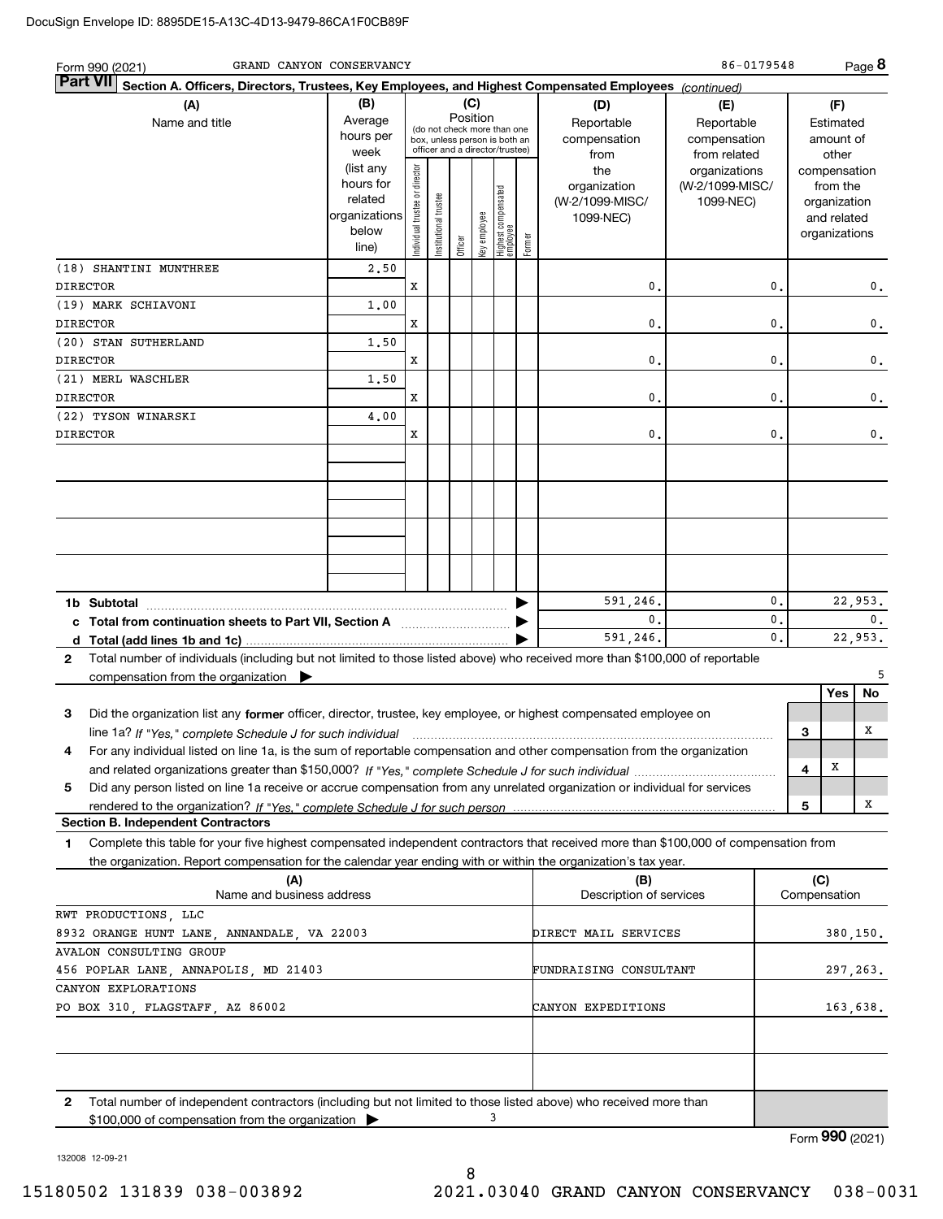DocuSign Envelope ID: 8895DE15-A13C-4D13-9479-86CA1F0CB89F

Form 990 (2021) GRAND CANYON CONSERVANCY 86-0179548 Page **8**

**Part VII** **Section A. Officers, Directors, Trustees, Key Employees, and Highest Compensated Employees** *(continued)*

| (A) Name and title | (B) Average hours per week (list any hours for related organizations below line) | (C) Position: Individual trustee or director | Institutional trustee | Officer | Key employee | Highest compensated employee | Former | (D) Reportable compensation from the organization (W-2/1099-MISC/ 1099-NEC) | (E) Reportable compensation from related organizations (W-2/1099-MISC/ 1099-NEC) | (F) Estimated amount of other compensation from the organization and related organizations |
|---|---|---|---|---|---|---|---|---|---|---|
| (18) SHANTINI MUNTHREE<br>DIRECTOR | 2.50 | X | | | | | | 0. | 0. | 0. |
| (19) MARK SCHIAVONI<br>DIRECTOR | 1.00 | X | | | | | | 0. | 0. | 0. |
| (20) STAN SUTHERLAND<br>DIRECTOR | 1.50 | X | | | | | | 0. | 0. | 0. |
| (21) MERL WASCHLER<br>DIRECTOR | 1.50 | X | | | | | | 0. | 0. | 0. |
| (22) TYSON WINARSKI<br>DIRECTOR | 4.00 | X | | | | | | 0. | 0. | 0. |
| **1b Subtotal** | | | | | | | | 591,246. | 0. | 22,953. |
| **c Total from continuation sheets to Part VII, Section A** | | | | | | | | 0. | 0. | 0. |
| **d Total (add lines 1b and 1c)** | | | | | | | | 591,246. | 0. | 22,953. |

**2** Total number of individuals (including but not limited to those listed above) who received more than $100,000 of reportable compensation from the organization ▶ 5

| | | Yes | No |
|---|---|---|---|
| **3** Did the organization list any **former** officer, director, trustee, key employee, or highest compensated employee on line 1a? *If "Yes," complete Schedule J for such individual* | 3 | | X |
| **4** For any individual listed on line 1a, is the sum of reportable compensation and other compensation from the organization and related organizations greater than $150,000? *If "Yes," complete Schedule J for such individual* | 4 | X | |
| **5** Did any person listed on line 1a receive or accrue compensation from any unrelated organization or individual for services rendered to the organization? *If "Yes," complete Schedule J for such person* | 5 | | X |

**Section B. Independent Contractors**

**1** Complete this table for your five highest compensated independent contractors that received more than $100,000 of compensation from the organization. Report compensation for the calendar year ending with or within the organization's tax year.

| (A) Name and business address | (B) Description of services | (C) Compensation |
|---|---|---|
| RWT PRODUCTIONS, LLC<br>8932 ORANGE HUNT LANE, ANNANDALE, VA 22003 | DIRECT MAIL SERVICES | 380,150. |
| AVALON CONSULTING GROUP<br>456 POPLAR LANE, ANNAPOLIS, MD 21403 | FUNDRAISING CONSULTANT | 297,263. |
| CANYON EXPLORATIONS<br>PO BOX 310, FLAGSTAFF, AZ 86002 | CANYON EXPEDITIONS | 163,638. |

**2** Total number of independent contractors (including but not limited to those listed above) who received more than $100,000 of compensation from the organization ▶ 3

Form **990** (2021)

132008 12-09-21

15180502 131839 038-003892 2021.03040 GRAND CANYON CONSERVANCY 038-0031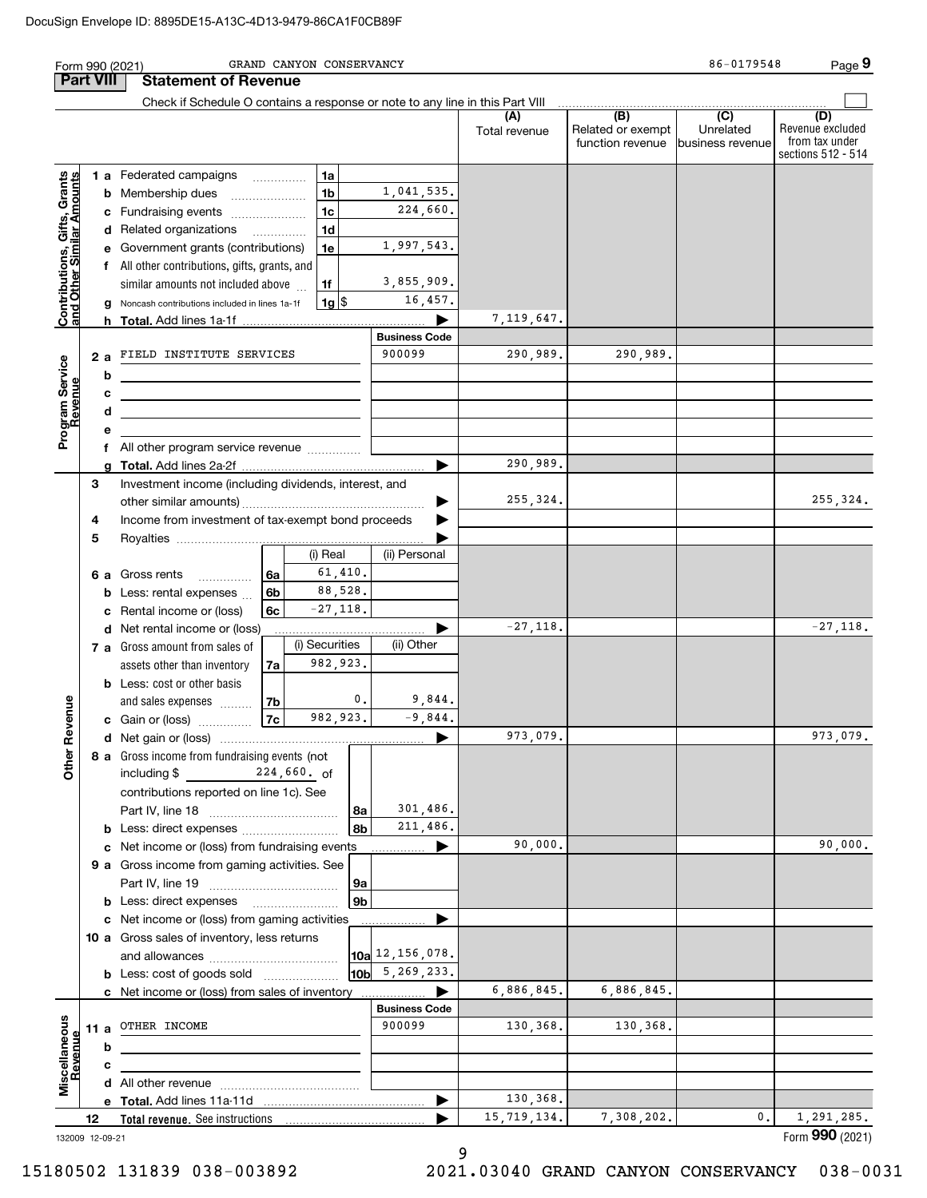DocuSign Envelope ID: 8895DE15-A13C-4D13-9479-86CA1F0CB89F

Form 990 (2021) GRAND CANYON CONSERVANCY 86-0179548

## Part VIII Statement of Revenue

Check if Schedule O contains a response or note to any line in this Part VIII

| | | | | (A) Total revenue | (B) Related or exempt function revenue | (C) Unrelated business revenue | (D) Revenue excluded from tax under sections 512 - 514 |
|---|---|---|---|---|---|---|---|
| **Contributions, Gifts, Grants and Other Similar Amounts** | 1a Federated campaigns | 1a | | | | | |
| | b Membership dues | 1b | 1,041,535. | | | | |
| | c Fundraising events | 1c | 224,660. | | | | |
| | d Related organizations | 1d | | | | | |
| | e Government grants (contributions) | 1e | 1,997,543. | | | | |
| | f All other contributions, gifts, grants, and similar amounts not included above | 1f | 3,855,909. | | | | |
| | g Noncash contributions included in lines 1a-1f | 1g $ | 16,457. | | | | |
| | h **Total.** Add lines 1a-1f | | | 7,119,647. | | | |
| **Program Service Revenue** | | | **Business Code** | | | | |
| | 2a FIELD INSTITUTE SERVICES | | 900099 | 290,989. | 290,989. | | |
| | b | | | | | | |
| | c | | | | | | |
| | d | | | | | | |
| | e | | | | | | |
| | f All other program service revenue | | | | | | |
| | g **Total.** Add lines 2a-2f | | | 290,989. | | | |
| **Other Revenue** | 3 Investment income (including dividends, interest, and other similar amounts) | | | 255,324. | | | 255,324. |
| | 4 Income from investment of tax-exempt bond proceeds | | | | | | |
| | 5 Royalties | | | | | | |
| | | (i) Real | (ii) Personal | | | | |
| | 6a Gross rents (6a) | 61,410. | | | | | |
| | b Less: rental expenses (6b) | 88,528. | | | | | |
| | c Rental income or (loss) (6c) | -27,118. | | | | | |
| | d Net rental income or (loss) | | | -27,118. | | | -27,118. |
| | | (i) Securities | (ii) Other | | | | |
| | 7a Gross amount from sales of assets other than inventory (7a) | 982,923. | | | | | |
| | b Less: cost or other basis and sales expenses (7b) | 0. | 9,844. | | | | |
| | c Gain or (loss) (7c) | 982,923. | -9,844. | | | | |
| | d Net gain or (loss) | | | 973,079. | | | 973,079. |
| | 8a Gross income from fundraising events (not including $ 224,660. of contributions reported on line 1c). See Part IV, line 18 | 8a | 301,486. | | | | |
| | b Less: direct expenses | 8b | 211,486. | | | | |
| | c Net income or (loss) from fundraising events | | | 90,000. | | | 90,000. |
| | 9a Gross income from gaming activities. See Part IV, line 19 | 9a | | | | | |
| | b Less: direct expenses | 9b | | | | | |
| | c Net income or (loss) from gaming activities | | | | | | |
| | 10a Gross sales of inventory, less returns and allowances | 10a | 12,156,078. | | | | |
| | b Less: cost of goods sold | 10b | 5,269,233. | | | | |
| | c Net income or (loss) from sales of inventory | | | 6,886,845. | 6,886,845. | | |
| **Miscellaneous Revenue** | | | **Business Code** | | | | |
| | 11a OTHER INCOME | | 900099 | 130,368. | 130,368. | | |
| | b | | | | | | |
| | c | | | | | | |
| | d All other revenue | | | | | | |
| | e **Total.** Add lines 11a-11d | | | 130,368. | | | |
| | 12 **Total revenue.** See instructions | | | 15,719,134. | 7,308,202. | 0. | 1,291,285. |

132009 12-09-21 Form **990** (2021)

15180502 131839 038-003892 2021.03040 GRAND CANYON CONSERVANCY 038-0031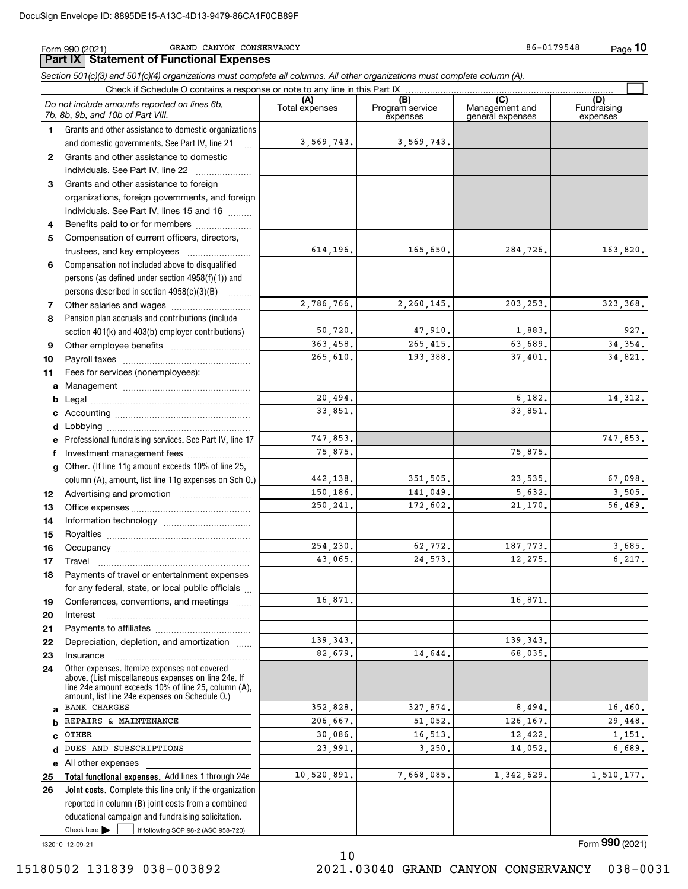DocuSign Envelope ID: 8895DE15-A13C-4D13-9479-86CA1F0CB89F

Form 990 (2021) GRAND CANYON CONSERVANCY 86-0179548 Page **10**

## Part IX Statement of Functional Expenses

*Section 501(c)(3) and 501(c)(4) organizations must complete all columns. All other organizations must complete column (A).*

Check if Schedule O contains a response or note to any line in this Part IX ☐

| *Do not include amounts reported on lines 6b, 7b, 8b, 9b, and 10b of Part VIII.* | (A) Total expenses | (B) Program service expenses | (C) Management and general expenses | (D) Fundraising expenses |
|---|---|---|---|---|
| **1** Grants and other assistance to domestic organizations and domestic governments. See Part IV, line 21 | 3,569,743. | 3,569,743. | | |
| **2** Grants and other assistance to domestic individuals. See Part IV, line 22 | | | | |
| **3** Grants and other assistance to foreign organizations, foreign governments, and foreign individuals. See Part IV, lines 15 and 16 | | | | |
| **4** Benefits paid to or for members | | | | |
| **5** Compensation of current officers, directors, trustees, and key employees | 614,196. | 165,650. | 284,726. | 163,820. |
| **6** Compensation not included above to disqualified persons (as defined under section 4958(f)(1)) and persons described in section 4958(c)(3)(B) | | | | |
| **7** Other salaries and wages | 2,786,766. | 2,260,145. | 203,253. | 323,368. |
| **8** Pension plan accruals and contributions (include section 401(k) and 403(b) employer contributions) | 50,720. | 47,910. | 1,883. | 927. |
| **9** Other employee benefits | 363,458. | 265,415. | 63,689. | 34,354. |
| **10** Payroll taxes | 265,610. | 193,388. | 37,401. | 34,821. |
| **11** Fees for services (nonemployees): | | | | |
| **a** Management | | | | |
| **b** Legal | 20,494. | | 6,182. | 14,312. |
| **c** Accounting | 33,851. | | 33,851. | |
| **d** Lobbying | | | | |
| **e** Professional fundraising services. See Part IV, line 17 | 747,853. | | | 747,853. |
| **f** Investment management fees | 75,875. | | 75,875. | |
| **g** Other. (If line 11g amount exceeds 10% of line 25, column (A), amount, list line 11g expenses on Sch O.) | 442,138. | 351,505. | 23,535. | 67,098. |
| **12** Advertising and promotion | 150,186. | 141,049. | 5,632. | 3,505. |
| **13** Office expenses | 250,241. | 172,602. | 21,170. | 56,469. |
| **14** Information technology | | | | |
| **15** Royalties | | | | |
| **16** Occupancy | 254,230. | 62,772. | 187,773. | 3,685. |
| **17** Travel | 43,065. | 24,573. | 12,275. | 6,217. |
| **18** Payments of travel or entertainment expenses for any federal, state, or local public officials | | | | |
| **19** Conferences, conventions, and meetings | 16,871. | | 16,871. | |
| **20** Interest | | | | |
| **21** Payments to affiliates | | | | |
| **22** Depreciation, depletion, and amortization | 139,343. | | 139,343. | |
| **23** Insurance | 82,679. | 14,644. | 68,035. | |
| **24** Other expenses. Itemize expenses not covered above. (List miscellaneous expenses on line 24e. If line 24e amount exceeds 10% of line 25, column (A), amount, list line 24e expenses on Schedule O.) | | | | |
| **a** BANK CHARGES | 352,828. | 327,874. | 8,494. | 16,460. |
| **b** REPAIRS & MAINTENANCE | 206,667. | 51,052. | 126,167. | 29,448. |
| **c** OTHER | 30,086. | 16,513. | 12,422. | 1,151. |
| **d** DUES AND SUBSCRIPTIONS | 23,991. | 3,250. | 14,052. | 6,689. |
| **e** All other expenses | | | | |
| **25** **Total functional expenses.** Add lines 1 through 24e | 10,520,891. | 7,668,085. | 1,342,629. | 1,510,177. |
| **26** **Joint costs.** Complete this line only if the organization reported in column (B) joint costs from a combined educational campaign and fundraising solicitation. Check here ☐ if following SOP 98-2 (ASC 958-720) | | | | |

132010 12-09-21

Form **990** (2021)

15180502 131839 038-003892 2021.03040 GRAND CANYON CONSERVANCY 038-0031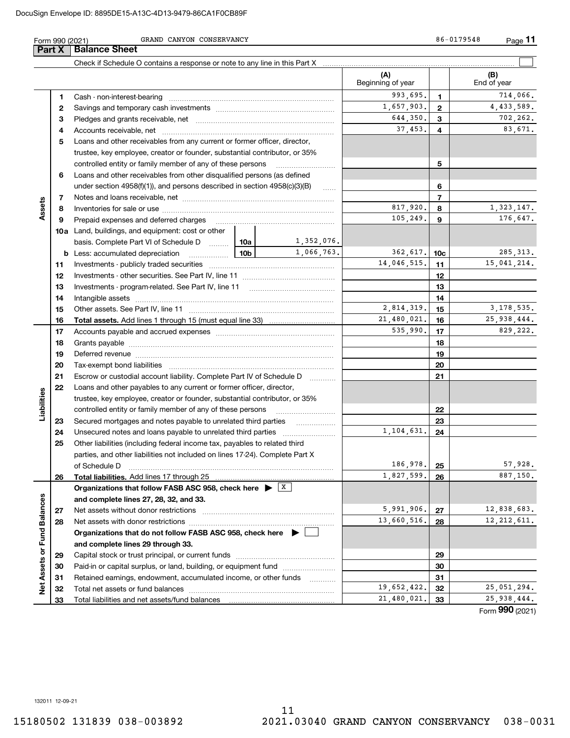Form 990 (2021) GRAND CANYON CONSERVANCY 86-0179548

## Part X Balance Sheet

Check if Schedule O contains a response or note to any line in this Part X

| | | | | (A) Beginning of year | | (B) End of year |
|---|---|---|---|---|---|---|
| Assets | 1 | Cash - non-interest-bearing | | 993,695. | 1 | 714,066. |
| | 2 | Savings and temporary cash investments | | 1,657,903. | 2 | 4,433,589. |
| | 3 | Pledges and grants receivable, net | | 644,350. | 3 | 702,262. |
| | 4 | Accounts receivable, net | | 37,453. | 4 | 83,671. |
| | 5 | Loans and other receivables from any current or former officer, director, trustee, key employee, creator or founder, substantial contributor, or 35% controlled entity or family member of any of these persons | | | 5 | |
| | 6 | Loans and other receivables from other disqualified persons (as defined under section 4958(f)(1)), and persons described in section 4958(c)(3)(B) | | | 6 | |
| | 7 | Notes and loans receivable, net | | | 7 | |
| | 8 | Inventories for sale or use | | 817,920. | 8 | 1,323,147. |
| | 9 | Prepaid expenses and deferred charges | | 105,249. | 9 | 176,647. |
| | 10a | Land, buildings, and equipment: cost or other basis. Complete Part VI of Schedule D | 10a 1,352,076. | | | |
| | b | Less: accumulated depreciation | 10b 1,066,763. | 362,617. | 10c | 285,313. |
| | 11 | Investments - publicly traded securities | | 14,046,515. | 11 | 15,041,214. |
| | 12 | Investments - other securities. See Part IV, line 11 | | | 12 | |
| | 13 | Investments - program-related. See Part IV, line 11 | | | 13 | |
| | 14 | Intangible assets | | | 14 | |
| | 15 | Other assets. See Part IV, line 11 | | 2,814,319. | 15 | 3,178,535. |
| | 16 | **Total assets.** Add lines 1 through 15 (must equal line 33) | | 21,480,021. | 16 | 25,938,444. |
| Liabilities | 17 | Accounts payable and accrued expenses | | 535,990. | 17 | 829,222. |
| | 18 | Grants payable | | | 18 | |
| | 19 | Deferred revenue | | | 19 | |
| | 20 | Tax-exempt bond liabilities | | | 20 | |
| | 21 | Escrow or custodial account liability. Complete Part IV of Schedule D | | | 21 | |
| | 22 | Loans and other payables to any current or former officer, director, trustee, key employee, creator or founder, substantial contributor, or 35% controlled entity or family member of any of these persons | | | 22 | |
| | 23 | Secured mortgages and notes payable to unrelated third parties | | | 23 | |
| | 24 | Unsecured notes and loans payable to unrelated third parties | | 1,104,631. | 24 | |
| | 25 | Other liabilities (including federal income tax, payables to related third parties, and other liabilities not included on lines 17-24). Complete Part X of Schedule D | | 186,978. | 25 | 57,928. |
| | 26 | **Total liabilities.** Add lines 17 through 25 | | 1,827,599. | 26 | 887,150. |
| Net Assets or Fund Balances | | **Organizations that follow FASB ASC 958, check here** ▶ [X] **and complete lines 27, 28, 32, and 33.** | | | | |
| | 27 | Net assets without donor restrictions | | 5,991,906. | 27 | 12,838,683. |
| | 28 | Net assets with donor restrictions | | 13,660,516. | 28 | 12,212,611. |
| | | **Organizations that do not follow FASB ASC 958, check here** ▶ [ ] **and complete lines 29 through 33.** | | | | |
| | 29 | Capital stock or trust principal, or current funds | | | 29 | |
| | 30 | Paid-in or capital surplus, or land, building, or equipment fund | | | 30 | |
| | 31 | Retained earnings, endowment, accumulated income, or other funds | | | 31 | |
| | 32 | Total net assets or fund balances | | 19,652,422. | 32 | 25,051,294. |
| | 33 | Total liabilities and net assets/fund balances | | 21,480,021. | 33 | 25,938,444. |

Form **990** (2021)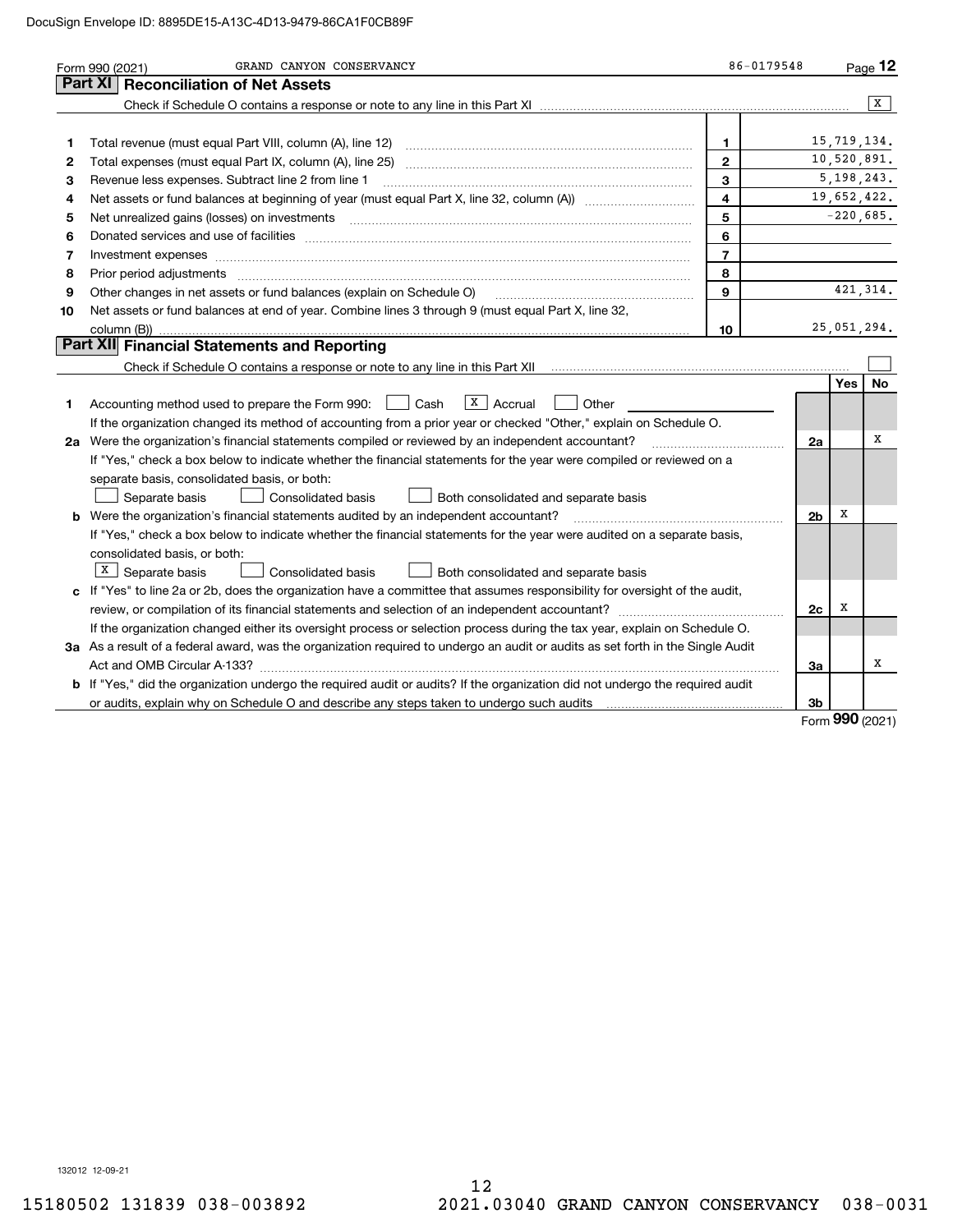Form 990 (2021) GRAND CANYON CONSERVANCY 86-0179548

## Part XI Reconciliation of Net Assets

Check if Schedule O contains a response or note to any line in this Part XI .......... [X]

| | | | |
|---|---|---|---|
| 1 | Total revenue (must equal Part VIII, column (A), line 12) | 1 | 15,719,134. |
| 2 | Total expenses (must equal Part IX, column (A), line 25) | 2 | 10,520,891. |
| 3 | Revenue less expenses. Subtract line 2 from line 1 | 3 | 5,198,243. |
| 4 | Net assets or fund balances at beginning of year (must equal Part X, line 32, column (A)) | 4 | 19,652,422. |
| 5 | Net unrealized gains (losses) on investments | 5 | -220,685. |
| 6 | Donated services and use of facilities | 6 | |
| 7 | Investment expenses | 7 | |
| 8 | Prior period adjustments | 8 | |
| 9 | Other changes in net assets or fund balances (explain on Schedule O) | 9 | 421,314. |
| 10 | Net assets or fund balances at end of year. Combine lines 3 through 9 (must equal Part X, line 32, column (B)) | 10 | 25,051,294. |

## Part XII Financial Statements and Reporting

Check if Schedule O contains a response or note to any line in this Part XII .......... [ ]

| | | | Yes | No |
|---|---|---|---|---|
| 1 | Accounting method used to prepare the Form 990: [ ] Cash [X] Accrual [ ] Other<br>If the organization changed its method of accounting from a prior year or checked "Other," explain on Schedule O. | | | |
| 2a | Were the organization's financial statements compiled or reviewed by an independent accountant?<br>If "Yes," check a box below to indicate whether the financial statements for the year were compiled or reviewed on a separate basis, consolidated basis, or both:<br>[ ] Separate basis [ ] Consolidated basis [ ] Both consolidated and separate basis | 2a | | X |
| b | Were the organization's financial statements audited by an independent accountant?<br>If "Yes," check a box below to indicate whether the financial statements for the year were audited on a separate basis, consolidated basis, or both:<br>[X] Separate basis [ ] Consolidated basis [ ] Both consolidated and separate basis | 2b | X | |
| c | If "Yes" to line 2a or 2b, does the organization have a committee that assumes responsibility for oversight of the audit, review, or compilation of its financial statements and selection of an independent accountant?<br>If the organization changed either its oversight process or selection process during the tax year, explain on Schedule O. | 2c | X | |
| 3a | As a result of a federal award, was the organization required to undergo an audit or audits as set forth in the Single Audit Act and OMB Circular A-133? | 3a | | X |
| b | If "Yes," did the organization undergo the required audit or audits? If the organization did not undergo the required audit or audits, explain why on Schedule O and describe any steps taken to undergo such audits | 3b | | |

Form 990 (2021)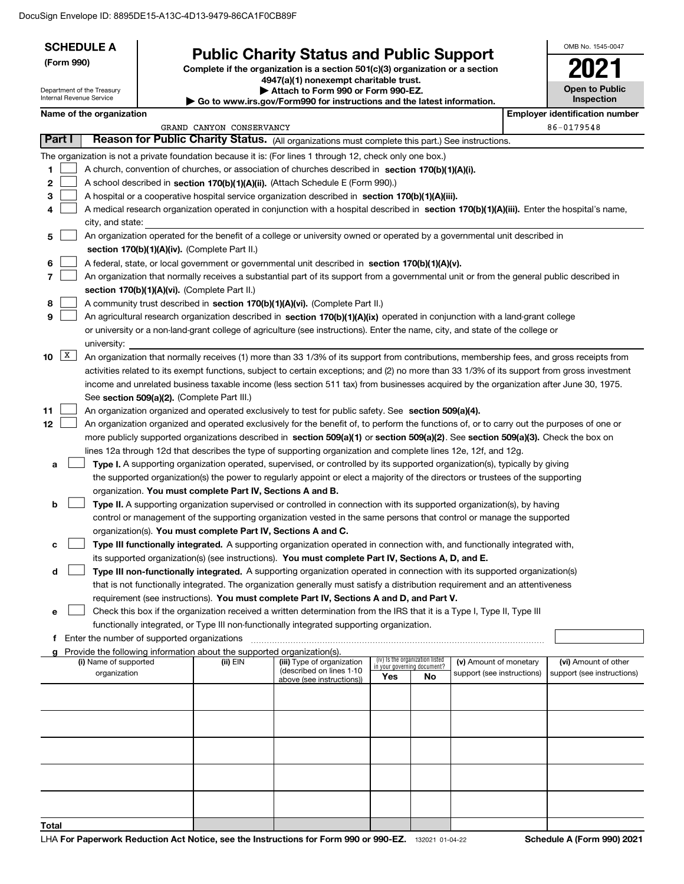DocuSign Envelope ID: 8895DE15-A13C-4D13-9479-86CA1F0CB89F

**SCHEDULE A**
**(Form 990)**

Department of the Treasury
Internal Revenue Service

# Public Charity Status and Public Support

**Complete if the organization is a section 501(c)(3) organization or a section 4947(a)(1) nonexempt charitable trust.**
**▶ Attach to Form 990 or Form 990-EZ.**
**▶ Go to www.irs.gov/Form990 for instructions and the latest information.**

OMB No. 1545-0047
**2021**
**Open to Public Inspection**

**Name of the organization**
GRAND CANYON CONSERVANCY

**Employer identification number**
86-0179548

## Part I Reason for Public Charity Status. (All organizations must complete this part.) See instructions.

The organization is not a private foundation because it is: (For lines 1 through 12, check only one box.)

1 ☐ A church, convention of churches, or association of churches described in **section 170(b)(1)(A)(i).**

2 ☐ A school described in **section 170(b)(1)(A)(ii).** (Attach Schedule E (Form 990).)

3 ☐ A hospital or a cooperative hospital service organization described in **section 170(b)(1)(A)(iii).**

4 ☐ A medical research organization operated in conjunction with a hospital described in **section 170(b)(1)(A)(iii).** Enter the hospital's name, city, and state:

5 ☐ An organization operated for the benefit of a college or university owned or operated by a governmental unit described in **section 170(b)(1)(A)(iv).** (Complete Part II.)

6 ☐ A federal, state, or local government or governmental unit described in **section 170(b)(1)(A)(v).**

7 ☐ An organization that normally receives a substantial part of its support from a governmental unit or from the general public described in **section 170(b)(1)(A)(vi).** (Complete Part II.)

8 ☐ A community trust described in **section 170(b)(1)(A)(vi).** (Complete Part II.)

9 ☐ An agricultural research organization described in **section 170(b)(1)(A)(ix)** operated in conjunction with a land-grant college or university or a non-land-grant college of agriculture (see instructions). Enter the name, city, and state of the college or university:

10 ☒ An organization that normally receives (1) more than 33 1/3% of its support from contributions, membership fees, and gross receipts from activities related to its exempt functions, subject to certain exceptions; and (2) no more than 33 1/3% of its support from gross investment income and unrelated business taxable income (less section 511 tax) from businesses acquired by the organization after June 30, 1975. See **section 509(a)(2).** (Complete Part III.)

11 ☐ An organization organized and operated exclusively to test for public safety. See **section 509(a)(4).**

12 ☐ An organization organized and operated exclusively for the benefit of, to perform the functions of, or to carry out the purposes of one or more publicly supported organizations described in **section 509(a)(1)** or **section 509(a)(2)**. See **section 509(a)(3).** Check the box on lines 12a through 12d that describes the type of supporting organization and complete lines 12e, 12f, and 12g.

a ☐ **Type I.** A supporting organization operated, supervised, or controlled by its supported organization(s), typically by giving the supported organization(s) the power to regularly appoint or elect a majority of the directors or trustees of the supporting organization. **You must complete Part IV, Sections A and B.**

b ☐ **Type II.** A supporting organization supervised or controlled in connection with its supported organization(s), by having control or management of the supporting organization vested in the same persons that control or manage the supported organization(s). **You must complete Part IV, Sections A and C.**

c ☐ **Type III functionally integrated.** A supporting organization operated in connection with, and functionally integrated with, its supported organization(s) (see instructions). **You must complete Part IV, Sections A, D, and E.**

d ☐ **Type III non-functionally integrated.** A supporting organization operated in connection with its supported organization(s) that is not functionally integrated. The organization generally must satisfy a distribution requirement and an attentiveness requirement (see instructions). **You must complete Part IV, Sections A and D, and Part V.**

e ☐ Check this box if the organization received a written determination from the IRS that it is a Type I, Type II, Type III functionally integrated, or Type III non-functionally integrated supporting organization.

f Enter the number of supported organizations

g Provide the following information about the supported organization(s).

| (i) Name of supported organization | (ii) EIN | (iii) Type of organization (described on lines 1-10 above (see instructions)) | (iv) Is the organization listed in your governing document? Yes | No | (v) Amount of monetary support (see instructions) | (vi) Amount of other support (see instructions) |
|---|---|---|---|---|---|---|
| | | | | | | |
| | | | | | | |
| | | | | | | |
| | | | | | | |
| | | | | | | |
| **Total** | | | | | | |

LHA **For Paperwork Reduction Act Notice, see the Instructions for Form 990 or 990-EZ.** 132021 01-04-22 **Schedule A (Form 990) 2021**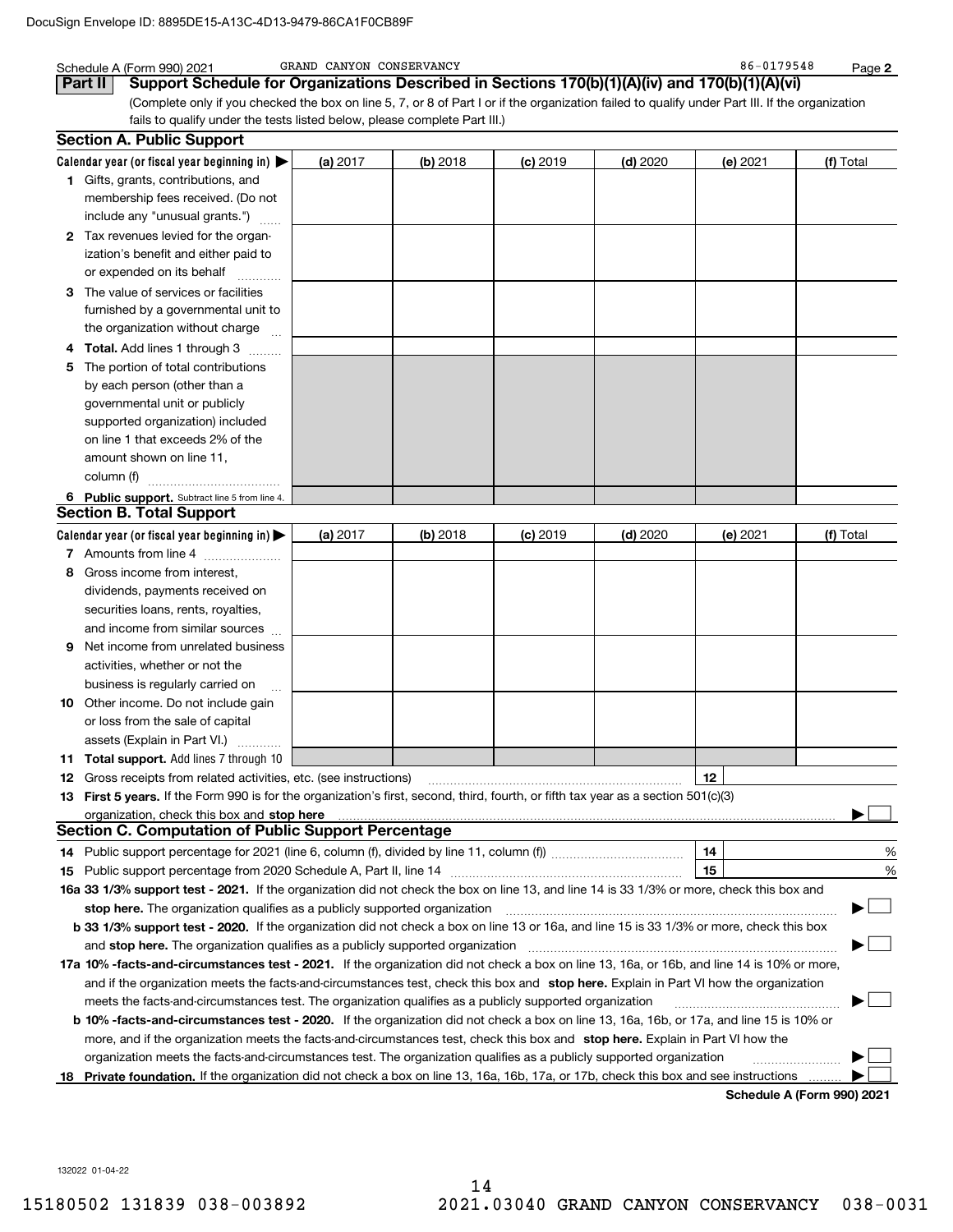Schedule A (Form 990) 2021 GRAND CANYON CONSERVANCY 86-0179548 Page **2**

**Part II** **Support Schedule for Organizations Described in Sections 170(b)(1)(A)(iv) and 170(b)(1)(A)(vi)**

(Complete only if you checked the box on line 5, 7, or 8 of Part I or if the organization failed to qualify under Part III. If the organization fails to qualify under the tests listed below, please complete Part III.)

## Section A. Public Support

| Calendar year (or fiscal year beginning in) ▶ | (a) 2017 | (b) 2018 | (c) 2019 | (d) 2020 | (e) 2021 | (f) Total |
|---|---|---|---|---|---|---|
| **1** Gifts, grants, contributions, and membership fees received. (Do not include any "unusual grants.") | | | | | | |
| **2** Tax revenues levied for the organization's benefit and either paid to or expended on its behalf | | | | | | |
| **3** The value of services or facilities furnished by a governmental unit to the organization without charge | | | | | | |
| **4** **Total.** Add lines 1 through 3 | | | | | | |
| **5** The portion of total contributions by each person (other than a governmental unit or publicly supported organization) included on line 1 that exceeds 2% of the amount shown on line 11, column (f) | | | | | | |
| **6** **Public support.** Subtract line 5 from line 4. | | | | | | |

## Section B. Total Support

| Calendar year (or fiscal year beginning in) ▶ | (a) 2017 | (b) 2018 | (c) 2019 | (d) 2020 | (e) 2021 | (f) Total |
|---|---|---|---|---|---|---|
| **7** Amounts from line 4 | | | | | | |
| **8** Gross income from interest, dividends, payments received on securities loans, rents, royalties, and income from similar sources | | | | | | |
| **9** Net income from unrelated business activities, whether or not the business is regularly carried on | | | | | | |
| **10** Other income. Do not include gain or loss from the sale of capital assets (Explain in Part VI.) | | | | | | |
| **11** **Total support.** Add lines 7 through 10 | | | | | | |

**12** Gross receipts from related activities, etc. (see instructions) **12**

**13** **First 5 years.** If the Form 990 is for the organization's first, second, third, fourth, or fifth tax year as a section 501(c)(3) organization, check this box and **stop here** ▶ ☐

## Section C. Computation of Public Support Percentage

**14** Public support percentage for 2021 (line 6, column (f), divided by line 11, column (f)) **14** %

**15** Public support percentage from 2020 Schedule A, Part II, line 14 **15** %

**16a 33 1/3% support test - 2021.** If the organization did not check the box on line 13, and line 14 is 33 1/3% or more, check this box and **stop here.** The organization qualifies as a publicly supported organization ▶ ☐

**b 33 1/3% support test - 2020.** If the organization did not check a box on line 13 or 16a, and line 15 is 33 1/3% or more, check this box and **stop here.** The organization qualifies as a publicly supported organization ▶ ☐

**17a 10% -facts-and-circumstances test - 2021.** If the organization did not check a box on line 13, 16a, or 16b, and line 14 is 10% or more, and if the organization meets the facts-and-circumstances test, check this box and **stop here.** Explain in Part VI how the organization meets the facts-and-circumstances test. The organization qualifies as a publicly supported organization ▶ ☐

**b 10% -facts-and-circumstances test - 2020.** If the organization did not check a box on line 13, 16a, 16b, or 17a, and line 15 is 10% or more, and if the organization meets the facts-and-circumstances test, check this box and **stop here.** Explain in Part VI how the organization meets the facts-and-circumstances test. The organization qualifies as a publicly supported organization ▶ ☐

**18** **Private foundation.** If the organization did not check a box on line 13, 16a, 16b, 17a, or 17b, check this box and see instructions ▶ ☐

**Schedule A (Form 990) 2021**

132022 01-04-22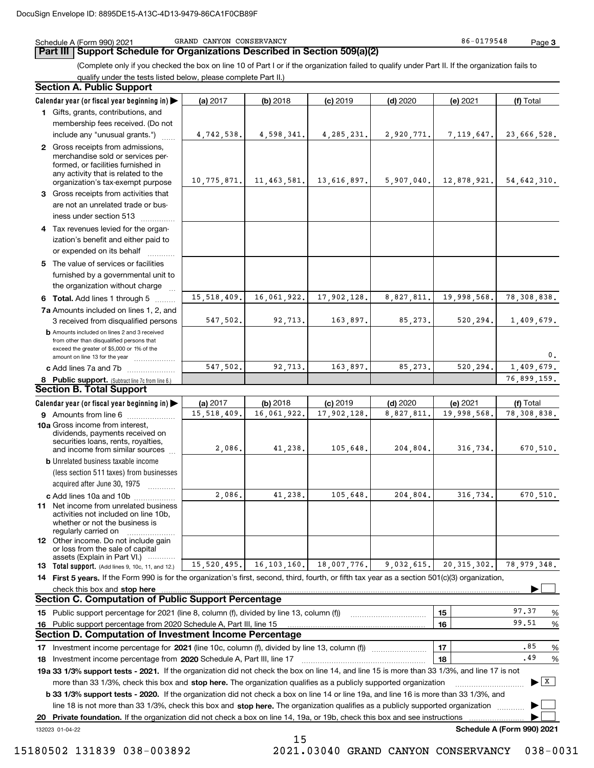Schedule A (Form 990) 2021 GRAND CANYON CONSERVANCY 86-0179548

## Part III Support Schedule for Organizations Described in Section 509(a)(2)

(Complete only if you checked the box on line 10 of Part I or if the organization failed to qualify under Part II. If the organization fails to qualify under the tests listed below, please complete Part II.)

### Section A. Public Support

| Calendar year (or fiscal year beginning in) ▶ | (a) 2017 | (b) 2018 | (c) 2019 | (d) 2020 | (e) 2021 | (f) Total |
|---|---|---|---|---|---|---|
| **1** Gifts, grants, contributions, and membership fees received. (Do not include any "unusual grants.") | 4,742,538. | 4,598,341. | 4,285,231. | 2,920,771. | 7,119,647. | 23,666,528. |
| **2** Gross receipts from admissions, merchandise sold or services performed, or facilities furnished in any activity that is related to the organization's tax-exempt purpose | 10,775,871. | 11,463,581. | 13,616,897. | 5,907,040. | 12,878,921. | 54,642,310. |
| **3** Gross receipts from activities that are not an unrelated trade or business under section 513 | | | | | | |
| **4** Tax revenues levied for the organization's benefit and either paid to or expended on its behalf | | | | | | |
| **5** The value of services or facilities furnished by a governmental unit to the organization without charge | | | | | | |
| **6 Total.** Add lines 1 through 5 | 15,518,409. | 16,061,922. | 17,902,128. | 8,827,811. | 19,998,568. | 78,308,838. |
| **7a** Amounts included on lines 1, 2, and 3 received from disqualified persons | 547,502. | 92,713. | 163,897. | 85,273. | 520,294. | 1,409,679. |
| **b** Amounts included on lines 2 and 3 received from other than disqualified persons that exceed the greater of $5,000 or 1% of the amount on line 13 for the year | | | | | | 0. |
| **c** Add lines 7a and 7b | 547,502. | 92,713. | 163,897. | 85,273. | 520,294. | 1,409,679. |
| **8 Public support.** (Subtract line 7c from line 6.) | | | | | | 76,899,159. |

### Section B. Total Support

| Calendar year (or fiscal year beginning in) ▶ | (a) 2017 | (b) 2018 | (c) 2019 | (d) 2020 | (e) 2021 | (f) Total |
|---|---|---|---|---|---|---|
| **9** Amounts from line 6 | 15,518,409. | 16,061,922. | 17,902,128. | 8,827,811. | 19,998,568. | 78,308,838. |
| **10a** Gross income from interest, dividends, payments received on securities loans, rents, royalties, and income from similar sources | 2,086. | 41,238. | 105,648. | 204,804. | 316,734. | 670,510. |
| **b** Unrelated business taxable income (less section 511 taxes) from businesses acquired after June 30, 1975 | | | | | | |
| **c** Add lines 10a and 10b | 2,086. | 41,238. | 105,648. | 204,804. | 316,734. | 670,510. |
| **11** Net income from unrelated business activities not included on line 10b, whether or not the business is regularly carried on | | | | | | |
| **12** Other income. Do not include gain or loss from the sale of capital assets (Explain in Part VI.) | | | | | | |
| **13 Total support.** (Add lines 9, 10c, 11, and 12.) | 15,520,495. | 16,103,160. | 18,007,776. | 9,032,615. | 20,315,302. | 78,979,348. |

**14 First 5 years.** If the Form 990 is for the organization's first, second, third, fourth, or fifth tax year as a section 501(c)(3) organization, check this box and **stop here** ▶ ☐

### Section C. Computation of Public Support Percentage

| | | | |
|---|---|---|---|
| **15** Public support percentage for 2021 (line 8, column (f), divided by line 13, column (f)) | 15 | 97.37 | % |
| **16** Public support percentage from 2020 Schedule A, Part III, line 15 | 16 | 99.51 | % |

### Section D. Computation of Investment Income Percentage

| | | | |
|---|---|---|---|
| **17** Investment income percentage for **2021** (line 10c, column (f), divided by line 13, column (f)) | 17 | .85 | % |
| **18** Investment income percentage from **2020** Schedule A, Part III, line 17 | 18 | .49 | % |

**19a 33 1/3% support tests - 2021.** If the organization did not check the box on line 14, and line 15 is more than 33 1/3%, and line 17 is not more than 33 1/3%, check this box and **stop here.** The organization qualifies as a publicly supported organization ▶ ☒

**b 33 1/3% support tests - 2020.** If the organization did not check a box on line 14 or line 19a, and line 16 is more than 33 1/3%, and line 18 is not more than 33 1/3%, check this box and **stop here.** The organization qualifies as a publicly supported organization ▶ ☐

**20 Private foundation.** If the organization did not check a box on line 14, 19a, or 19b, check this box and see instructions ▶ ☐

132023 01-04-22 **Schedule A (Form 990) 2021**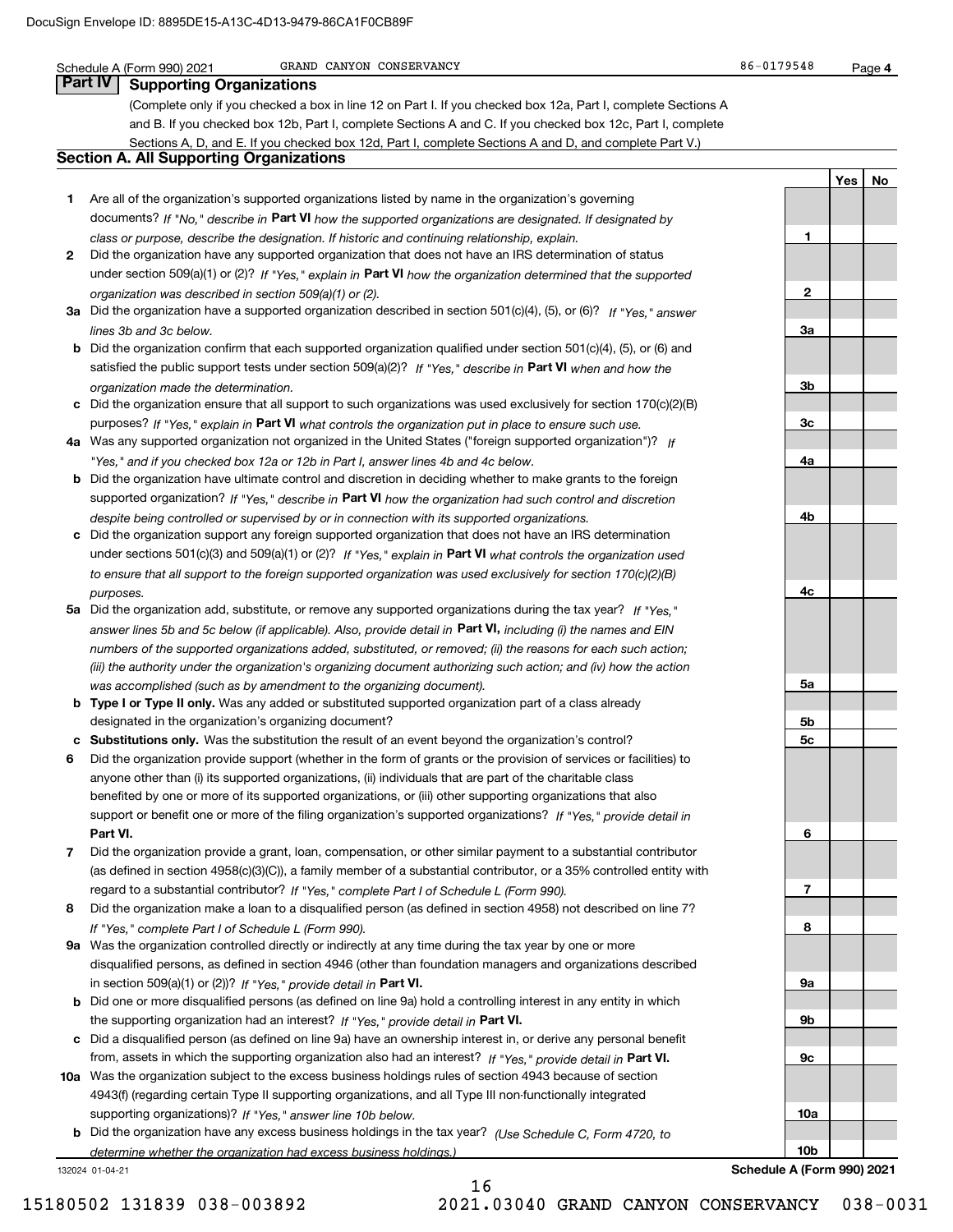Schedule A (Form 990) 2021 GRAND CANYON CONSERVANCY 86-0179548 Page **4**

## Part IV Supporting Organizations

(Complete only if you checked a box in line 12 on Part I. If you checked box 12a, Part I, complete Sections A and B. If you checked box 12b, Part I, complete Sections A and C. If you checked box 12c, Part I, complete Sections A, D, and E. If you checked box 12d, Part I, complete Sections A and D, and complete Part V.)

### Section A. All Supporting Organizations

| | | | Yes | No |
|---|---|---|---|---|
| **1** | Are all of the organization's supported organizations listed by name in the organization's governing documents? *If "No," describe in* **Part VI** *how the supported organizations are designated. If designated by class or purpose, describe the designation. If historic and continuing relationship, explain.* | **1** | | |
| **2** | Did the organization have any supported organization that does not have an IRS determination of status under section 509(a)(1) or (2)? *If "Yes," explain in* **Part VI** *how the organization determined that the supported organization was described in section 509(a)(1) or (2).* | **2** | | |
| **3a** | Did the organization have a supported organization described in section 501(c)(4), (5), or (6)? *If "Yes," answer lines 3b and 3c below.* | **3a** | | |
| **b** | Did the organization confirm that each supported organization qualified under section 501(c)(4), (5), or (6) and satisfied the public support tests under section 509(a)(2)? *If "Yes," describe in* **Part VI** *when and how the organization made the determination.* | **3b** | | |
| **c** | Did the organization ensure that all support to such organizations was used exclusively for section 170(c)(2)(B) purposes? *If "Yes," explain in* **Part VI** *what controls the organization put in place to ensure such use.* | **3c** | | |
| **4a** | Was any supported organization not organized in the United States ("foreign supported organization")? *If "Yes," and if you checked box 12a or 12b in Part I, answer lines 4b and 4c below.* | **4a** | | |
| **b** | Did the organization have ultimate control and discretion in deciding whether to make grants to the foreign supported organization? *If "Yes," describe in* **Part VI** *how the organization had such control and discretion despite being controlled or supervised by or in connection with its supported organizations.* | **4b** | | |
| **c** | Did the organization support any foreign supported organization that does not have an IRS determination under sections 501(c)(3) and 509(a)(1) or (2)? *If "Yes," explain in* **Part VI** *what controls the organization used to ensure that all support to the foreign supported organization was used exclusively for section 170(c)(2)(B) purposes.* | **4c** | | |
| **5a** | Did the organization add, substitute, or remove any supported organizations during the tax year? *If "Yes," answer lines 5b and 5c below (if applicable). Also, provide detail in* **Part VI,** *including (i) the names and EIN numbers of the supported organizations added, substituted, or removed; (ii) the reasons for each such action; (iii) the authority under the organization's organizing document authorizing such action; and (iv) how the action was accomplished (such as by amendment to the organizing document).* | **5a** | | |
| **b** | **Type I or Type II only.** Was any added or substituted supported organization part of a class already designated in the organization's organizing document? | **5b** | | |
| **c** | **Substitutions only.** Was the substitution the result of an event beyond the organization's control? | **5c** | | |
| **6** | Did the organization provide support (whether in the form of grants or the provision of services or facilities) to anyone other than (i) its supported organizations, (ii) individuals that are part of the charitable class benefited by one or more of its supported organizations, or (iii) other supporting organizations that also support or benefit one or more of the filing organization's supported organizations? *If "Yes," provide detail in* **Part VI.** | **6** | | |
| **7** | Did the organization provide a grant, loan, compensation, or other similar payment to a substantial contributor (as defined in section 4958(c)(3)(C)), a family member of a substantial contributor, or a 35% controlled entity with regard to a substantial contributor? *If "Yes," complete Part I of Schedule L (Form 990).* | **7** | | |
| **8** | Did the organization make a loan to a disqualified person (as defined in section 4958) not described on line 7? *If "Yes," complete Part I of Schedule L (Form 990).* | **8** | | |
| **9a** | Was the organization controlled directly or indirectly at any time during the tax year by one or more disqualified persons, as defined in section 4946 (other than foundation managers and organizations described in section 509(a)(1) or (2))? *If "Yes," provide detail in* **Part VI.** | **9a** | | |
| **b** | Did one or more disqualified persons (as defined on line 9a) hold a controlling interest in any entity in which the supporting organization had an interest? *If "Yes," provide detail in* **Part VI.** | **9b** | | |
| **c** | Did a disqualified person (as defined on line 9a) have an ownership interest in, or derive any personal benefit from, assets in which the supporting organization also had an interest? *If "Yes," provide detail in* **Part VI.** | **9c** | | |
| **10a** | Was the organization subject to the excess business holdings rules of section 4943 because of section 4943(f) (regarding certain Type II supporting organizations, and all Type III non-functionally integrated supporting organizations)? *If "Yes," answer line 10b below.* | **10a** | | |
| **b** | Did the organization have any excess business holdings in the tax year? *(Use Schedule C, Form 4720, to determine whether the organization had excess business holdings.)* | **10b** | | |

132024 01-04-21 **Schedule A (Form 990) 2021**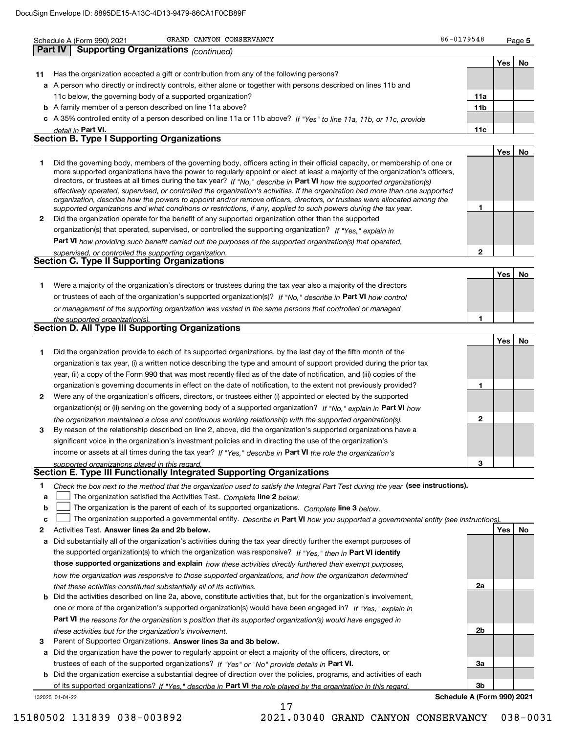Schedule A (Form 990) 2021 GRAND CANYON CONSERVANCY 86-0179548 Page 5

## Part IV Supporting Organizations *(continued)*

| | | | Yes | No |
|---|---|---|---|---|
| **11** | Has the organization accepted a gift or contribution from any of the following persons? | | | |
| **a** | A person who directly or indirectly controls, either alone or together with persons described on lines 11b and 11c below, the governing body of a supported organization? | **11a** | | |
| **b** | A family member of a person described on line 11a above? | **11b** | | |
| **c** | A 35% controlled entity of a person described on line 11a or 11b above? *If "Yes" to line 11a, 11b, or 11c, provide detail in* **Part VI.** | **11c** | | |

### Section B. Type I Supporting Organizations

| | | | Yes | No |
|---|---|---|---|---|
| **1** | Did the governing body, members of the governing body, officers acting in their official capacity, or membership of one or more supported organizations have the power to regularly appoint or elect at least a majority of the organization's officers, directors, or trustees at all times during the tax year? *If "No," describe in* **Part VI** *how the supported organization(s) effectively operated, supervised, or controlled the organization's activities. If the organization had more than one supported organization, describe how the powers to appoint and/or remove officers, directors, or trustees were allocated among the supported organizations and what conditions or restrictions, if any, applied to such powers during the tax year.* | **1** | | |
| **2** | Did the organization operate for the benefit of any supported organization other than the supported organization(s) that operated, supervised, or controlled the supporting organization? *If "Yes," explain in* **Part VI** *how providing such benefit carried out the purposes of the supported organization(s) that operated, supervised, or controlled the supporting organization.* | **2** | | |

### Section C. Type II Supporting Organizations

| | | | Yes | No |
|---|---|---|---|---|
| **1** | Were a majority of the organization's directors or trustees during the tax year also a majority of the directors or trustees of each of the organization's supported organization(s)? *If "No," describe in* **Part VI** *how control or management of the supporting organization was vested in the same persons that controlled or managed the supported organization(s).* | **1** | | |

### Section D. All Type III Supporting Organizations

| | | | Yes | No |
|---|---|---|---|---|
| **1** | Did the organization provide to each of its supported organizations, by the last day of the fifth month of the organization's tax year, (i) a written notice describing the type and amount of support provided during the prior tax year, (ii) a copy of the Form 990 that was most recently filed as of the date of notification, and (iii) copies of the organization's governing documents in effect on the date of notification, to the extent not previously provided? | **1** | | |
| **2** | Were any of the organization's officers, directors, or trustees either (i) appointed or elected by the supported organization(s) or (ii) serving on the governing body of a supported organization? *If "No," explain in* **Part VI** *how the organization maintained a close and continuous working relationship with the supported organization(s).* | **2** | | |
| **3** | By reason of the relationship described on line 2, above, did the organization's supported organizations have a significant voice in the organization's investment policies and in directing the use of the organization's income or assets at all times during the tax year? *If "Yes," describe in* **Part VI** *the role the organization's supported organizations played in this regard.* | **3** | | |

### Section E. Type III Functionally Integrated Supporting Organizations

**1** *Check the box next to the method that the organization used to satisfy the Integral Part Test during the year* **(see instructions).**

- **a** ☐ The organization satisfied the Activities Test. *Complete* **line 2** *below.*
- **b** ☐ The organization is the parent of each of its supported organizations. *Complete* **line 3** *below.*
- **c** ☐ The organization supported a governmental entity. *Describe in* **Part VI** *how you supported a governmental entity (see instructions).*

| | | | Yes | No |
|---|---|---|---|---|
| **2** | Activities Test. **Answer lines 2a and 2b below.** | | | |
| **a** | Did substantially all of the organization's activities during the tax year directly further the exempt purposes of the supported organization(s) to which the organization was responsive? *If "Yes," then in* **Part VI identify those supported organizations and explain** *how these activities directly furthered their exempt purposes, how the organization was responsive to those supported organizations, and how the organization determined that these activities constituted substantially all of its activities.* | **2a** | | |
| **b** | Did the activities described on line 2a, above, constitute activities that, but for the organization's involvement, one or more of the organization's supported organization(s) would have been engaged in? *If "Yes," explain in* **Part VI** *the reasons for the organization's position that its supported organization(s) would have engaged in these activities but for the organization's involvement.* | **2b** | | |
| **3** | Parent of Supported Organizations. **Answer lines 3a and 3b below.** | | | |
| **a** | Did the organization have the power to regularly appoint or elect a majority of the officers, directors, or trustees of each of the supported organizations? *If "Yes" or "No" provide details in* **Part VI.** | **3a** | | |
| **b** | Did the organization exercise a substantial degree of direction over the policies, programs, and activities of each of its supported organizations? *If "Yes," describe in* **Part VI** *the role played by the organization in this regard.* | **3b** | | |

132025 01-04-22 **Schedule A (Form 990) 2021**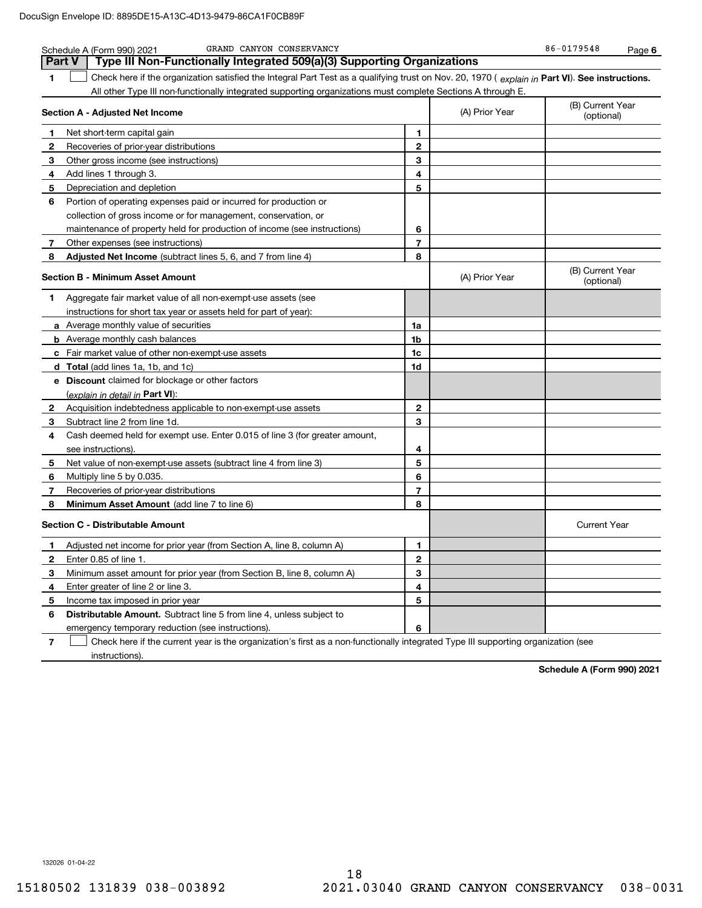Schedule A (Form 990) 2021 GRAND CANYON CONSERVANCY 86-0179548 Page 6

## Part V Type III Non-Functionally Integrated 509(a)(3) Supporting Organizations

**1** ☐ Check here if the organization satisfied the Integral Part Test as a qualifying trust on Nov. 20, 1970 ( *explain in* **Part VI**). **See instructions.** All other Type III non-functionally integrated supporting organizations must complete Sections A through E.

| **Section A - Adjusted Net Income** | | (A) Prior Year | (B) Current Year (optional) |
|---|---|---|---|
| **1** Net short-term capital gain | 1 | | |
| **2** Recoveries of prior-year distributions | 2 | | |
| **3** Other gross income (see instructions) | 3 | | |
| **4** Add lines 1 through 3. | 4 | | |
| **5** Depreciation and depletion | 5 | | |
| **6** Portion of operating expenses paid or incurred for production or collection of gross income or for management, conservation, or maintenance of property held for production of income (see instructions) | 6 | | |
| **7** Other expenses (see instructions) | 7 | | |
| **8** **Adjusted Net Income** (subtract lines 5, 6, and 7 from line 4) | 8 | | |

| **Section B - Minimum Asset Amount** | | (A) Prior Year | (B) Current Year (optional) |
|---|---|---|---|
| **1** Aggregate fair market value of all non-exempt-use assets (see instructions for short tax year or assets held for part of year): | | | |
| **a** Average monthly value of securities | 1a | | |
| **b** Average monthly cash balances | 1b | | |
| **c** Fair market value of other non-exempt-use assets | 1c | | |
| **d** **Total** (add lines 1a, 1b, and 1c) | 1d | | |
| **e** **Discount** claimed for blockage or other factors (*explain in detail in* **Part VI**): | | | |
| **2** Acquisition indebtedness applicable to non-exempt-use assets | 2 | | |
| **3** Subtract line 2 from line 1d. | 3 | | |
| **4** Cash deemed held for exempt use. Enter 0.015 of line 3 (for greater amount, see instructions). | 4 | | |
| **5** Net value of non-exempt-use assets (subtract line 4 from line 3) | 5 | | |
| **6** Multiply line 5 by 0.035. | 6 | | |
| **7** Recoveries of prior-year distributions | 7 | | |
| **8** **Minimum Asset Amount** (add line 7 to line 6) | 8 | | |

| **Section C - Distributable Amount** | | | Current Year |
|---|---|---|---|
| **1** Adjusted net income for prior year (from Section A, line 8, column A) | 1 | | |
| **2** Enter 0.85 of line 1. | 2 | | |
| **3** Minimum asset amount for prior year (from Section B, line 8, column A) | 3 | | |
| **4** Enter greater of line 2 or line 3. | 4 | | |
| **5** Income tax imposed in prior year | 5 | | |
| **6** **Distributable Amount.** Subtract line 5 from line 4, unless subject to emergency temporary reduction (see instructions). | 6 | | |

**7** ☐ Check here if the current year is the organization's first as a non-functionally integrated Type III supporting organization (see instructions).

**Schedule A (Form 990) 2021**

132026 01-04-22

15180502 131839 038-003892 2021.03040 GRAND CANYON CONSERVANCY 038-0031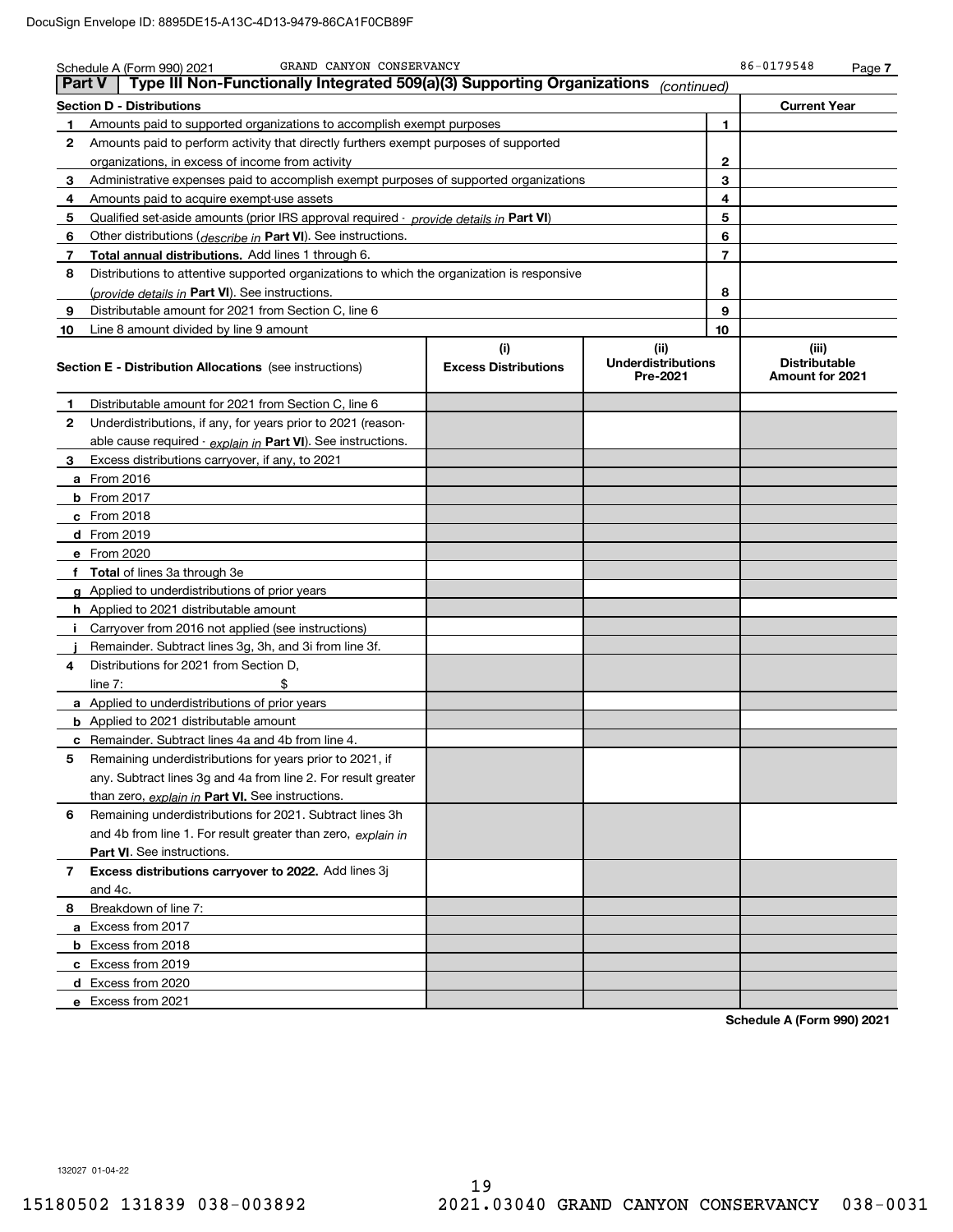Schedule A (Form 990) 2021 GRAND CANYON CONSERVANCY 86-0179548 Page 7

## Part V Type III Non-Functionally Integrated 509(a)(3) Supporting Organizations *(continued)*

| Section D - Distributions | | Current Year |
|---|---|---|
| 1 Amounts paid to supported organizations to accomplish exempt purposes | 1 | |
| 2 Amounts paid to perform activity that directly furthers exempt purposes of supported organizations, in excess of income from activity | 2 | |
| 3 Administrative expenses paid to accomplish exempt purposes of supported organizations | 3 | |
| 4 Amounts paid to acquire exempt-use assets | 4 | |
| 5 Qualified set-aside amounts (prior IRS approval required - *provide details in* **Part VI**) | 5 | |
| 6 Other distributions (*describe in* **Part VI**). See instructions. | 6 | |
| 7 **Total annual distributions.** Add lines 1 through 6. | 7 | |
| 8 Distributions to attentive supported organizations to which the organization is responsive (*provide details in* **Part VI**). See instructions. | 8 | |
| 9 Distributable amount for 2021 from Section C, line 6 | 9 | |
| 10 Line 8 amount divided by line 9 amount | 10 | |

| Section E - Distribution Allocations (see instructions) | (i) Excess Distributions | (ii) Underdistributions Pre-2021 | (iii) Distributable Amount for 2021 |
|---|---|---|---|
| 1 Distributable amount for 2021 from Section C, line 6 | | | |
| 2 Underdistributions, if any, for years prior to 2021 (reasonable cause required - *explain in* **Part VI**). See instructions. | | | |
| 3 Excess distributions carryover, if any, to 2021 | | | |
| a From 2016 | | | |
| b From 2017 | | | |
| c From 2018 | | | |
| d From 2019 | | | |
| e From 2020 | | | |
| f **Total** of lines 3a through 3e | | | |
| g Applied to underdistributions of prior years | | | |
| h Applied to 2021 distributable amount | | | |
| i Carryover from 2016 not applied (see instructions) | | | |
| j Remainder. Subtract lines 3g, 3h, and 3i from line 3f. | | | |
| 4 Distributions for 2021 from Section D, line 7: $ | | | |
| a Applied to underdistributions of prior years | | | |
| b Applied to 2021 distributable amount | | | |
| c Remainder. Subtract lines 4a and 4b from line 4. | | | |
| 5 Remaining underdistributions for years prior to 2021, if any. Subtract lines 3g and 4a from line 2. For result greater than zero, *explain in* **Part VI.** See instructions. | | | |
| 6 Remaining underdistributions for 2021. Subtract lines 3h and 4b from line 1. For result greater than zero, *explain in* **Part VI**. See instructions. | | | |
| 7 **Excess distributions carryover to 2022.** Add lines 3j and 4c. | | | |
| 8 Breakdown of line 7: | | | |
| a Excess from 2017 | | | |
| b Excess from 2018 | | | |
| c Excess from 2019 | | | |
| d Excess from 2020 | | | |
| e Excess from 2021 | | | |

**Schedule A (Form 990) 2021**

132027 01-04-22

15180502 131839 038-003892 2021.03040 GRAND CANYON CONSERVANCY 038-0031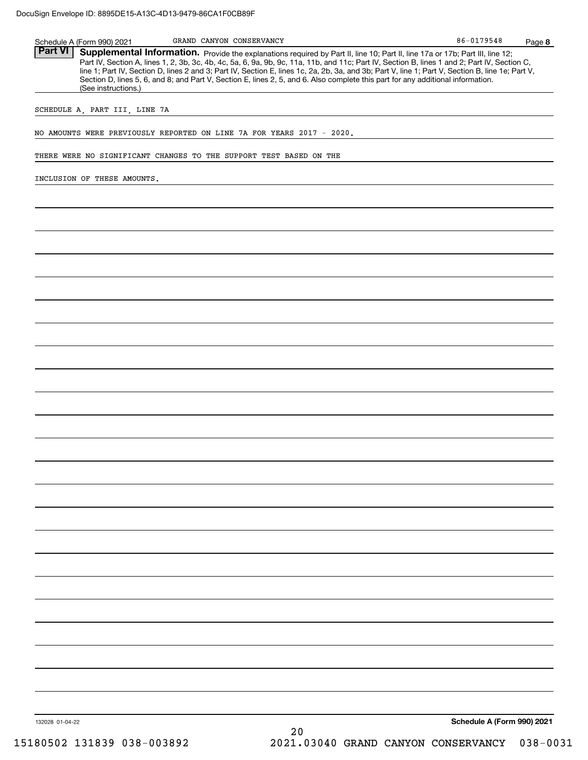## Part VI Supplemental Information.

Provide the explanations required by Part II, line 10; Part II, line 17a or 17b; Part III, line 12; Part IV, Section A, lines 1, 2, 3b, 3c, 4b, 4c, 5a, 6, 9a, 9b, 9c, 11a, 11b, and 11c; Part IV, Section B, lines 1 and 2; Part IV, Section C, line 1; Part IV, Section D, lines 2 and 3; Part IV, Section E, lines 1c, 2a, 2b, 3a, and 3b; Part V, line 1; Part V, Section B, line 1e; Part V, Section D, lines 5, 6, and 8; and Part V, Section E, lines 2, 5, and 6. Also complete this part for any additional information. (See instructions.)

SCHEDULE A, PART III, LINE 7A

NO AMOUNTS WERE PREVIOUSLY REPORTED ON LINE 7A FOR YEARS 2017 - 2020.

THERE WERE NO SIGNIFICANT CHANGES TO THE SUPPORT TEST BASED ON THE

INCLUSION OF THESE AMOUNTS.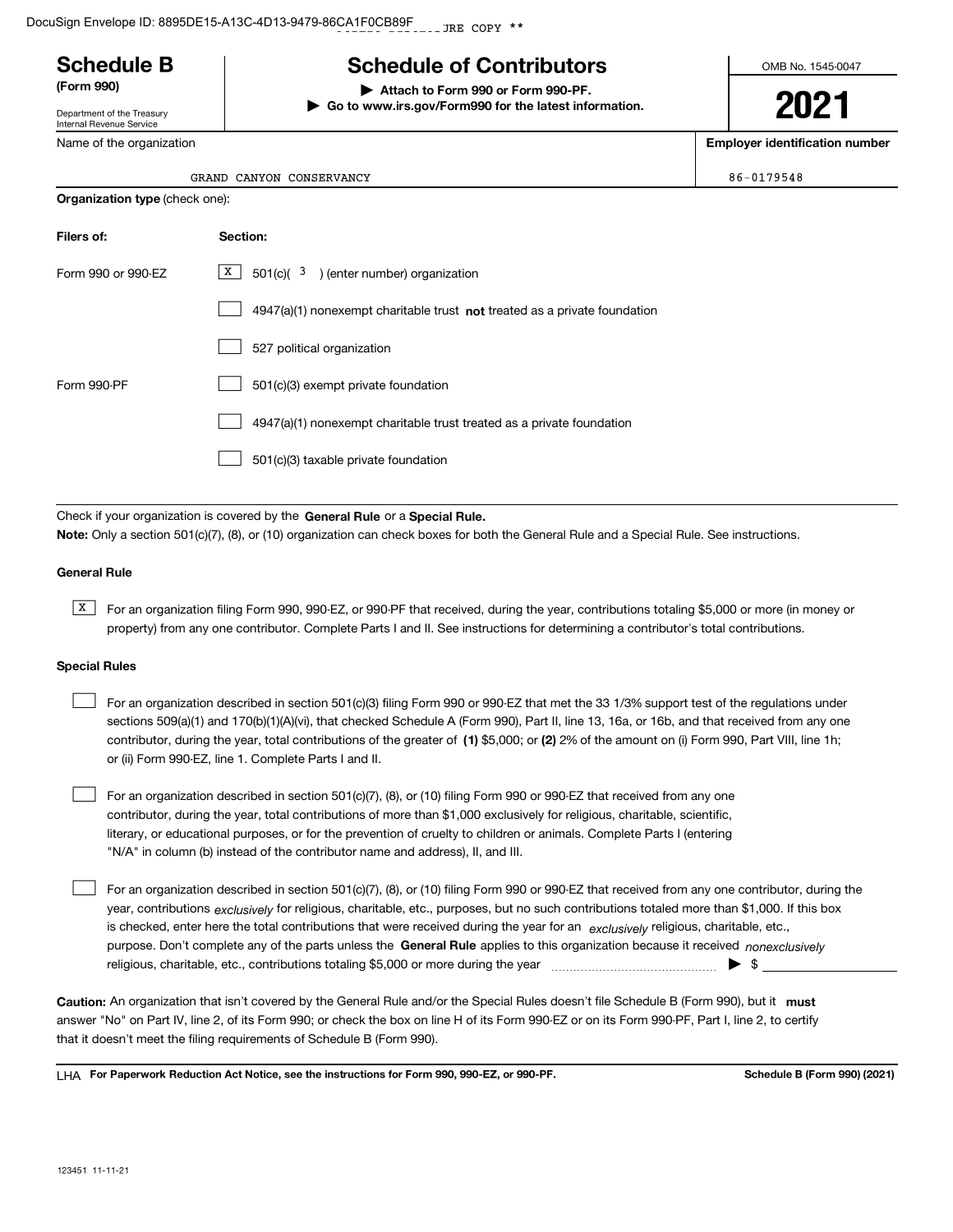# Schedule B (Form 990)

Department of the Treasury
Internal Revenue Service

## Schedule of Contributors

▶ Attach to Form 990 or Form 990-PF.
▶ Go to www.irs.gov/Form990 for the latest information.

OMB No. 1545-0047

**2021**

Name of the organization: GRAND CANYON CONSERVANCY

Employer identification number: 86-0179548

**Organization type** (check one):

| Filers of: | Section: |
|---|---|
| Form 990 or 990-EZ | [X] 501(c)( 3 ) (enter number) organization |
| | [ ] 4947(a)(1) nonexempt charitable trust **not** treated as a private foundation |
| | [ ] 527 political organization |
| Form 990-PF | [ ] 501(c)(3) exempt private foundation |
| | [ ] 4947(a)(1) nonexempt charitable trust treated as a private foundation |
| | [ ] 501(c)(3) taxable private foundation |

Check if your organization is covered by the **General Rule** or a **Special Rule.**

**Note:** Only a section 501(c)(7), (8), or (10) organization can check boxes for both the General Rule and a Special Rule. See instructions.

### General Rule

[X] For an organization filing Form 990, 990-EZ, or 990-PF that received, during the year, contributions totaling $5,000 or more (in money or property) from any one contributor. Complete Parts I and II. See instructions for determining a contributor's total contributions.

### Special Rules

[ ] For an organization described in section 501(c)(3) filing Form 990 or 990-EZ that met the 33 1/3% support test of the regulations under sections 509(a)(1) and 170(b)(1)(A)(vi), that checked Schedule A (Form 990), Part II, line 13, 16a, or 16b, and that received from any one contributor, during the year, total contributions of the greater of **(1)** $5,000; or **(2)** 2% of the amount on (i) Form 990, Part VIII, line 1h; or (ii) Form 990-EZ, line 1. Complete Parts I and II.

[ ] For an organization described in section 501(c)(7), (8), or (10) filing Form 990 or 990-EZ that received from any one contributor, during the year, total contributions of more than $1,000 exclusively for religious, charitable, scientific, literary, or educational purposes, or for the prevention of cruelty to children or animals. Complete Parts I (entering "N/A" in column (b) instead of the contributor name and address), II, and III.

[ ] For an organization described in section 501(c)(7), (8), or (10) filing Form 990 or 990-EZ that received from any one contributor, during the year, contributions *exclusively* for religious, charitable, etc., purposes, but no such contributions totaled more than $1,000. If this box is checked, enter here the total contributions that were received during the year for an *exclusively* religious, charitable, etc., purpose. Don't complete any of the parts unless the **General Rule** applies to this organization because it received *nonexclusively* religious, charitable, etc., contributions totaling $5,000 or more during the year ▶ $

**Caution:** An organization that isn't covered by the General Rule and/or the Special Rules doesn't file Schedule B (Form 990), but it **must** answer "No" on Part IV, line 2, of its Form 990; or check the box on line H of its Form 990-EZ or on its Form 990-PF, Part I, line 2, to certify that it doesn't meet the filing requirements of Schedule B (Form 990).

LHA **For Paperwork Reduction Act Notice, see the instructions for Form 990, 990-EZ, or 990-PF.** **Schedule B (Form 990) (2021)**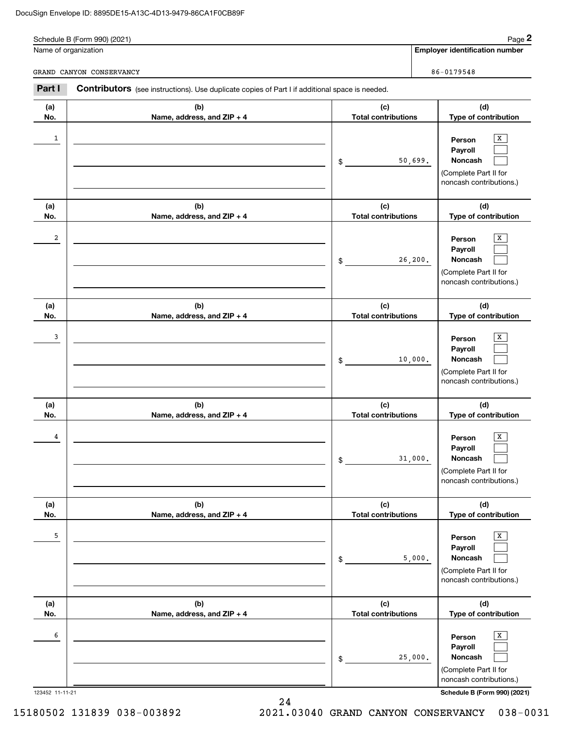Schedule B (Form 990) (2021)

| Name of organization | Employer identification number |
|---|---|
| GRAND CANYON CONSERVANCY | 86-0179548 |

**Part I** **Contributors** (see instructions). Use duplicate copies of Part I if additional space is needed.

| (a) No. | (b) Name, address, and ZIP + 4 | (c) Total contributions | (d) Type of contribution |
|---|---|---|---|
| 1 | | $ 50,699. | Person [X] Payroll [ ] Noncash [ ] (Complete Part II for noncash contributions.) |
| 2 | | $ 26,200. | Person [X] Payroll [ ] Noncash [ ] (Complete Part II for noncash contributions.) |
| 3 | | $ 10,000. | Person [X] Payroll [ ] Noncash [ ] (Complete Part II for noncash contributions.) |
| 4 | | $ 31,000. | Person [X] Payroll [ ] Noncash [ ] (Complete Part II for noncash contributions.) |
| 5 | | $ 5,000. | Person [X] Payroll [ ] Noncash [ ] (Complete Part II for noncash contributions.) |
| 6 | | $ 25,000. | Person [X] Payroll [ ] Noncash [ ] (Complete Part II for noncash contributions.) |

123452 11-11-21 Schedule B (Form 990) (2021)

15180502 131839 038-003892 2021.03040 GRAND CANYON CONSERVANCY 038-0031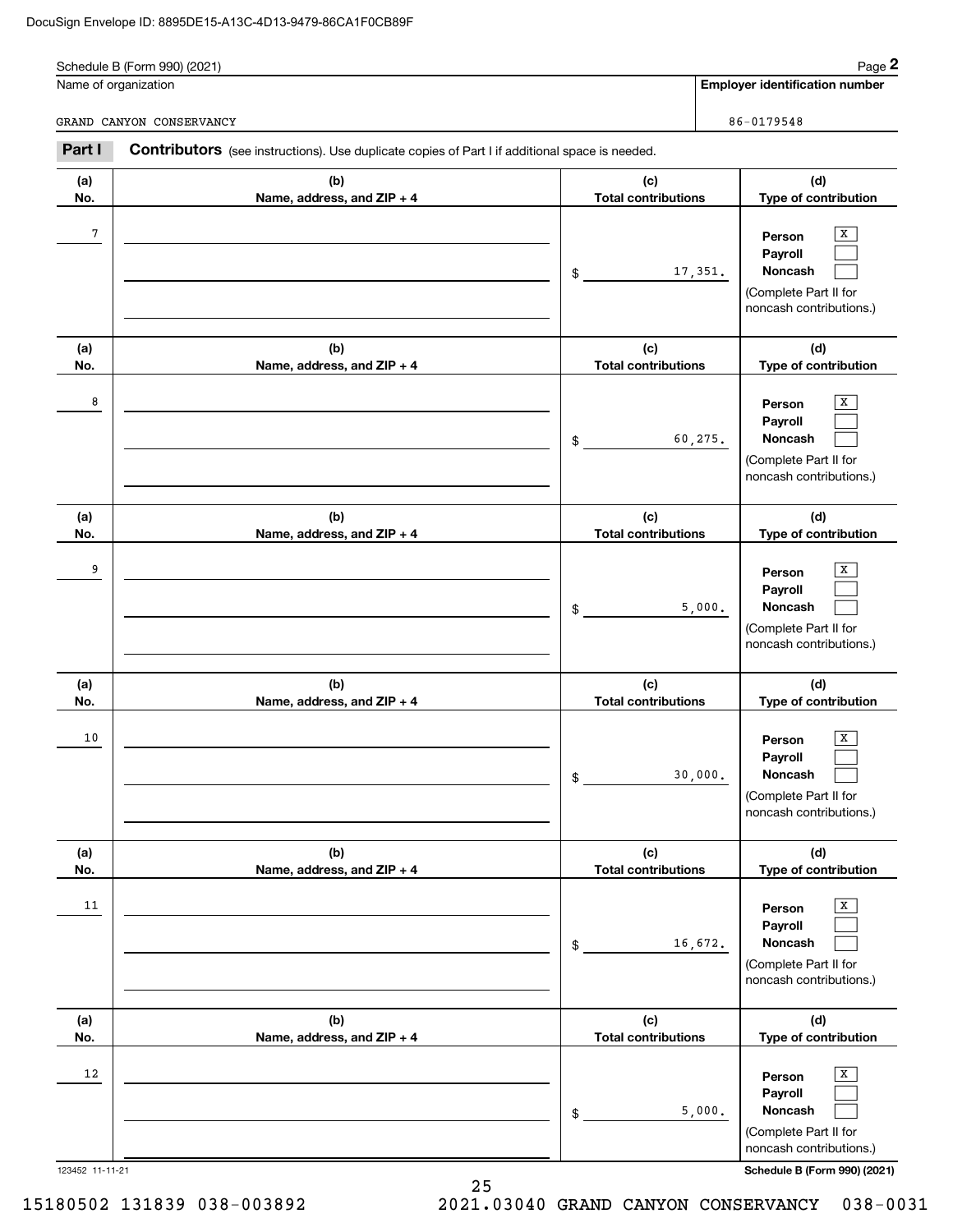DocuSign Envelope ID: 8895DE15-A13C-4D13-9479-86CA1F0CB89F

Schedule B (Form 990) (2021)

**Name of organization**

GRAND CANYON CONSERVANCY

**Employer identification number**

86-0179548

## Part I Contributors (see instructions). Use duplicate copies of Part I if additional space is needed.

| (a) No. | (b) Name, address, and ZIP + 4 | (c) Total contributions | (d) Type of contribution |
|---|---|---|---|
| 7 | | $ 17,351. | Person [X] Payroll [ ] Noncash [ ] (Complete Part II for noncash contributions.) |
| 8 | | $ 60,275. | Person [X] Payroll [ ] Noncash [ ] (Complete Part II for noncash contributions.) |
| 9 | | $ 5,000. | Person [X] Payroll [ ] Noncash [ ] (Complete Part II for noncash contributions.) |
| 10 | | $ 30,000. | Person [X] Payroll [ ] Noncash [ ] (Complete Part II for noncash contributions.) |
| 11 | | $ 16,672. | Person [X] Payroll [ ] Noncash [ ] (Complete Part II for noncash contributions.) |
| 12 | | $ 5,000. | Person [X] Payroll [ ] Noncash [ ] (Complete Part II for noncash contributions.) |

123452 11-11-21

Schedule B (Form 990) (2021)

15180502 131839 038-003892 2021.03040 GRAND CANYON CONSERVANCY 038-0031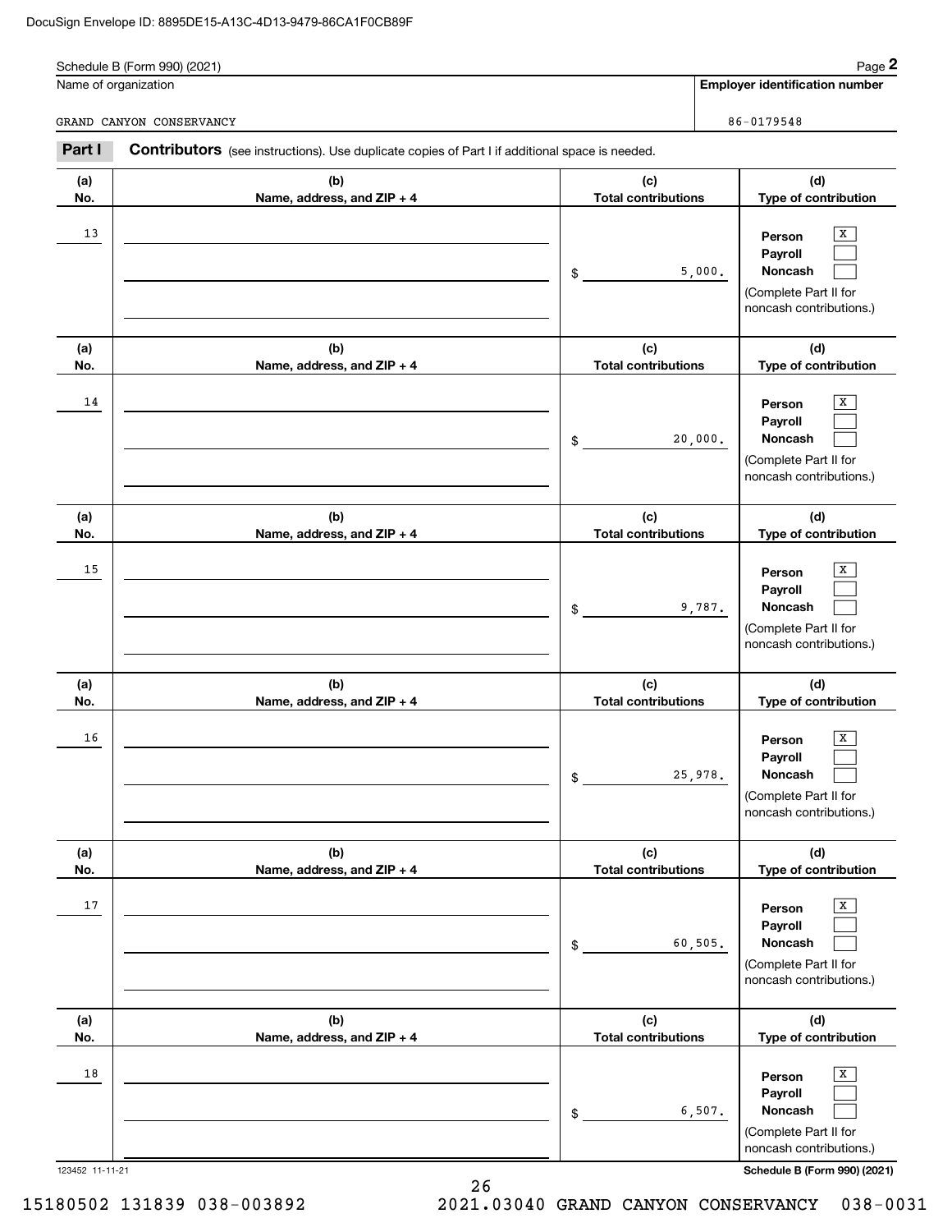Schedule B (Form 990) (2021)

Name of organization: GRAND CANYON CONSERVANCY

Employer identification number: 86-0179548

**Part I** **Contributors** (see instructions). Use duplicate copies of Part I if additional space is needed.

| (a) No. | (b) Name, address, and ZIP + 4 | (c) Total contributions | (d) Type of contribution |
|---|---|---|---|
| 13 | | $ 5,000. | Person [X] Payroll [ ] Noncash [ ] (Complete Part II for noncash contributions.) |
| 14 | | $ 20,000. | Person [X] Payroll [ ] Noncash [ ] (Complete Part II for noncash contributions.) |
| 15 | | $ 9,787. | Person [X] Payroll [ ] Noncash [ ] (Complete Part II for noncash contributions.) |
| 16 | | $ 25,978. | Person [X] Payroll [ ] Noncash [ ] (Complete Part II for noncash contributions.) |
| 17 | | $ 60,505. | Person [X] Payroll [ ] Noncash [ ] (Complete Part II for noncash contributions.) |
| 18 | | $ 6,507. | Person [X] Payroll [ ] Noncash [ ] (Complete Part II for noncash contributions.) |

123452 11-11-21

Schedule B (Form 990) (2021)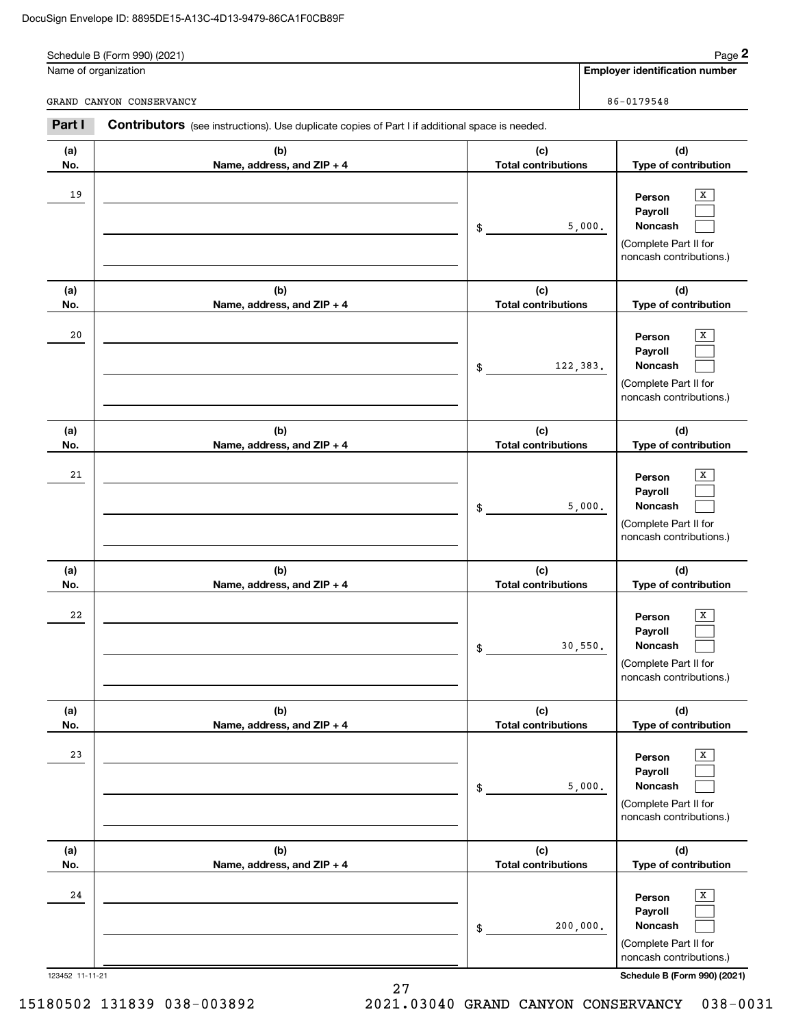DocuSign Envelope ID: 8895DE15-A13C-4D13-9479-86CA1F0CB89F

Schedule B (Form 990) (2021) Page **2**

| Name of organization | Employer identification number |
|---|---|
| GRAND CANYON CONSERVANCY | 86-0179548 |

**Part I** **Contributors** (see instructions). Use duplicate copies of Part I if additional space is needed.

| (a) No. | (b) Name, address, and ZIP + 4 | (c) Total contributions | (d) Type of contribution |
|---|---|---|---|
| 19 | | $ 5,000. | Person [X] Payroll [ ] Noncash [ ] (Complete Part II for noncash contributions.) |
| 20 | | $ 122,383. | Person [X] Payroll [ ] Noncash [ ] (Complete Part II for noncash contributions.) |
| 21 | | $ 5,000. | Person [X] Payroll [ ] Noncash [ ] (Complete Part II for noncash contributions.) |
| 22 | | $ 30,550. | Person [X] Payroll [ ] Noncash [ ] (Complete Part II for noncash contributions.) |
| 23 | | $ 5,000. | Person [X] Payroll [ ] Noncash [ ] (Complete Part II for noncash contributions.) |
| 24 | | $ 200,000. | Person [X] Payroll [ ] Noncash [ ] (Complete Part II for noncash contributions.) |

123452 11-11-21 **Schedule B (Form 990) (2021)**

15180502 131839 038-003892 2021.03040 GRAND CANYON CONSERVANCY 038-0031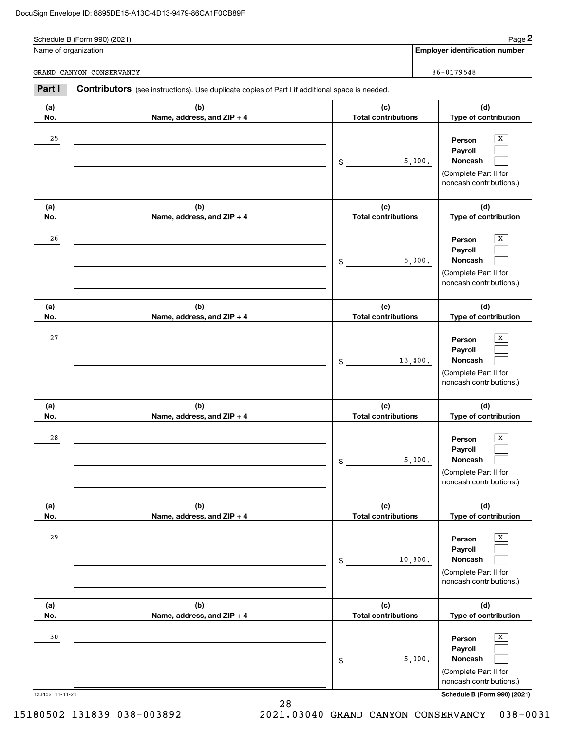DocuSign Envelope ID: 8895DE15-A13C-4D13-9479-86CA1F0CB89F

Schedule B (Form 990) (2021) Page **2**

Name of organization: GRAND CANYON CONSERVANCY

**Employer identification number**: 86-0179548

**Part I** **Contributors** (see instructions). Use duplicate copies of Part I if additional space is needed.

| (a) No. | (b) Name, address, and ZIP + 4 | (c) Total contributions | (d) Type of contribution |
|---|---|---|---|
| 25 | | $ 5,000. | Person [X] Payroll [ ] Noncash [ ] (Complete Part II for noncash contributions.) |
| 26 | | $ 5,000. | Person [X] Payroll [ ] Noncash [ ] (Complete Part II for noncash contributions.) |
| 27 | | $ 13,400. | Person [X] Payroll [ ] Noncash [ ] (Complete Part II for noncash contributions.) |
| 28 | | $ 5,000. | Person [X] Payroll [ ] Noncash [ ] (Complete Part II for noncash contributions.) |
| 29 | | $ 10,800. | Person [X] Payroll [ ] Noncash [ ] (Complete Part II for noncash contributions.) |
| 30 | | $ 5,000. | Person [X] Payroll [ ] Noncash [ ] (Complete Part II for noncash contributions.) |

123452 11-11-21 **Schedule B (Form 990) (2021)**

15180502 131839 038-003892 2021.03040 GRAND CANYON CONSERVANCY 038-0031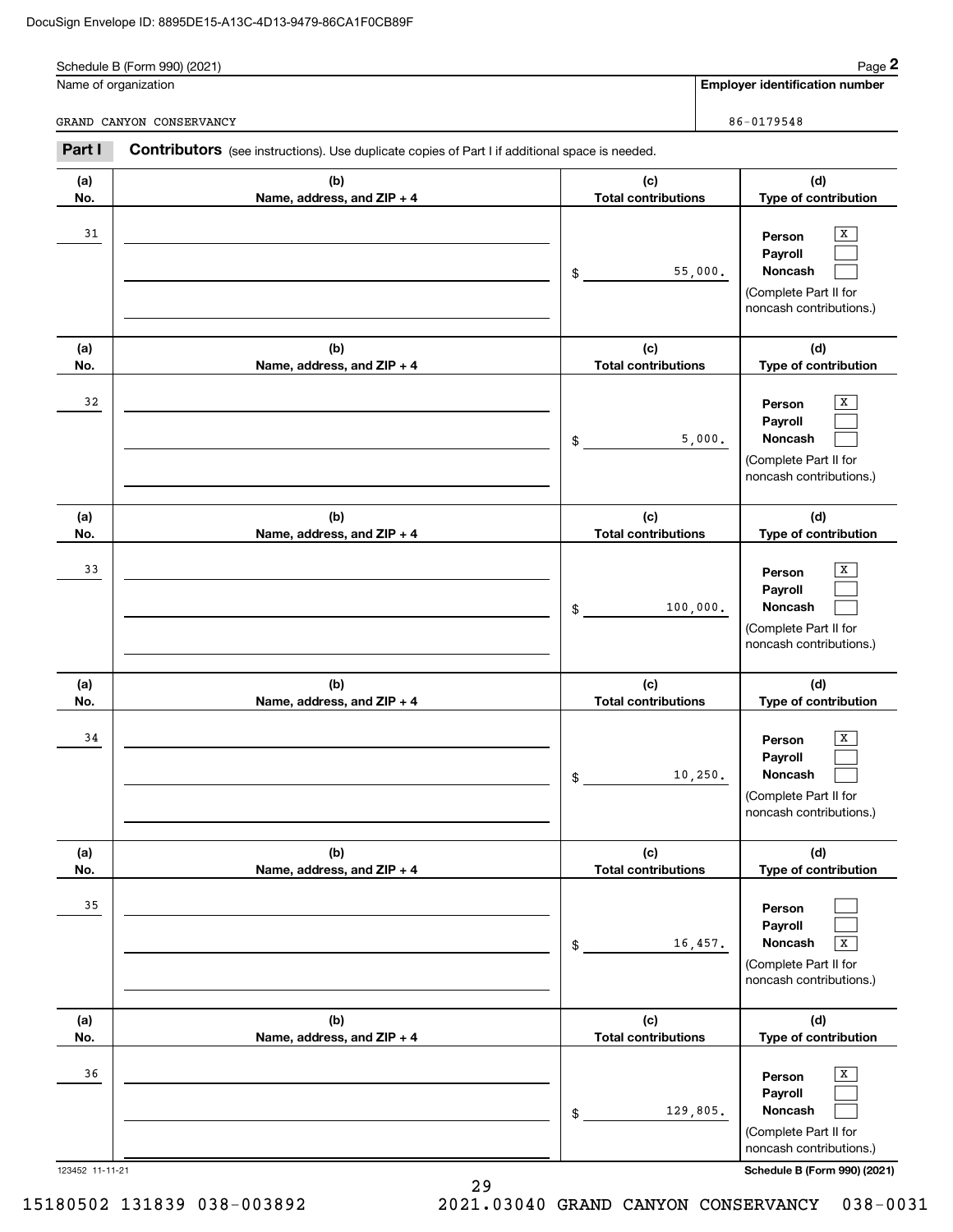DocuSign Envelope ID: 8895DE15-A13C-4D13-9479-86CA1F0CB89F

Schedule B (Form 990) (2021) Page **2**

| Name of organization | Employer identification number |
|---|---|
| GRAND CANYON CONSERVANCY | 86-0179548 |

**Part I** **Contributors** (see instructions). Use duplicate copies of Part I if additional space is needed.

| (a) No. | (b) Name, address, and ZIP + 4 | (c) Total contributions | (d) Type of contribution |
|---|---|---|---|
| 31 | | $ 55,000. | Person [X] Payroll [ ] Noncash [ ] (Complete Part II for noncash contributions.) |
| 32 | | $ 5,000. | Person [X] Payroll [ ] Noncash [ ] (Complete Part II for noncash contributions.) |
| 33 | | $ 100,000. | Person [X] Payroll [ ] Noncash [ ] (Complete Part II for noncash contributions.) |
| 34 | | $ 10,250. | Person [X] Payroll [ ] Noncash [ ] (Complete Part II for noncash contributions.) |
| 35 | | $ 16,457. | Person [ ] Payroll [ ] Noncash [X] (Complete Part II for noncash contributions.) |
| 36 | | $ 129,805. | Person [X] Payroll [ ] Noncash [ ] (Complete Part II for noncash contributions.) |

123452 11-11-21 **Schedule B (Form 990) (2021)**

15180502 131839 038-003892 2021.03040 GRAND CANYON CONSERVANCY 038-0031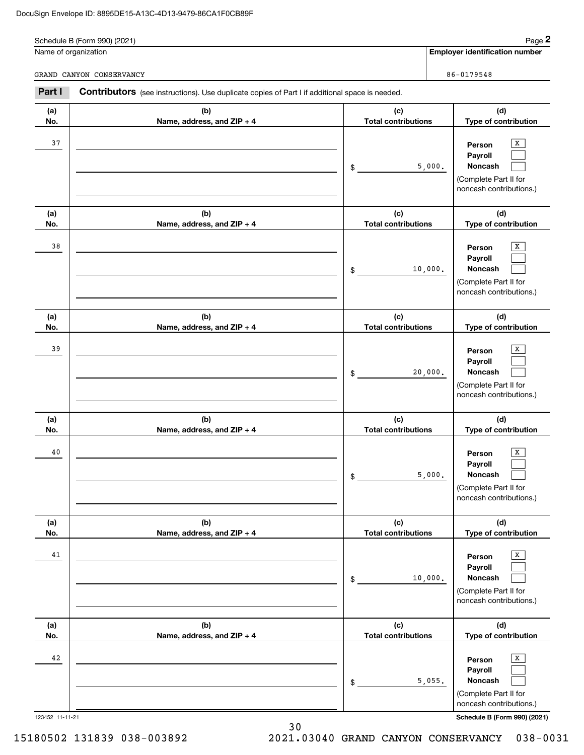DocuSign Envelope ID: 8895DE15-A13C-4D13-9479-86CA1F0CB89F

Schedule B (Form 990) (2021)

| Name of organization | Employer identification number |
|---|---|
| GRAND CANYON CONSERVANCY | 86-0179548 |

**Part I** **Contributors** (see instructions). Use duplicate copies of Part I if additional space is needed.

| (a) No. | (b) Name, address, and ZIP + 4 | (c) Total contributions | (d) Type of contribution |
|---|---|---|---|
| 37 | | $ 5,000. | Person [X] Payroll [ ] Noncash [ ] (Complete Part II for noncash contributions.) |
| 38 | | $ 10,000. | Person [X] Payroll [ ] Noncash [ ] (Complete Part II for noncash contributions.) |
| 39 | | $ 20,000. | Person [X] Payroll [ ] Noncash [ ] (Complete Part II for noncash contributions.) |
| 40 | | $ 5,000. | Person [X] Payroll [ ] Noncash [ ] (Complete Part II for noncash contributions.) |
| 41 | | $ 10,000. | Person [X] Payroll [ ] Noncash [ ] (Complete Part II for noncash contributions.) |
| 42 | | $ 5,055. | Person [X] Payroll [ ] Noncash [ ] (Complete Part II for noncash contributions.) |

123452 11-11-21

Schedule B (Form 990) (2021)

15180502 131839 038-003892 2021.03040 GRAND CANYON CONSERVANCY 038-0031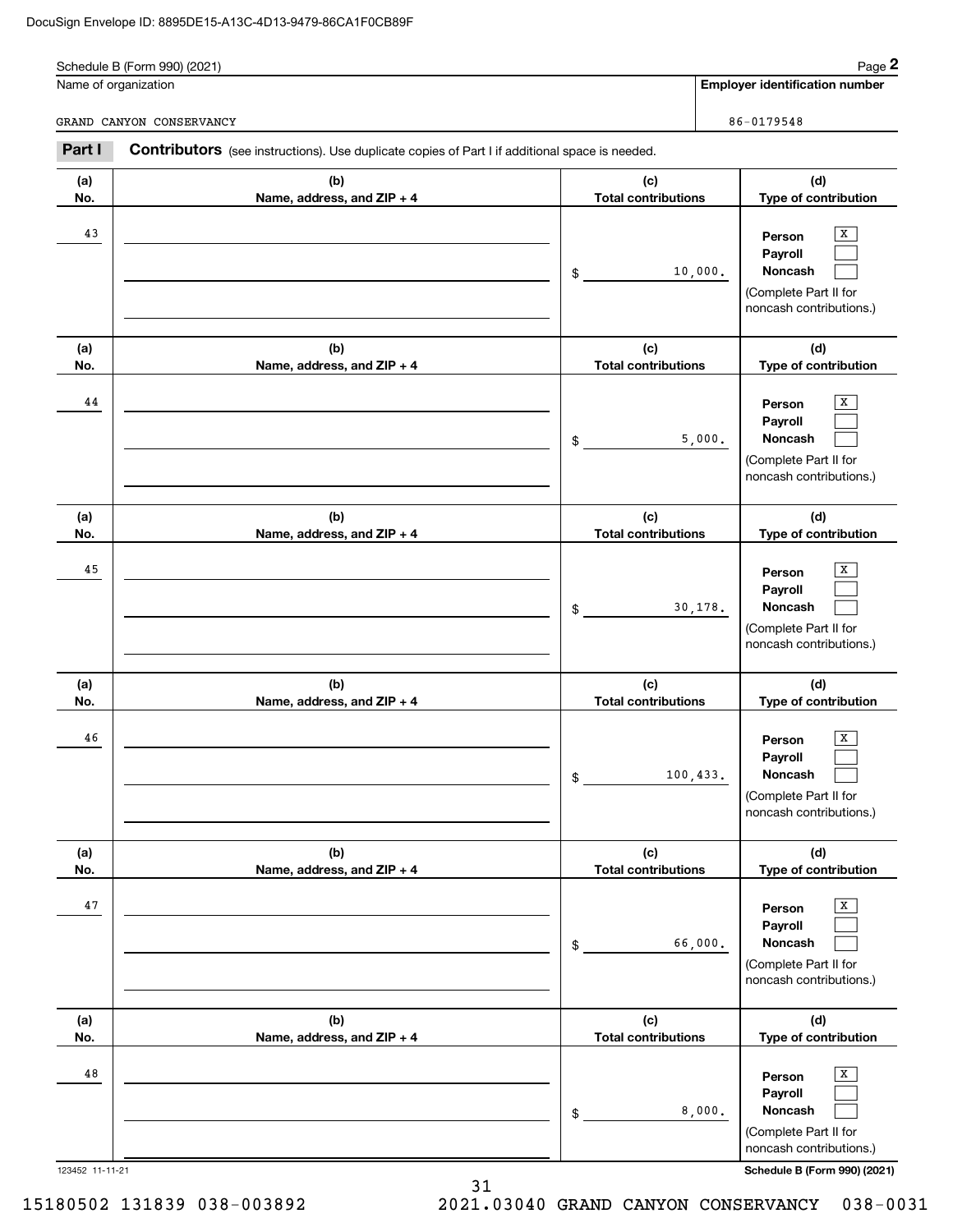DocuSign Envelope ID: 8895DE15-A13C-4D13-9479-86CA1F0CB89F

Schedule B (Form 990) (2021)

| Name of organization | Employer identification number |
| --- | --- |
| GRAND CANYON CONSERVANCY | 86-0179548 |

**Part I** **Contributors** (see instructions). Use duplicate copies of Part I if additional space is needed.

| (a) No. | (b) Name, address, and ZIP + 4 | (c) Total contributions | (d) Type of contribution |
| --- | --- | --- | --- |
| 43 | | $ 10,000. | Person [X] Payroll [ ] Noncash [ ] (Complete Part II for noncash contributions.) |
| 44 | | $ 5,000. | Person [X] Payroll [ ] Noncash [ ] (Complete Part II for noncash contributions.) |
| 45 | | $ 30,178. | Person [X] Payroll [ ] Noncash [ ] (Complete Part II for noncash contributions.) |
| 46 | | $ 100,433. | Person [X] Payroll [ ] Noncash [ ] (Complete Part II for noncash contributions.) |
| 47 | | $ 66,000. | Person [X] Payroll [ ] Noncash [ ] (Complete Part II for noncash contributions.) |
| 48 | | $ 8,000. | Person [X] Payroll [ ] Noncash [ ] (Complete Part II for noncash contributions.) |

123452 11-11-21 **Schedule B (Form 990) (2021)**

15180502 131839 038-003892 2021.03040 GRAND CANYON CONSERVANCY 038-0031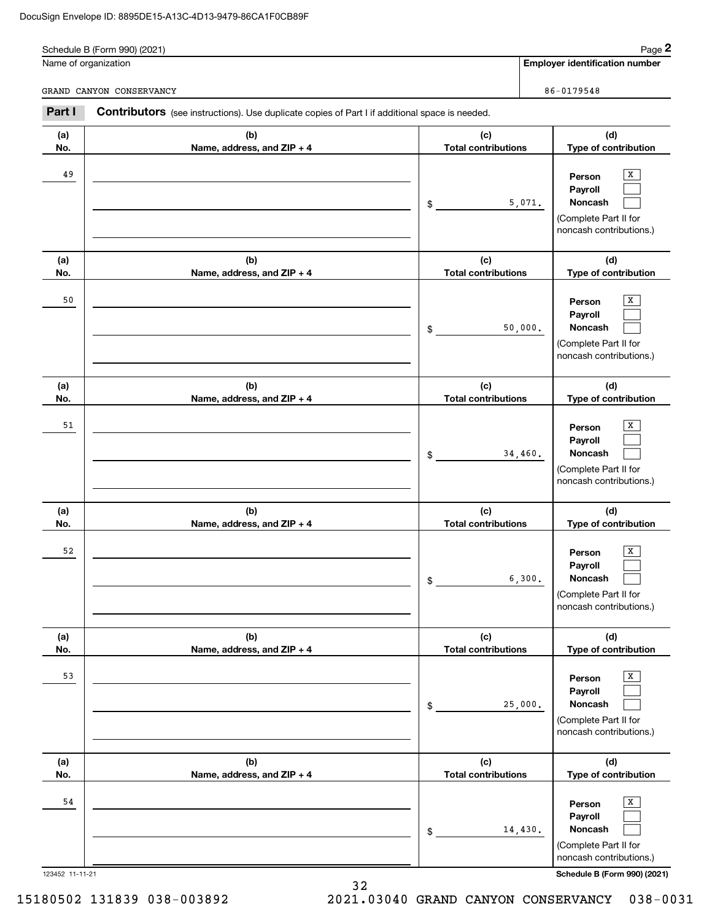Schedule B (Form 990) (2021)

| Name of organization | Employer identification number |
|---|---|
| GRAND CANYON CONSERVANCY | 86-0179548 |

## Part I Contributors (see instructions). Use duplicate copies of Part I if additional space is needed.

| (a) No. | (b) Name, address, and ZIP + 4 | (c) Total contributions | (d) Type of contribution |
|---|---|---|---|
| 49 | | $ 5,071. | Person [X] Payroll [ ] Noncash [ ] (Complete Part II for noncash contributions.) |
| 50 | | $ 50,000. | Person [X] Payroll [ ] Noncash [ ] (Complete Part II for noncash contributions.) |
| 51 | | $ 34,460. | Person [X] Payroll [ ] Noncash [ ] (Complete Part II for noncash contributions.) |
| 52 | | $ 6,300. | Person [X] Payroll [ ] Noncash [ ] (Complete Part II for noncash contributions.) |
| 53 | | $ 25,000. | Person [X] Payroll [ ] Noncash [ ] (Complete Part II for noncash contributions.) |
| 54 | | $ 14,430. | Person [X] Payroll [ ] Noncash [ ] (Complete Part II for noncash contributions.) |

Schedule B (Form 990) (2021)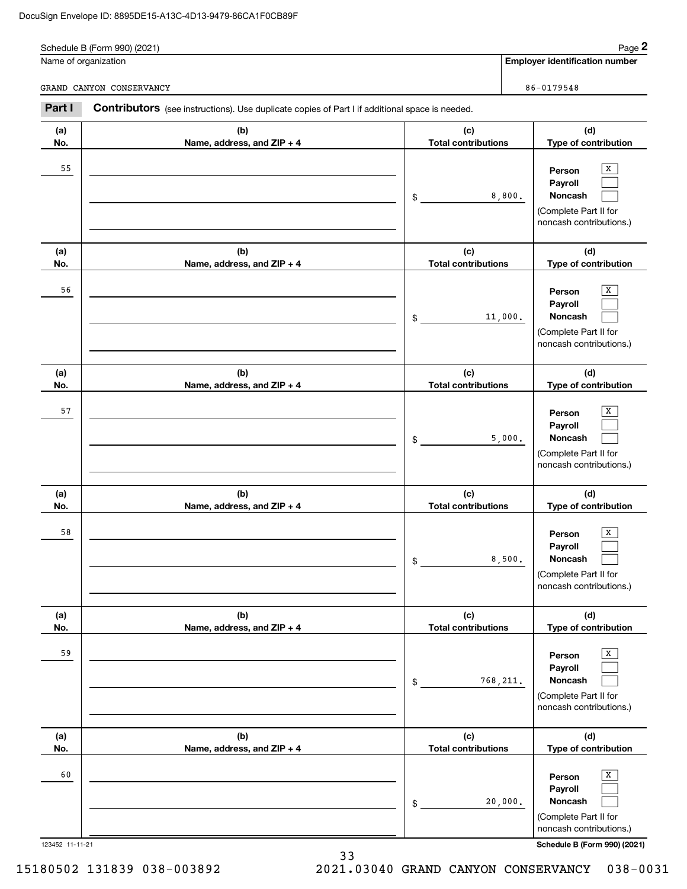DocuSign Envelope ID: 8895DE15-A13C-4D13-9479-86CA1F0CB89F

Schedule B (Form 990) (2021)

Name of organization: GRAND CANYON CONSERVANCY

Employer identification number: 86-0179548

## Part I Contributors (see instructions). Use duplicate copies of Part I if additional space is needed.

| (a) No. | (b) Name, address, and ZIP + 4 | (c) Total contributions | (d) Type of contribution |
|---|---|---|---|
| 55 | | $ 8,800. | Person [X] Payroll [ ] Noncash [ ] (Complete Part II for noncash contributions.) |
| 56 | | $ 11,000. | Person [X] Payroll [ ] Noncash [ ] (Complete Part II for noncash contributions.) |
| 57 | | $ 5,000. | Person [X] Payroll [ ] Noncash [ ] (Complete Part II for noncash contributions.) |
| 58 | | $ 8,500. | Person [X] Payroll [ ] Noncash [ ] (Complete Part II for noncash contributions.) |
| 59 | | $ 768,211. | Person [X] Payroll [ ] Noncash [ ] (Complete Part II for noncash contributions.) |
| 60 | | $ 20,000. | Person [X] Payroll [ ] Noncash [ ] (Complete Part II for noncash contributions.) |

123452 11-11-21

Schedule B (Form 990) (2021)

15180502 131839 038-003892 2021.03040 GRAND CANYON CONSERVANCY 038-0031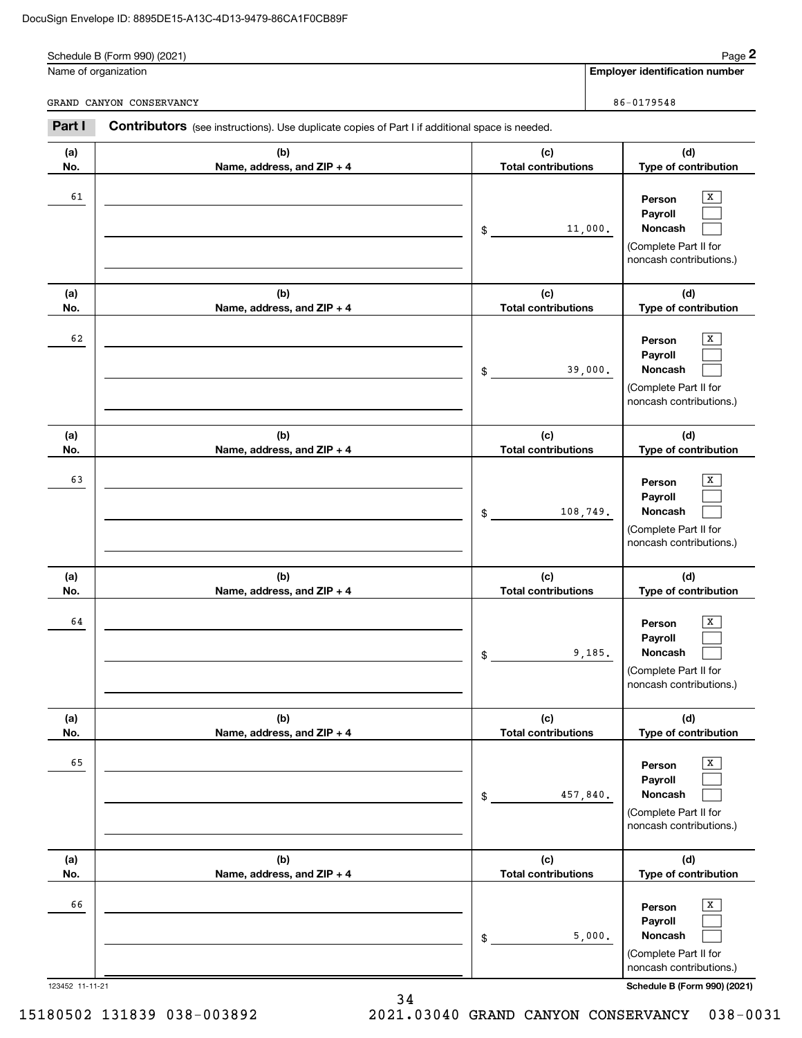Schedule B (Form 990) (2021)

| Name of organization | Employer identification number |
|---|---|
| GRAND CANYON CONSERVANCY | 86-0179548 |

**Part I** **Contributors** (see instructions). Use duplicate copies of Part I if additional space is needed.

| (a) No. | (b) Name, address, and ZIP + 4 | (c) Total contributions | (d) Type of contribution |
|---|---|---|---|
| 61 | | $ 11,000. | Person [X] Payroll [ ] Noncash [ ] (Complete Part II for noncash contributions.) |
| 62 | | $ 39,000. | Person [X] Payroll [ ] Noncash [ ] (Complete Part II for noncash contributions.) |
| 63 | | $ 108,749. | Person [X] Payroll [ ] Noncash [ ] (Complete Part II for noncash contributions.) |
| 64 | | $ 9,185. | Person [X] Payroll [ ] Noncash [ ] (Complete Part II for noncash contributions.) |
| 65 | | $ 457,840. | Person [X] Payroll [ ] Noncash [ ] (Complete Part II for noncash contributions.) |
| 66 | | $ 5,000. | Person [X] Payroll [ ] Noncash [ ] (Complete Part II for noncash contributions.) |

Schedule B (Form 990) (2021)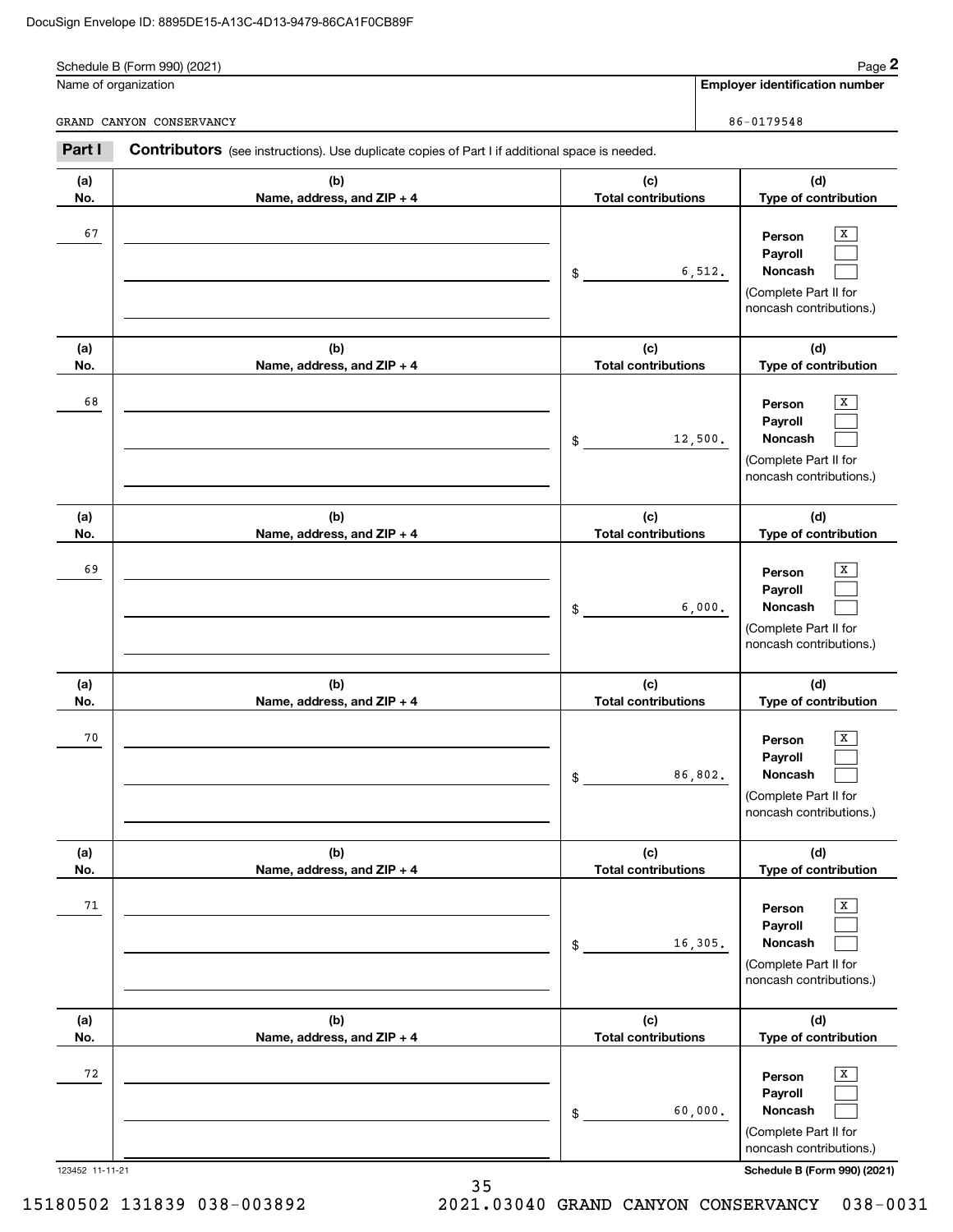Schedule B (Form 990) (2021) Page **2**

| Name of organization | Employer identification number |
|---|---|
| GRAND CANYON CONSERVANCY | 86-0179548 |

**Part I** **Contributors** (see instructions). Use duplicate copies of Part I if additional space is needed.

| (a) No. | (b) Name, address, and ZIP + 4 | (c) Total contributions | (d) Type of contribution |
|---|---|---|---|
| 67 | | $ 6,512. | Person [X] Payroll [ ] Noncash [ ] (Complete Part II for noncash contributions.) |
| 68 | | $ 12,500. | Person [X] Payroll [ ] Noncash [ ] (Complete Part II for noncash contributions.) |
| 69 | | $ 6,000. | Person [X] Payroll [ ] Noncash [ ] (Complete Part II for noncash contributions.) |
| 70 | | $ 86,802. | Person [X] Payroll [ ] Noncash [ ] (Complete Part II for noncash contributions.) |
| 71 | | $ 16,305. | Person [X] Payroll [ ] Noncash [ ] (Complete Part II for noncash contributions.) |
| 72 | | $ 60,000. | Person [X] Payroll [ ] Noncash [ ] (Complete Part II for noncash contributions.) |

123452 11-11-21 **Schedule B (Form 990) (2021)**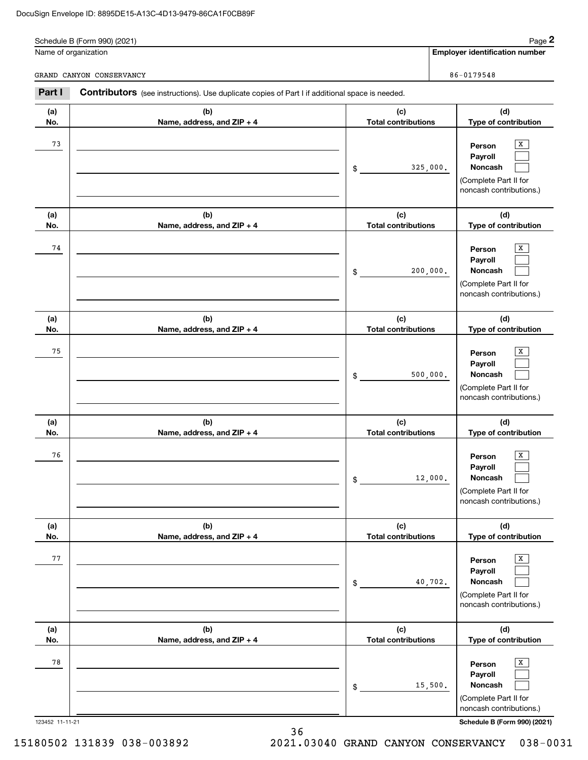DocuSign Envelope ID: 8895DE15-A13C-4D13-9479-86CA1F0CB89F

Schedule B (Form 990) (2021) Page **2**

Name of organization: GRAND CANYON CONSERVANCY

**Employer identification number:** 86-0179548

**Part I** **Contributors** (see instructions). Use duplicate copies of Part I if additional space is needed.

| (a) No. | (b) Name, address, and ZIP + 4 | (c) Total contributions | (d) Type of contribution |
|---|---|---|---|
| 73 | | $ 325,000. | Person [X] Payroll [ ] Noncash [ ] (Complete Part II for noncash contributions.) |
| 74 | | $ 200,000. | Person [X] Payroll [ ] Noncash [ ] (Complete Part II for noncash contributions.) |
| 75 | | $ 500,000. | Person [X] Payroll [ ] Noncash [ ] (Complete Part II for noncash contributions.) |
| 76 | | $ 12,000. | Person [X] Payroll [ ] Noncash [ ] (Complete Part II for noncash contributions.) |
| 77 | | $ 40,702. | Person [X] Payroll [ ] Noncash [ ] (Complete Part II for noncash contributions.) |
| 78 | | $ 15,500. | Person [X] Payroll [ ] Noncash [ ] (Complete Part II for noncash contributions.) |

123452 11-11-21 **Schedule B (Form 990) (2021)**

15180502 131839 038-003892 2021.03040 GRAND CANYON CONSERVANCY 038-0031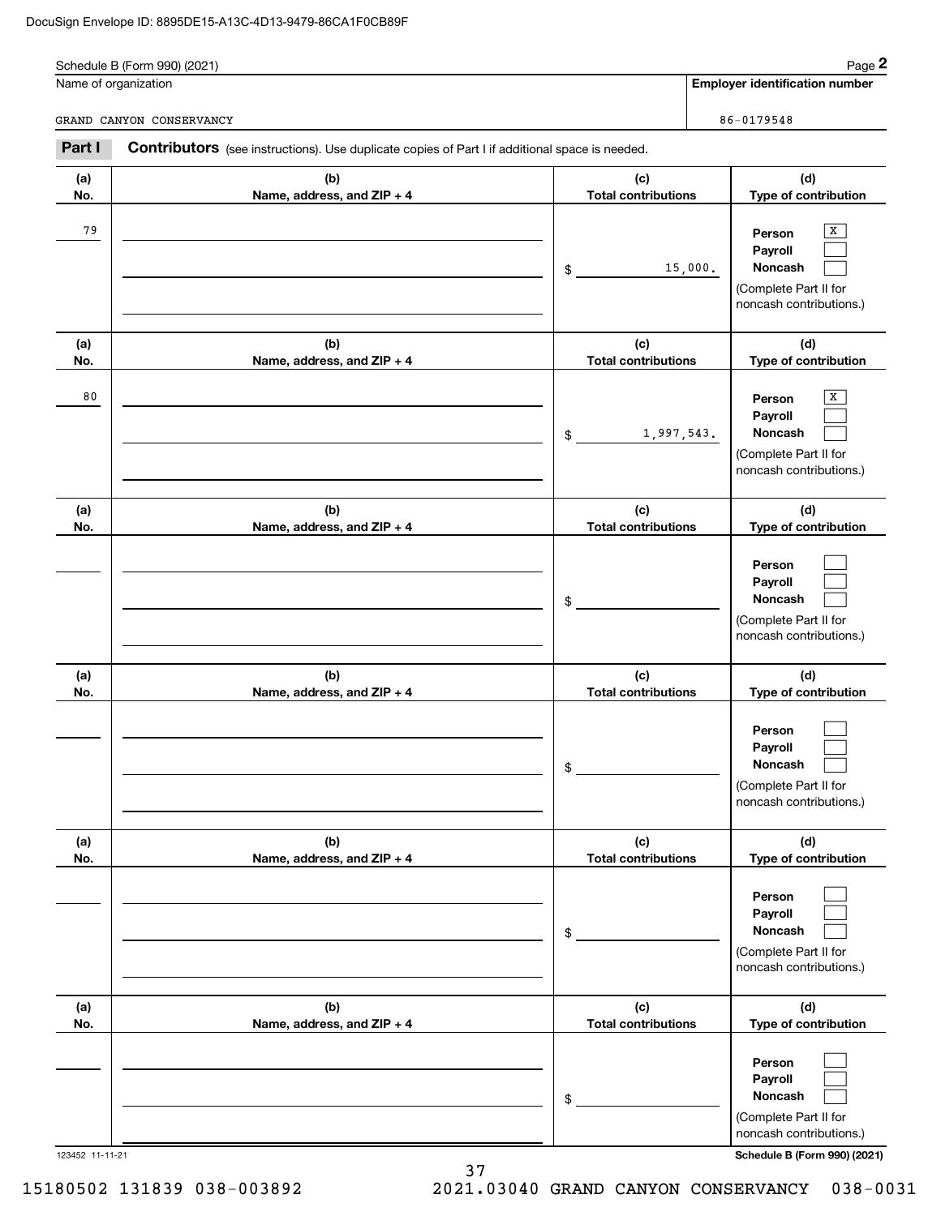Schedule B (Form 990) (2021)

| Name of organization | Employer identification number |
| --- | --- |
| GRAND CANYON CONSERVANCY | 86-0179548 |

**Part I** **Contributors** (see instructions). Use duplicate copies of Part I if additional space is needed.

| (a) No. | (b) Name, address, and ZIP + 4 | (c) Total contributions | (d) Type of contribution |
| --- | --- | --- | --- |
| 79 | | $ 15,000. | Person [X] Payroll [ ] Noncash [ ] (Complete Part II for noncash contributions.) |
| 80 | | $ 1,997,543. | Person [X] Payroll [ ] Noncash [ ] (Complete Part II for noncash contributions.) |
| | | $ | Person [ ] Payroll [ ] Noncash [ ] (Complete Part II for noncash contributions.) |
| | | $ | Person [ ] Payroll [ ] Noncash [ ] (Complete Part II for noncash contributions.) |
| | | $ | Person [ ] Payroll [ ] Noncash [ ] (Complete Part II for noncash contributions.) |
| | | $ | Person [ ] Payroll [ ] Noncash [ ] (Complete Part II for noncash contributions.) |

123452 11-11-21

Schedule B (Form 990) (2021)

15180502 131839 038-003892 2021.03040 GRAND CANYON CONSERVANCY 038-0031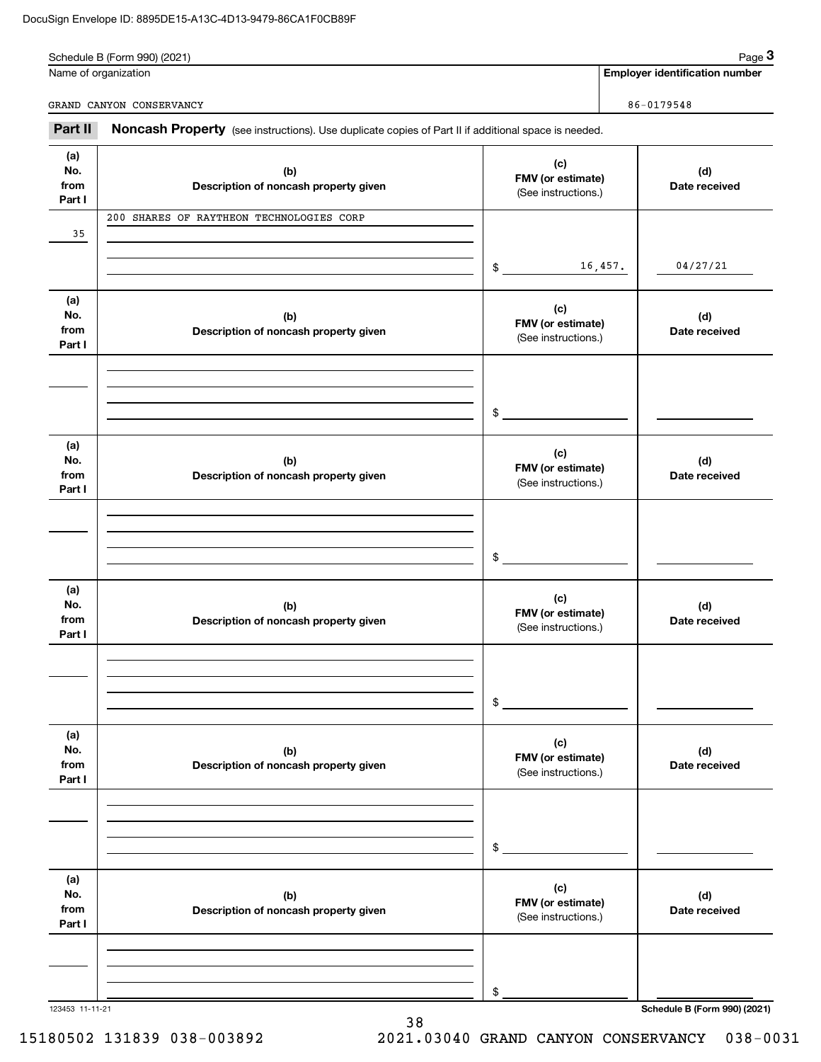DocuSign Envelope ID: 8895DE15-A13C-4D13-9479-86CA1F0CB89F

Schedule B (Form 990) (2021)

Name of organization: GRAND CANYON CONSERVANCY

Employer identification number: 86-0179548

## Part II Noncash Property

(see instructions). Use duplicate copies of Part II if additional space is needed.

| (a) No. from Part I | (b) Description of noncash property given | (c) FMV (or estimate) (See instructions.) | (d) Date received |
|---|---|---|---|
| 35 | 200 SHARES OF RAYTHEON TECHNOLOGIES CORP | $ 16,457. | 04/27/21 |
| | | $ | |
| | | $ | |
| | | $ | |
| | | $ | |
| | | $ | |

123453 11-11-21

Schedule B (Form 990) (2021)

15180502 131839 038-003892 2021.03040 GRAND CANYON CONSERVANCY 038-0031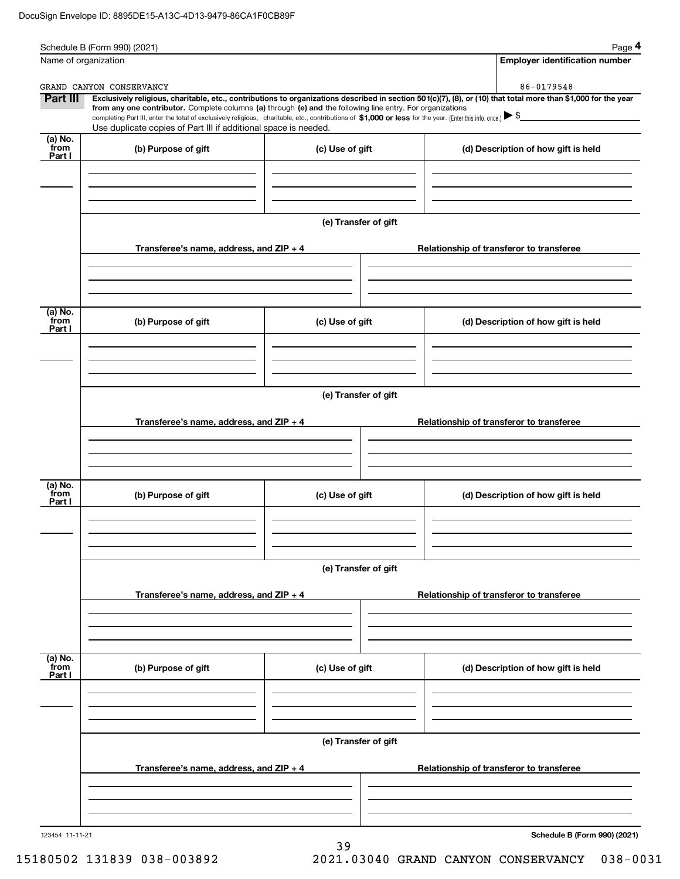DocuSign Envelope ID: 8895DE15-A13C-4D13-9479-86CA1F0CB89F

Schedule B (Form 990) (2021) Page **4**

| Name of organization | Employer identification number |
|---|---|
| GRAND CANYON CONSERVANCY | 86-0179548 |

**Part III** **Exclusively religious, charitable, etc., contributions to organizations described in section 501(c)(7), (8), or (10) that total more than $1,000 for the year from any one contributor.** Complete columns **(a)** through **(e) and** the following line entry. For organizations completing Part III, enter the total of exclusively religious, charitable, etc., contributions of **$1,000 or less** for the year. (Enter this info. once.) ▶ $

Use duplicate copies of Part III if additional space is needed.

| (a) No. from Part I | (b) Purpose of gift | (c) Use of gift | (d) Description of how gift is held |
|---|---|---|---|
| | | | |

**(e) Transfer of gift**

| Transferee's name, address, and ZIP + 4 | Relationship of transferor to transferee |
|---|---|
| | |

| (a) No. from Part I | (b) Purpose of gift | (c) Use of gift | (d) Description of how gift is held |
|---|---|---|---|
| | | | |

**(e) Transfer of gift**

| Transferee's name, address, and ZIP + 4 | Relationship of transferor to transferee |
|---|---|
| | |

| (a) No. from Part I | (b) Purpose of gift | (c) Use of gift | (d) Description of how gift is held |
|---|---|---|---|
| | | | |

**(e) Transfer of gift**

| Transferee's name, address, and ZIP + 4 | Relationship of transferor to transferee |
|---|---|
| | |

| (a) No. from Part I | (b) Purpose of gift | (c) Use of gift | (d) Description of how gift is held |
|---|---|---|---|
| | | | |

**(e) Transfer of gift**

| Transferee's name, address, and ZIP + 4 | Relationship of transferor to transferee |
|---|---|
| | |

123454 11-11-21 **Schedule B (Form 990) (2021)**

15180502 131839 038-003892 2021.03040 GRAND CANYON CONSERVANCY 038-0031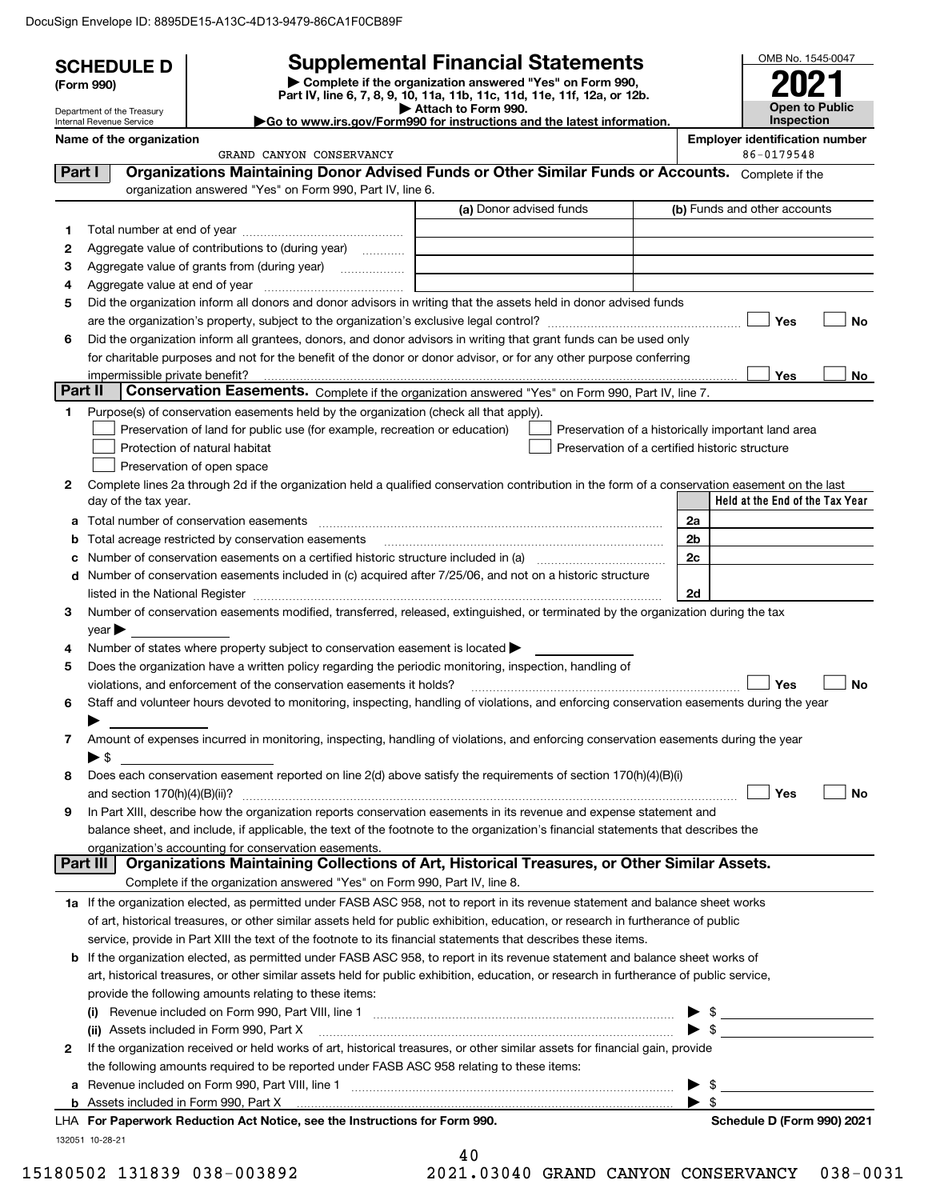DocuSign Envelope ID: 8895DE15-A13C-4D13-9479-86CA1F0CB89F

**SCHEDULE D (Form 990)**

Department of the Treasury
Internal Revenue Service

# Supplemental Financial Statements

▶ Complete if the organization answered "Yes" on Form 990, Part IV, line 6, 7, 8, 9, 10, 11a, 11b, 11c, 11d, 11e, 11f, 12a, or 12b.
▶ Attach to Form 990.
▶Go to www.irs.gov/Form990 for instructions and the latest information.

OMB No. 1545-0047

**2021**

**Open to Public Inspection**

**Name of the organization**
GRAND CANYON CONSERVANCY

**Employer identification number**
86-0179548

## Part I Organizations Maintaining Donor Advised Funds or Other Similar Funds or Accounts.
Complete if the organization answered "Yes" on Form 990, Part IV, line 6.

| | | (a) Donor advised funds | (b) Funds and other accounts |
|---|---|---|---|
| 1 | Total number at end of year | | |
| 2 | Aggregate value of contributions to (during year) | | |
| 3 | Aggregate value of grants from (during year) | | |
| 4 | Aggregate value at end of year | | |

5 Did the organization inform all donors and donor advisors in writing that the assets held in donor advised funds are the organization's property, subject to the organization's exclusive legal control? ☐ Yes ☐ No

6 Did the organization inform all grantees, donors, and donor advisors in writing that grant funds can be used only for charitable purposes and not for the benefit of the donor or donor advisor, or for any other purpose conferring impermissible private benefit? ☐ Yes ☐ No

## Part II Conservation Easements.
Complete if the organization answered "Yes" on Form 990, Part IV, line 7.

1 Purpose(s) of conservation easements held by the organization (check all that apply).

- ☐ Preservation of land for public use (for example, recreation or education)
- ☐ Protection of natural habitat
- ☐ Preservation of open space
- ☐ Preservation of a historically important land area
- ☐ Preservation of a certified historic structure

2 Complete lines 2a through 2d if the organization held a qualified conservation contribution in the form of a conservation easement on the last day of the tax year.

| | | | Held at the End of the Tax Year |
|---|---|---|---|
| a | Total number of conservation easements | 2a | |
| b | Total acreage restricted by conservation easements | 2b | |
| c | Number of conservation easements on a certified historic structure included in (a) | 2c | |
| d | Number of conservation easements included in (c) acquired after 7/25/06, and not on a historic structure listed in the National Register | 2d | |

3 Number of conservation easements modified, transferred, released, extinguished, or terminated by the organization during the tax year ▶

4 Number of states where property subject to conservation easement is located ▶

5 Does the organization have a written policy regarding the periodic monitoring, inspection, handling of violations, and enforcement of the conservation easements it holds? ☐ Yes ☐ No

6 Staff and volunteer hours devoted to monitoring, inspecting, handling of violations, and enforcing conservation easements during the year ▶

7 Amount of expenses incurred in monitoring, inspecting, handling of violations, and enforcing conservation easements during the year ▶ $

8 Does each conservation easement reported on line 2(d) above satisfy the requirements of section 170(h)(4)(B)(i) and section 170(h)(4)(B)(ii)? ☐ Yes ☐ No

9 In Part XIII, describe how the organization reports conservation easements in its revenue and expense statement and balance sheet, and include, if applicable, the text of the footnote to the organization's financial statements that describes the organization's accounting for conservation easements.

## Part III Organizations Maintaining Collections of Art, Historical Treasures, or Other Similar Assets.
Complete if the organization answered "Yes" on Form 990, Part IV, line 8.

1a If the organization elected, as permitted under FASB ASC 958, not to report in its revenue statement and balance sheet works of art, historical treasures, or other similar assets held for public exhibition, education, or research in furtherance of public service, provide in Part XIII the text of the footnote to its financial statements that describes these items.

b If the organization elected, as permitted under FASB ASC 958, to report in its revenue statement and balance sheet works of art, historical treasures, or other similar assets held for public exhibition, education, or research in furtherance of public service, provide the following amounts relating to these items:

(i) Revenue included on Form 990, Part VIII, line 1 ▶ $

(ii) Assets included in Form 990, Part X ▶ $

2 If the organization received or held works of art, historical treasures, or other similar assets for financial gain, provide the following amounts required to be reported under FASB ASC 958 relating to these items:

a Revenue included on Form 990, Part VIII, line 1 ▶ $

b Assets included in Form 990, Part X ▶ $

LHA **For Paperwork Reduction Act Notice, see the Instructions for Form 990.** **Schedule D (Form 990) 2021**

132051 10-28-21

15180502 131839 038-003892 2021.03040 GRAND CANYON CONSERVANCY 038-0031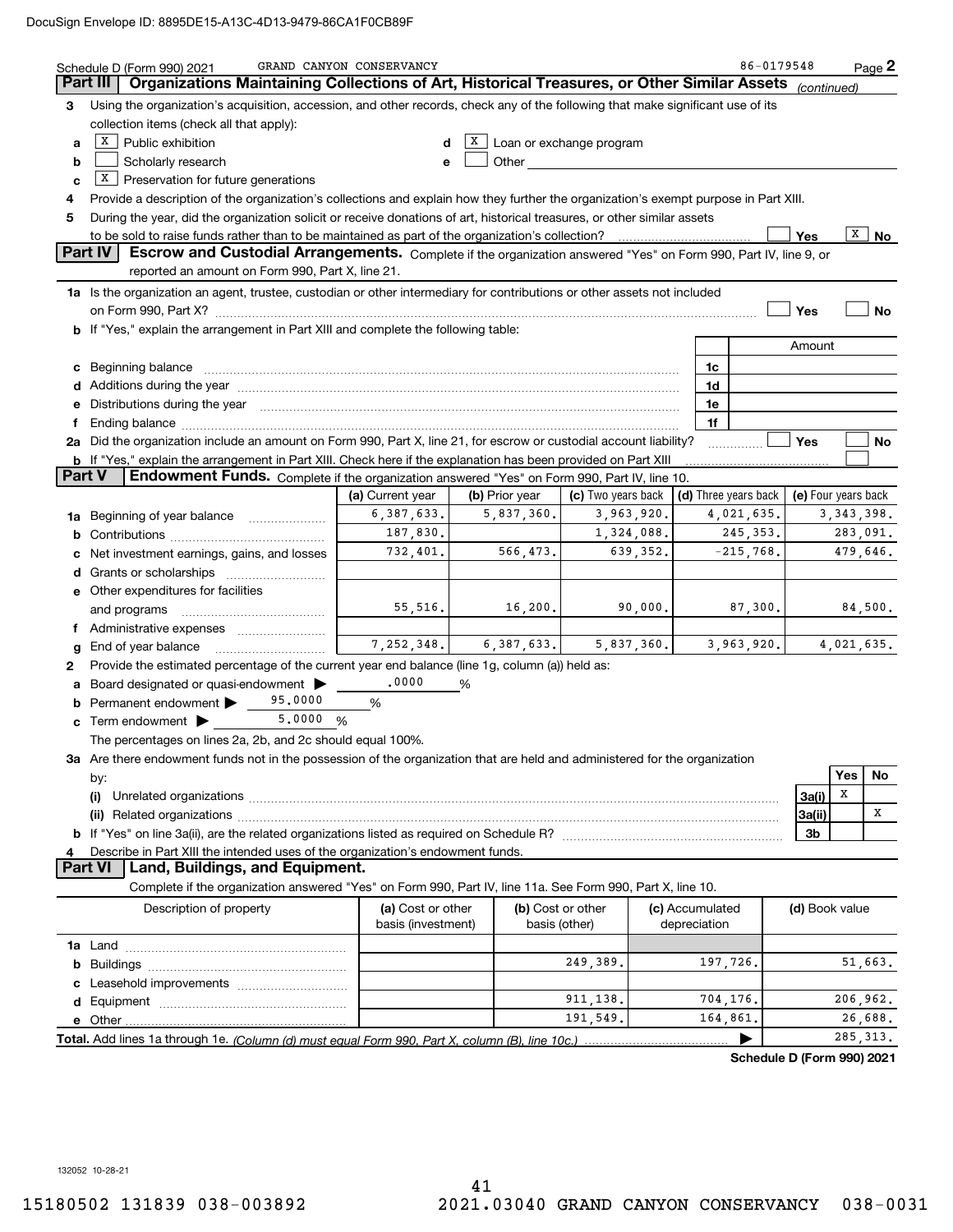Schedule D (Form 990) 2021 GRAND CANYON CONSERVANCY 86-0179548 Page 2

## Part III Organizations Maintaining Collections of Art, Historical Treasures, or Other Similar Assets *(continued)*

3 Using the organization's acquisition, accession, and other records, check any of the following that make significant use of its collection items (check all that apply):

- a [X] Public exhibition
- b [ ] Scholarly research
- c [X] Preservation for future generations
- d [X] Loan or exchange program
- e [ ] Other

4 Provide a description of the organization's collections and explain how they further the organization's exempt purpose in Part XIII.

5 During the year, did the organization solicit or receive donations of art, historical treasures, or other similar assets to be sold to raise funds rather than to be maintained as part of the organization's collection? [ ] Yes [X] No

## Part IV Escrow and Custodial Arrangements.

Complete if the organization answered "Yes" on Form 990, Part IV, line 9, or reported an amount on Form 990, Part X, line 21.

1a Is the organization an agent, trustee, custodian or other intermediary for contributions or other assets not included on Form 990, Part X? [ ] Yes [ ] No

b If "Yes," explain the arrangement in Part XIII and complete the following table:

| | | Amount |
|---|---|---|
| c Beginning balance | 1c | |
| d Additions during the year | 1d | |
| e Distributions during the year | 1e | |
| f Ending balance | 1f | |

2a Did the organization include an amount on Form 990, Part X, line 21, for escrow or custodial account liability? [ ] Yes [ ] No

b If "Yes," explain the arrangement in Part XIII. Check here if the explanation has been provided on Part XIII [ ]

## Part V Endowment Funds.

Complete if the organization answered "Yes" on Form 990, Part IV, line 10.

| | (a) Current year | (b) Prior year | (c) Two years back | (d) Three years back | (e) Four years back |
|---|---|---|---|---|---|
| 1a Beginning of year balance | 6,387,633. | 5,837,360. | 3,963,920. | 4,021,635. | 3,343,398. |
| b Contributions | 187,830. | | 1,324,088. | 245,353. | 283,091. |
| c Net investment earnings, gains, and losses | 732,401. | 566,473. | 639,352. | -215,768. | 479,646. |
| d Grants or scholarships | | | | | |
| e Other expenditures for facilities and programs | 55,516. | 16,200. | 90,000. | 87,300. | 84,500. |
| f Administrative expenses | | | | | |
| g End of year balance | 7,252,348. | 6,387,633. | 5,837,360. | 3,963,920. | 4,021,635. |

2 Provide the estimated percentage of the current year end balance (line 1g, column (a)) held as:

- a Board designated or quasi-endowment ▶ .0000 %
- b Permanent endowment ▶ 95.0000 %
- c Term endowment ▶ 5.0000 %

The percentages on lines 2a, 2b, and 2c should equal 100%.

3a Are there endowment funds not in the possession of the organization that are held and administered for the organization by:

| | | Yes | No |
|---|---|---|---|
| (i) Unrelated organizations | 3a(i) | X | |
| (ii) Related organizations | 3a(ii) | | X |
| b If "Yes" on line 3a(ii), are the related organizations listed as required on Schedule R? | 3b | | |

4 Describe in Part XIII the intended uses of the organization's endowment funds.

## Part VI Land, Buildings, and Equipment.

Complete if the organization answered "Yes" on Form 990, Part IV, line 11a. See Form 990, Part X, line 10.

| Description of property | (a) Cost or other basis (investment) | (b) Cost or other basis (other) | (c) Accumulated depreciation | (d) Book value |
|---|---|---|---|---|
| 1a Land | | | | |
| b Buildings | | 249,389. | 197,726. | 51,663. |
| c Leasehold improvements | | | | |
| d Equipment | | 911,138. | 704,176. | 206,962. |
| e Other | | 191,549. | 164,861. | 26,688. |
| **Total.** Add lines 1a through 1e. *(Column (d) must equal Form 990, Part X, column (B), line 10c.)* | | | ▶ | 285,313. |

**Schedule D (Form 990) 2021**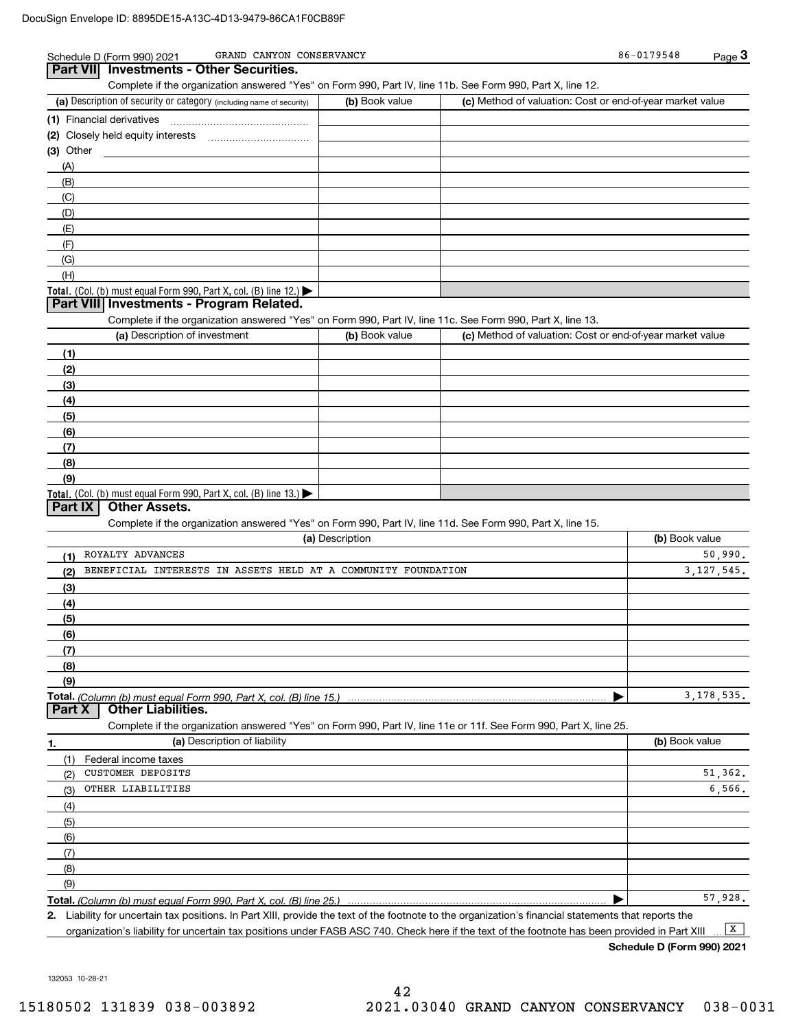Schedule D (Form 990) 2021 GRAND CANYON CONSERVANCY 86-0179548

## Part VII Investments - Other Securities.

Complete if the organization answered "Yes" on Form 990, Part IV, line 11b. See Form 990, Part X, line 12.

| (a) Description of security or category (including name of security) | (b) Book value | (c) Method of valuation: Cost or end-of-year market value |
|---|---|---|
| (1) Financial derivatives | | |
| (2) Closely held equity interests | | |
| (3) Other | | |
| (A) | | |
| (B) | | |
| (C) | | |
| (D) | | |
| (E) | | |
| (F) | | |
| (G) | | |
| (H) | | |
| Total. (Col. (b) must equal Form 990, Part X, col. (B) line 12.) | | |

## Part VIII Investments - Program Related.

Complete if the organization answered "Yes" on Form 990, Part IV, line 11c. See Form 990, Part X, line 13.

| (a) Description of investment | (b) Book value | (c) Method of valuation: Cost or end-of-year market value |
|---|---|---|
| (1) | | |
| (2) | | |
| (3) | | |
| (4) | | |
| (5) | | |
| (6) | | |
| (7) | | |
| (8) | | |
| (9) | | |
| Total. (Col. (b) must equal Form 990, Part X, col. (B) line 13.) | | |

## Part IX Other Assets.

Complete if the organization answered "Yes" on Form 990, Part IV, line 11d. See Form 990, Part X, line 15.

| (a) Description | (b) Book value |
|---|---|
| (1) ROYALTY ADVANCES | 50,990. |
| (2) BENEFICIAL INTERESTS IN ASSETS HELD AT A COMMUNITY FOUNDATION | 3,127,545. |
| (3) | |
| (4) | |
| (5) | |
| (6) | |
| (7) | |
| (8) | |
| (9) | |
| Total. (Column (b) must equal Form 990, Part X, col. (B) line 15.) | 3,178,535. |

## Part X Other Liabilities.

Complete if the organization answered "Yes" on Form 990, Part IV, line 11e or 11f. See Form 990, Part X, line 25.

| 1. (a) Description of liability | (b) Book value |
|---|---|
| (1) Federal income taxes | |
| (2) CUSTOMER DEPOSITS | 51,362. |
| (3) OTHER LIABILITIES | 6,566. |
| (4) | |
| (5) | |
| (6) | |
| (7) | |
| (8) | |
| (9) | |
| Total. (Column (b) must equal Form 990, Part X, col. (B) line 25.) | 57,928. |

2. Liability for uncertain tax positions. In Part XIII, provide the text of the footnote to the organization's financial statements that reports the organization's liability for uncertain tax positions under FASB ASC 740. Check here if the text of the footnote has been provided in Part XIII [X]

Schedule D (Form 990) 2021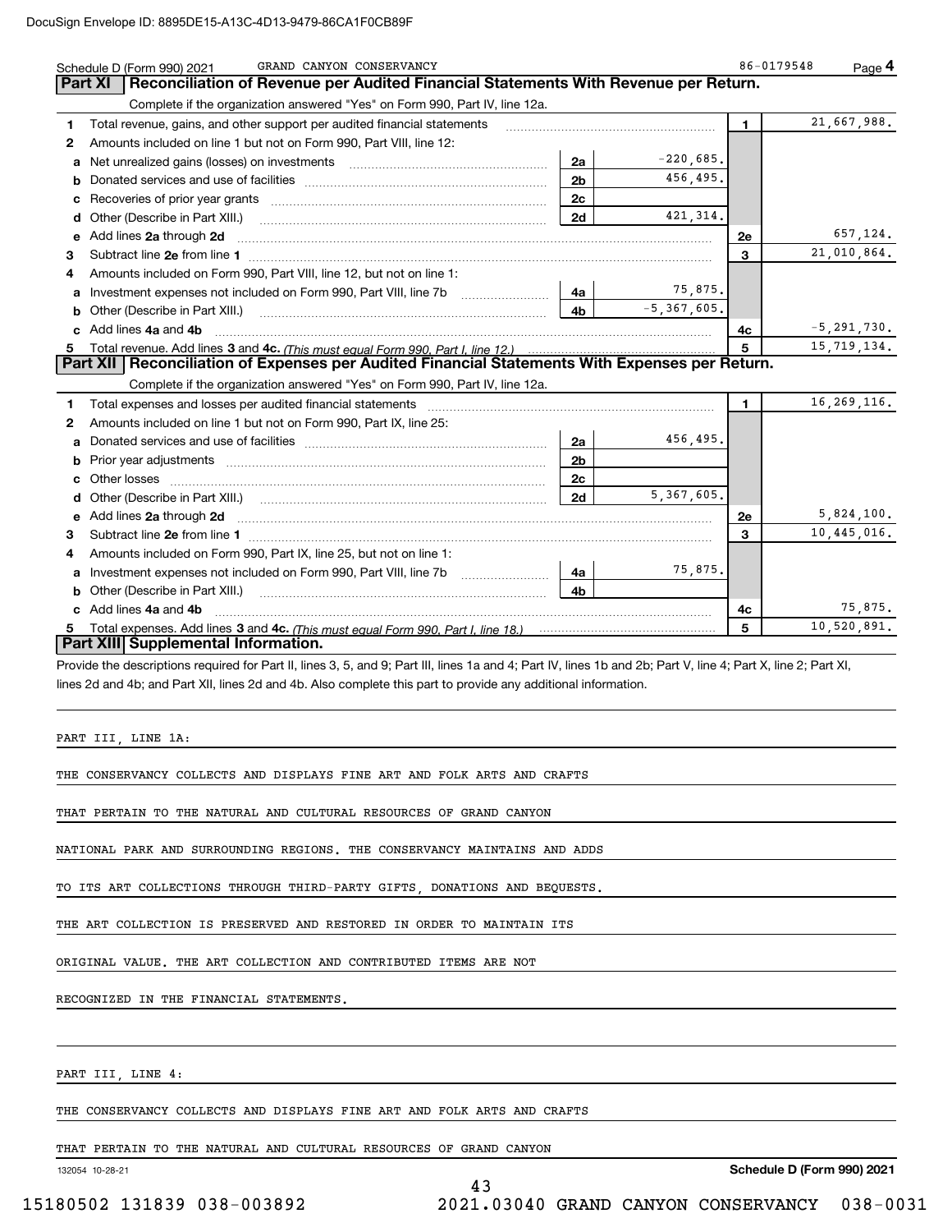Schedule D (Form 990) 2021 GRAND CANYON CONSERVANCY 86-0179548

## Part XI Reconciliation of Revenue per Audited Financial Statements With Revenue per Return.

Complete if the organization answered "Yes" on Form 990, Part IV, line 12a.

| | | | | | |
|---|---|---|---|---|---|
| 1 | Total revenue, gains, and other support per audited financial statements | | | 1 | 21,667,988. |
| 2 | Amounts included on line 1 but not on Form 990, Part VIII, line 12: | | | | |
| a | Net unrealized gains (losses) on investments | 2a | -220,685. | | |
| b | Donated services and use of facilities | 2b | 456,495. | | |
| c | Recoveries of prior year grants | 2c | | | |
| d | Other (Describe in Part XIII.) | 2d | 421,314. | | |
| e | Add lines 2a through 2d | | | 2e | 657,124. |
| 3 | Subtract line 2e from line 1 | | | 3 | 21,010,864. |
| 4 | Amounts included on Form 990, Part VIII, line 12, but not on line 1: | | | | |
| a | Investment expenses not included on Form 990, Part VIII, line 7b | 4a | 75,875. | | |
| b | Other (Describe in Part XIII.) | 4b | -5,367,605. | | |
| c | Add lines 4a and 4b | | | 4c | -5,291,730. |
| 5 | Total revenue. Add lines 3 and 4c. *(This must equal Form 990, Part I, line 12.)* | | | 5 | 15,719,134. |

## Part XII Reconciliation of Expenses per Audited Financial Statements With Expenses per Return.

Complete if the organization answered "Yes" on Form 990, Part IV, line 12a.

| | | | | | |
|---|---|---|---|---|---|
| 1 | Total expenses and losses per audited financial statements | | | 1 | 16,269,116. |
| 2 | Amounts included on line 1 but not on Form 990, Part IX, line 25: | | | | |
| a | Donated services and use of facilities | 2a | 456,495. | | |
| b | Prior year adjustments | 2b | | | |
| c | Other losses | 2c | | | |
| d | Other (Describe in Part XIII.) | 2d | 5,367,605. | | |
| e | Add lines 2a through 2d | | | 2e | 5,824,100. |
| 3 | Subtract line 2e from line 1 | | | 3 | 10,445,016. |
| 4 | Amounts included on Form 990, Part IX, line 25, but not on line 1: | | | | |
| a | Investment expenses not included on Form 990, Part VIII, line 7b | 4a | 75,875. | | |
| b | Other (Describe in Part XIII.) | 4b | | | |
| c | Add lines 4a and 4b | | | 4c | 75,875. |
| 5 | Total expenses. Add lines 3 and 4c. *(This must equal Form 990, Part I, line 18.)* | | | 5 | 10,520,891. |

## Part XIII Supplemental Information.

Provide the descriptions required for Part II, lines 3, 5, and 9; Part III, lines 1a and 4; Part IV, lines 1b and 2b; Part V, line 4; Part X, line 2; Part XI, lines 2d and 4b; and Part XII, lines 2d and 4b. Also complete this part to provide any additional information.

PART III, LINE 1A:

THE CONSERVANCY COLLECTS AND DISPLAYS FINE ART AND FOLK ARTS AND CRAFTS THAT PERTAIN TO THE NATURAL AND CULTURAL RESOURCES OF GRAND CANYON NATIONAL PARK AND SURROUNDING REGIONS. THE CONSERVANCY MAINTAINS AND ADDS TO ITS ART COLLECTIONS THROUGH THIRD-PARTY GIFTS, DONATIONS AND BEQUESTS. THE ART COLLECTION IS PRESERVED AND RESTORED IN ORDER TO MAINTAIN ITS ORIGINAL VALUE. THE ART COLLECTION AND CONTRIBUTED ITEMS ARE NOT RECOGNIZED IN THE FINANCIAL STATEMENTS.

PART III, LINE 4:

THE CONSERVANCY COLLECTS AND DISPLAYS FINE ART AND FOLK ARTS AND CRAFTS THAT PERTAIN TO THE NATURAL AND CULTURAL RESOURCES OF GRAND CANYON

132054 10-28-21 Schedule D (Form 990) 2021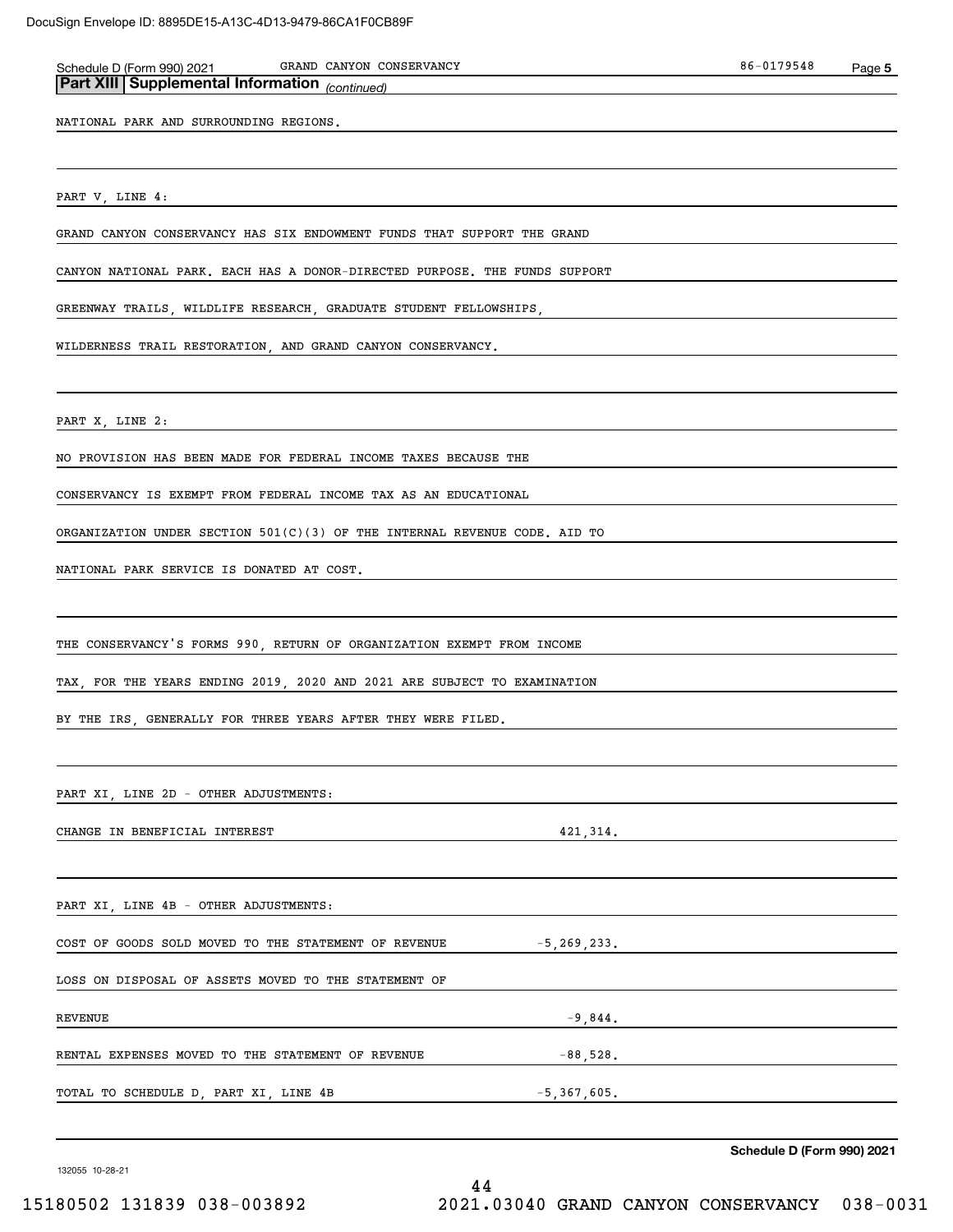## Part XIII Supplemental Information *(continued)*

NATIONAL PARK AND SURROUNDING REGIONS.

PART V, LINE 4:

GRAND CANYON CONSERVANCY HAS SIX ENDOWMENT FUNDS THAT SUPPORT THE GRAND CANYON NATIONAL PARK. EACH HAS A DONOR-DIRECTED PURPOSE. THE FUNDS SUPPORT GREENWAY TRAILS, WILDLIFE RESEARCH, GRADUATE STUDENT FELLOWSHIPS, WILDERNESS TRAIL RESTORATION, AND GRAND CANYON CONSERVANCY.

PART X, LINE 2:

NO PROVISION HAS BEEN MADE FOR FEDERAL INCOME TAXES BECAUSE THE CONSERVANCY IS EXEMPT FROM FEDERAL INCOME TAX AS AN EDUCATIONAL ORGANIZATION UNDER SECTION 501(C)(3) OF THE INTERNAL REVENUE CODE. AID TO NATIONAL PARK SERVICE IS DONATED AT COST.

THE CONSERVANCY'S FORMS 990, RETURN OF ORGANIZATION EXEMPT FROM INCOME TAX, FOR THE YEARS ENDING 2019, 2020 AND 2021 ARE SUBJECT TO EXAMINATION BY THE IRS, GENERALLY FOR THREE YEARS AFTER THEY WERE FILED.

PART XI, LINE 2D - OTHER ADJUSTMENTS:

| | |
|---|---|
| CHANGE IN BENEFICIAL INTEREST | 421,314. |

PART XI, LINE 4B - OTHER ADJUSTMENTS:

| | |
|---|---|
| COST OF GOODS SOLD MOVED TO THE STATEMENT OF REVENUE | -5,269,233. |
| LOSS ON DISPOSAL OF ASSETS MOVED TO THE STATEMENT OF REVENUE | -9,844. |
| RENTAL EXPENSES MOVED TO THE STATEMENT OF REVENUE | -88,528. |
| TOTAL TO SCHEDULE D, PART XI, LINE 4B | -5,367,605. |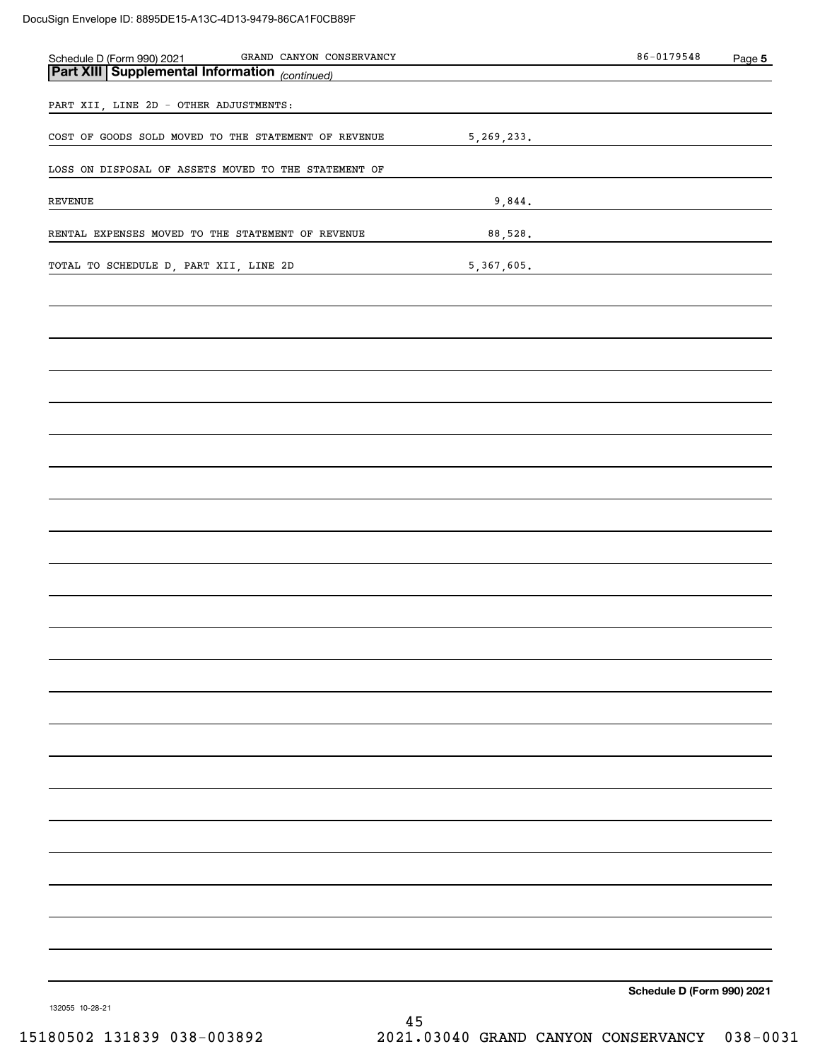Schedule D (Form 990) 2021 GRAND CANYON CONSERVANCY 86-0179548

## Part XIII Supplemental Information *(continued)*

PART XII, LINE 2D - OTHER ADJUSTMENTS:

| | |
|---|---|
| COST OF GOODS SOLD MOVED TO THE STATEMENT OF REVENUE | 5,269,233. |
| LOSS ON DISPOSAL OF ASSETS MOVED TO THE STATEMENT OF REVENUE | 9,844. |
| RENTAL EXPENSES MOVED TO THE STATEMENT OF REVENUE | 88,528. |
| TOTAL TO SCHEDULE D, PART XII, LINE 2D | 5,367,605. |

Schedule D (Form 990) 2021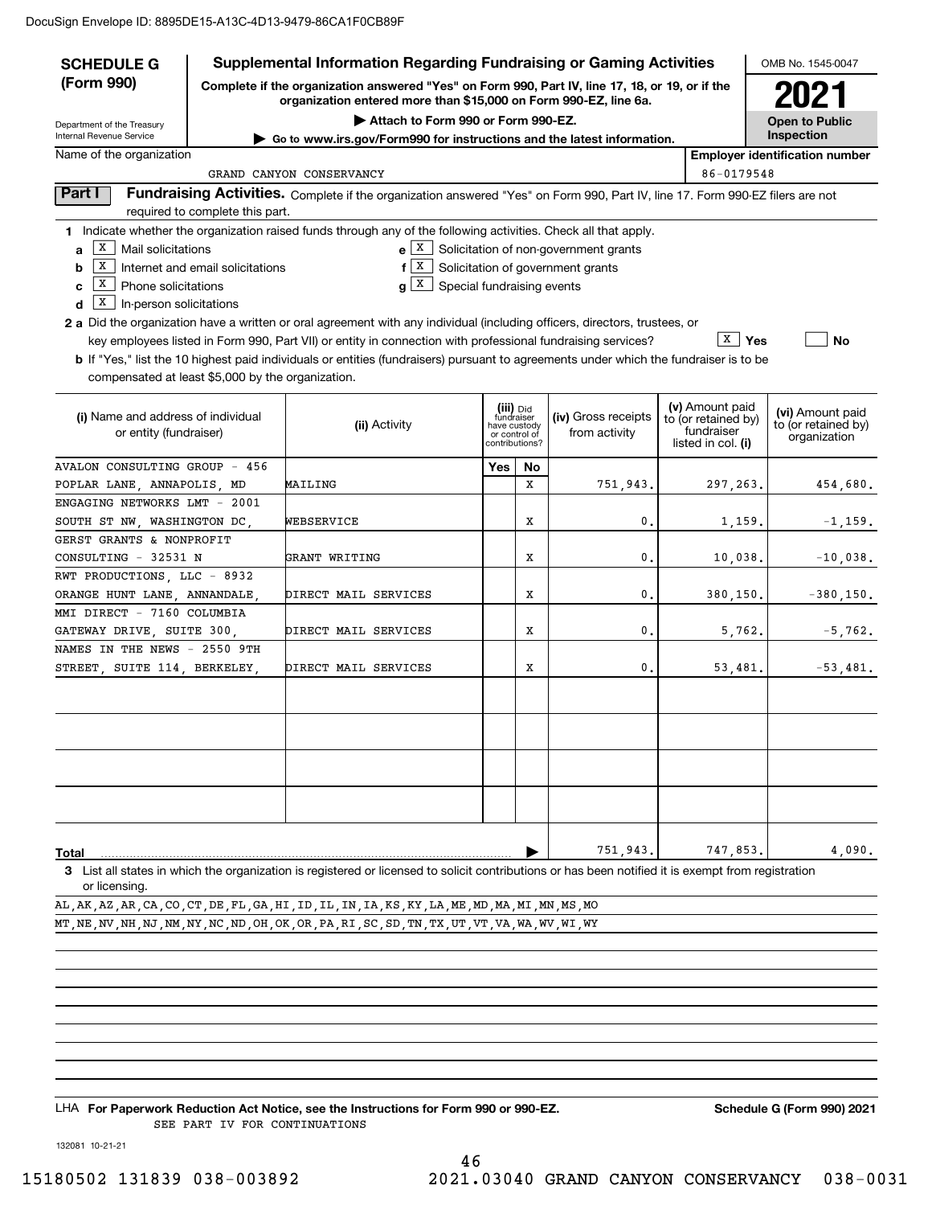DocuSign Envelope ID: 8895DE15-A13C-4D13-9479-86CA1F0CB89F

**SCHEDULE G (Form 990)**

Department of the Treasury
Internal Revenue Service

# Supplemental Information Regarding Fundraising or Gaming Activities

**Complete if the organization answered "Yes" on Form 990, Part IV, line 17, 18, or 19, or if the organization entered more than $15,000 on Form 990-EZ, line 6a.**

▶ Attach to Form 990 or Form 990-EZ.

▶ Go to www.irs.gov/Form990 for instructions and the latest information.

OMB No. 1545-0047

**2021**

**Open to Public Inspection**

Name of the organization: GRAND CANYON CONSERVANCY

Employer identification number: 86-0179548

## Part I Fundraising Activities.

Complete if the organization answered "Yes" on Form 990, Part IV, line 17. Form 990-EZ filers are not required to complete this part.

**1** Indicate whether the organization raised funds through any of the following activities. Check all that apply.

- **a** [X] Mail solicitations
- **b** [X] Internet and email solicitations
- **c** [X] Phone solicitations
- **d** [X] In-person solicitations
- **e** [X] Solicitation of non-government grants
- **f** [X] Solicitation of government grants
- **g** [X] Special fundraising events

**2 a** Did the organization have a written or oral agreement with any individual (including officers, directors, trustees, or key employees listed in Form 990, Part VII) or entity in connection with professional fundraising services? [X] **Yes** [ ] **No**

**b** If "Yes," list the 10 highest paid individuals or entities (fundraisers) pursuant to agreements under which the fundraiser is to be compensated at least $5,000 by the organization.

| (i) Name and address of individual or entity (fundraiser) | (ii) Activity | (iii) Did fundraiser have custody or control of contributions? Yes | No | (iv) Gross receipts from activity | (v) Amount paid to (or retained by) fundraiser listed in col. (i) | (vi) Amount paid to (or retained by) organization |
|---|---|---|---|---|---|---|
| AVALON CONSULTING GROUP - 456 POPLAR LANE, ANNAPOLIS, MD | MAILING | | X | 751,943. | 297,263. | 454,680. |
| ENGAGING NETWORKS LMT - 2001 SOUTH ST NW, WASHINGTON DC, | WEBSERVICE | | X | 0. | 1,159. | -1,159. |
| GERST GRANTS & NONPROFIT CONSULTING - 32531 N | GRANT WRITING | | X | 0. | 10,038. | -10,038. |
| RWT PRODUCTIONS, LLC - 8932 ORANGE HUNT LANE, ANNANDALE, | DIRECT MAIL SERVICES | | X | 0. | 380,150. | -380,150. |
| MMI DIRECT - 7160 COLUMBIA GATEWAY DRIVE, SUITE 300, | DIRECT MAIL SERVICES | | X | 0. | 5,762. | -5,762. |
| NAMES IN THE NEWS - 2550 9TH STREET, SUITE 114, BERKELEY, | DIRECT MAIL SERVICES | | X | 0. | 53,481. | -53,481. |
| | | | | | | |
| | | | | | | |
| | | | | | | |
| | | | | | | |
| **Total** ▶ | | | | 751,943. | 747,853. | 4,090. |

**3** List all states in which the organization is registered or licensed to solicit contributions or has been notified it is exempt from registration or licensing.

AL,AK,AZ,AR,CA,CO,CT,DE,FL,GA,HI,ID,IL,IN,IA,KS,KY,LA,ME,MD,MA,MI,MN,MS,MO
MT,NE,NV,NH,NJ,NM,NY,NC,ND,OH,OK,OR,PA,RI,SC,SD,TN,TX,UT,VT,VA,WA,WV,WI,WY

LHA **For Paperwork Reduction Act Notice, see the Instructions for Form 990 or 990-EZ.** **Schedule G (Form 990) 2021**

SEE PART IV FOR CONTINUATIONS

132081 10-21-21

15180502 131839 038-003892 2021.03040 GRAND CANYON CONSERVANCY 038-0031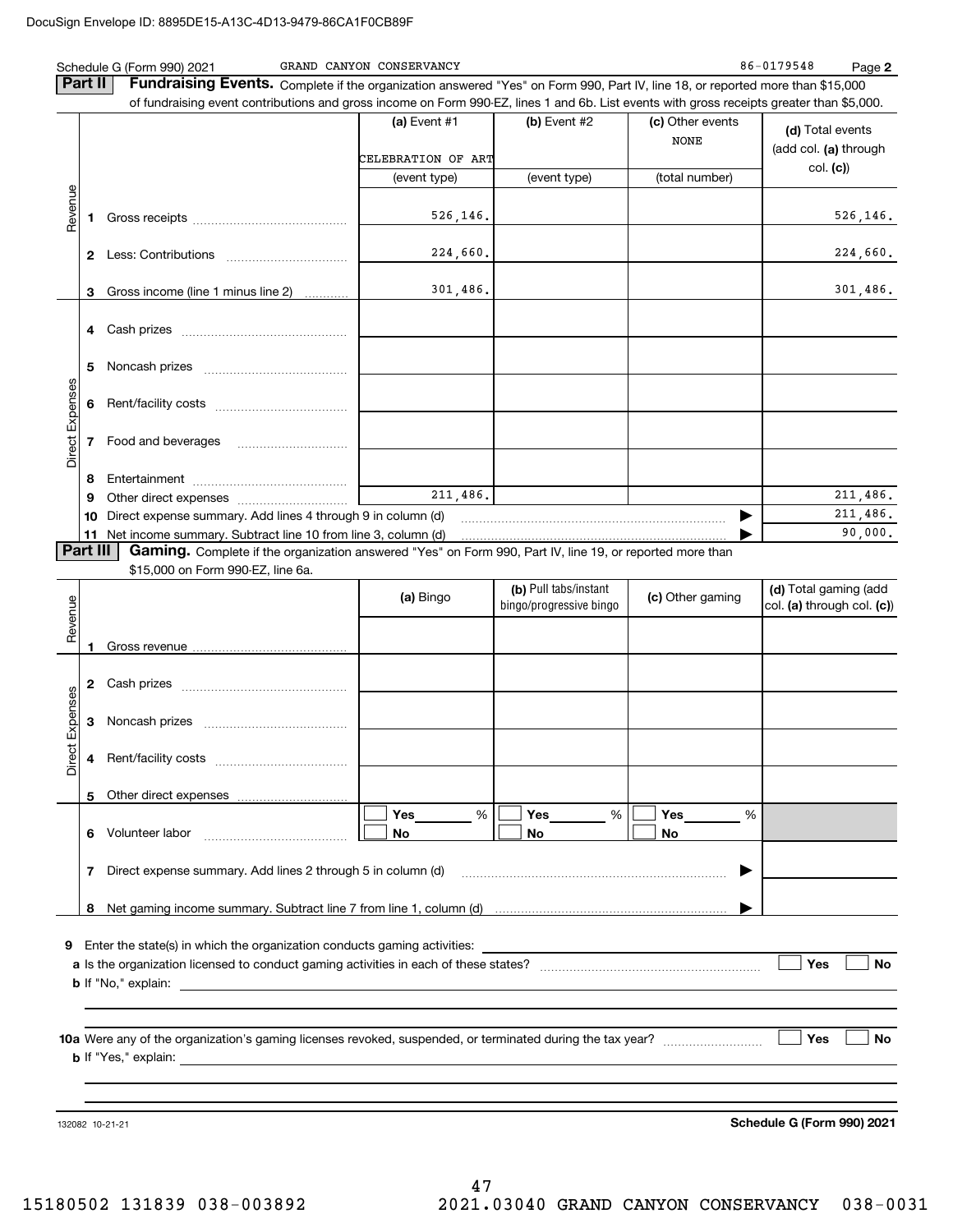Schedule G (Form 990) 2021 GRAND CANYON CONSERVANCY 86-0179548 Page **2**

## Part II — Fundraising Events.

Complete if the organization answered "Yes" on Form 990, Part IV, line 18, or reported more than $15,000 of fundraising event contributions and gross income on Form 990-EZ, lines 1 and 6b. List events with gross receipts greater than $5,000.

| | | (a) Event #1 | (b) Event #2 | (c) Other events | (d) Total events (add col. (a) through col. (c)) |
|---|---|---|---|---|---|
| | | CELEBRATION OF ART | | NONE | |
| | | (event type) | (event type) | (total number) | |
| Revenue | 1 Gross receipts | 526,146. | | | 526,146. |
| | 2 Less: Contributions | 224,660. | | | 224,660. |
| | 3 Gross income (line 1 minus line 2) | 301,486. | | | 301,486. |
| Direct Expenses | 4 Cash prizes | | | | |
| | 5 Noncash prizes | | | | |
| | 6 Rent/facility costs | | | | |
| | 7 Food and beverages | | | | |
| | 8 Entertainment | | | | |
| | 9 Other direct expenses | 211,486. | | | 211,486. |
| | 10 Direct expense summary. Add lines 4 through 9 in column (d) | | | ▶ | 211,486. |
| | 11 Net income summary. Subtract line 10 from line 3, column (d) | | | ▶ | 90,000. |

## Part III — Gaming.

Complete if the organization answered "Yes" on Form 990, Part IV, line 19, or reported more than $15,000 on Form 990-EZ, line 6a.

| | | (a) Bingo | (b) Pull tabs/instant bingo/progressive bingo | (c) Other gaming | (d) Total gaming (add col. (a) through col. (c)) |
|---|---|---|---|---|---|
| Revenue | 1 Gross revenue | | | | |
| Direct Expenses | 2 Cash prizes | | | | |
| | 3 Noncash prizes | | | | |
| | 4 Rent/facility costs | | | | |
| | 5 Other direct expenses | | | | |
| | 6 Volunteer labor | ☐ Yes ____ % ☐ No | ☐ Yes ____ % ☐ No | ☐ Yes ____ % ☐ No | |
| | 7 Direct expense summary. Add lines 2 through 5 in column (d) | | | ▶ | |
| | 8 Net gaming income summary. Subtract line 7 from line 1, column (d) | | | ▶ | |

**9** Enter the state(s) in which the organization conducts gaming activities: ____________

**a** Is the organization licensed to conduct gaming activities in each of these states? ☐ Yes ☐ No

**b** If "No," explain: ____________

**10a** Were any of the organization's gaming licenses revoked, suspended, or terminated during the tax year? ☐ Yes ☐ No

**b** If "Yes," explain: ____________

132082 10-21-21 **Schedule G (Form 990) 2021**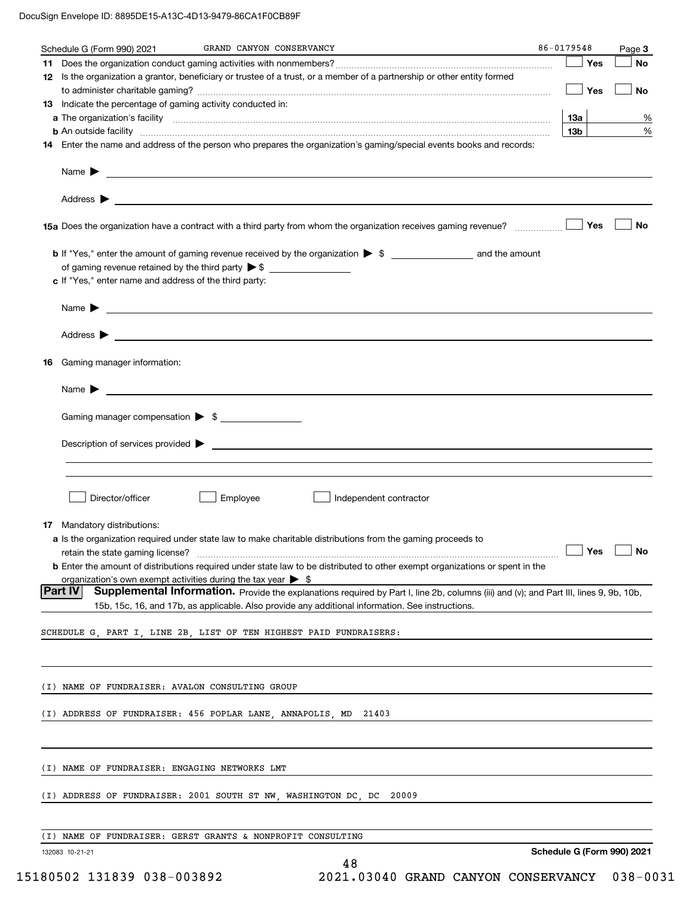Schedule G (Form 990) 2021 GRAND CANYON CONSERVANCY 86-0179548 Page **3**

**11** Does the organization conduct gaming activities with nonmembers? ☐ Yes ☐ No

**12** Is the organization a grantor, beneficiary or trustee of a trust, or a member of a partnership or other entity formed to administer charitable gaming? ☐ Yes ☐ No

**13** Indicate the percentage of gaming activity conducted in:

**a** The organization's facility **13a** %

**b** An outside facility **13b** %

**14** Enter the name and address of the person who prepares the organization's gaming/special events books and records:

Name ▶

Address ▶

**15a** Does the organization have a contract with a third party from whom the organization receives gaming revenue? ☐ Yes ☐ No

**b** If "Yes," enter the amount of gaming revenue received by the organization ▶ $ ________ and the amount of gaming revenue retained by the third party ▶ $ ________

**c** If "Yes," enter name and address of the third party:

Name ▶

Address ▶

**16** Gaming manager information:

Name ▶

Gaming manager compensation ▶ $ ________

Description of services provided ▶

☐ Director/officer ☐ Employee ☐ Independent contractor

**17** Mandatory distributions:

**a** Is the organization required under state law to make charitable distributions from the gaming proceeds to retain the state gaming license? ☐ Yes ☐ No

**b** Enter the amount of distributions required under state law to be distributed to other exempt organizations or spent in the organization's own exempt activities during the tax year ▶ $

**Part IV** **Supplemental Information.** Provide the explanations required by Part I, line 2b, columns (iii) and (v); and Part III, lines 9, 9b, 10b, 15b, 15c, 16, and 17b, as applicable. Also provide any additional information. See instructions.

SCHEDULE G, PART I, LINE 2B, LIST OF TEN HIGHEST PAID FUNDRAISERS:

(I) NAME OF FUNDRAISER: AVALON CONSULTING GROUP

(I) ADDRESS OF FUNDRAISER: 456 POPLAR LANE, ANNAPOLIS, MD 21403

(I) NAME OF FUNDRAISER: ENGAGING NETWORKS LMT

(I) ADDRESS OF FUNDRAISER: 2001 SOUTH ST NW, WASHINGTON DC, DC 20009

(I) NAME OF FUNDRAISER: GERST GRANTS & NONPROFIT CONSULTING

132083 10-21-21 **Schedule G (Form 990) 2021**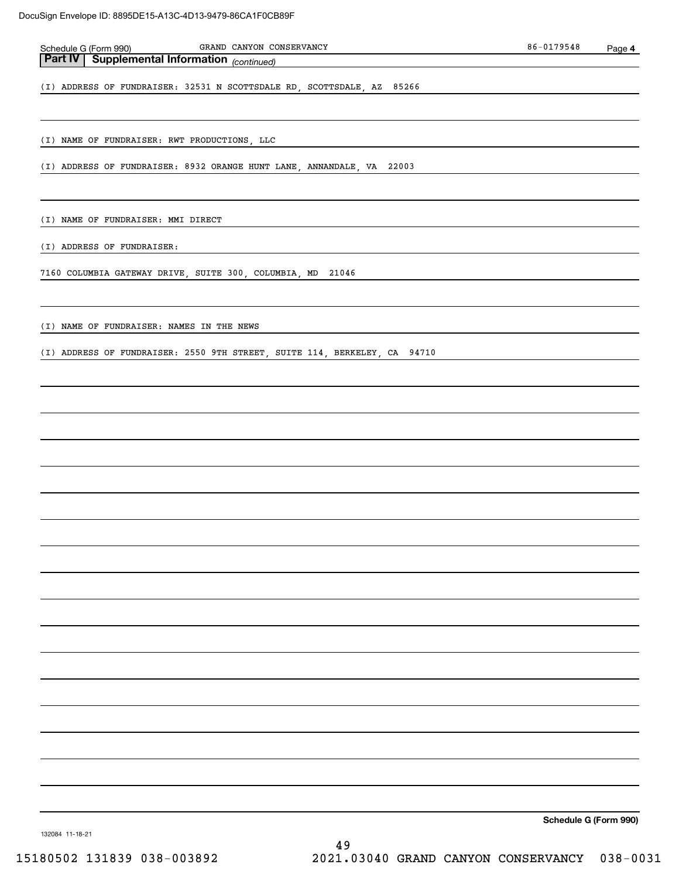Schedule G (Form 990) GRAND CANYON CONSERVANCY 86-0179548

## Part IV Supplemental Information *(continued)*

(I) ADDRESS OF FUNDRAISER: 32531 N SCOTTSDALE RD, SCOTTSDALE, AZ 85266

(I) NAME OF FUNDRAISER: RWT PRODUCTIONS, LLC

(I) ADDRESS OF FUNDRAISER: 8932 ORANGE HUNT LANE, ANNANDALE, VA 22003

(I) NAME OF FUNDRAISER: MMI DIRECT

(I) ADDRESS OF FUNDRAISER:

7160 COLUMBIA GATEWAY DRIVE, SUITE 300, COLUMBIA, MD 21046

(I) NAME OF FUNDRAISER: NAMES IN THE NEWS

(I) ADDRESS OF FUNDRAISER: 2550 9TH STREET, SUITE 114, BERKELEY, CA 94710

**Schedule G (Form 990)**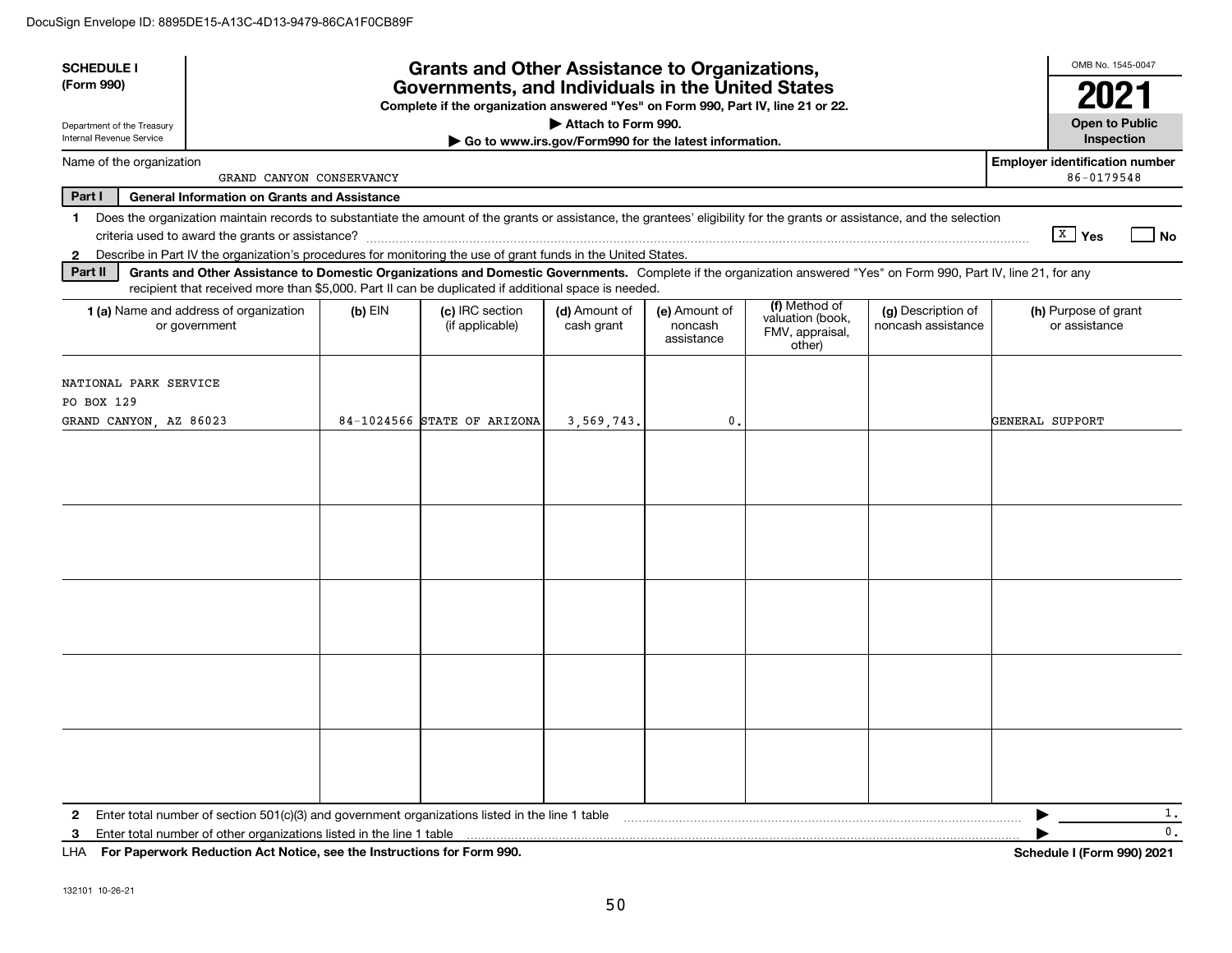DocuSign Envelope ID: 8895DE15-A13C-4D13-9479-86CA1F0CB89F

**SCHEDULE I (Form 990)**

Department of the Treasury
Internal Revenue Service

# Grants and Other Assistance to Organizations, Governments, and Individuals in the United States

**Complete if the organization answered "Yes" on Form 990, Part IV, line 21 or 22.**

**▶ Attach to Form 990.**

**▶ Go to www.irs.gov/Form990 for the latest information.**

OMB No. 1545-0047

**2021**

**Open to Public Inspection**

Name of the organization: GRAND CANYON CONSERVANCY

Employer identification number: 86-0179548

**Part I — General Information on Grants and Assistance**

1 Does the organization maintain records to substantiate the amount of the grants or assistance, the grantees' eligibility for the grants or assistance, and the selection criteria used to award the grants or assistance? [X] Yes [ ] No

2 Describe in Part IV the organization's procedures for monitoring the use of grant funds in the United States.

**Part II — Grants and Other Assistance to Domestic Organizations and Domestic Governments.** Complete if the organization answered "Yes" on Form 990, Part IV, line 21, for any recipient that received more than $5,000. Part II can be duplicated if additional space is needed.

| 1 (a) Name and address of organization or government | (b) EIN | (c) IRC section (if applicable) | (d) Amount of cash grant | (e) Amount of noncash assistance | (f) Method of valuation (book, FMV, appraisal, other) | (g) Description of noncash assistance | (h) Purpose of grant or assistance |
|---|---|---|---|---|---|---|---|
| NATIONAL PARK SERVICE<br>PO BOX 129<br>GRAND CANYON, AZ 86023 | 84-1024566 | STATE OF ARIZONA | 3,569,743. | 0. | | | GENERAL SUPPORT |
| | | | | | | | |
| | | | | | | | |
| | | | | | | | |
| | | | | | | | |
| | | | | | | | |

2 Enter total number of section 501(c)(3) and government organizations listed in the line 1 table ▶ 1.

3 Enter total number of other organizations listed in the line 1 table ▶ 0.

LHA **For Paperwork Reduction Act Notice, see the Instructions for Form 990.** **Schedule I (Form 990) 2021**

132101 10-26-21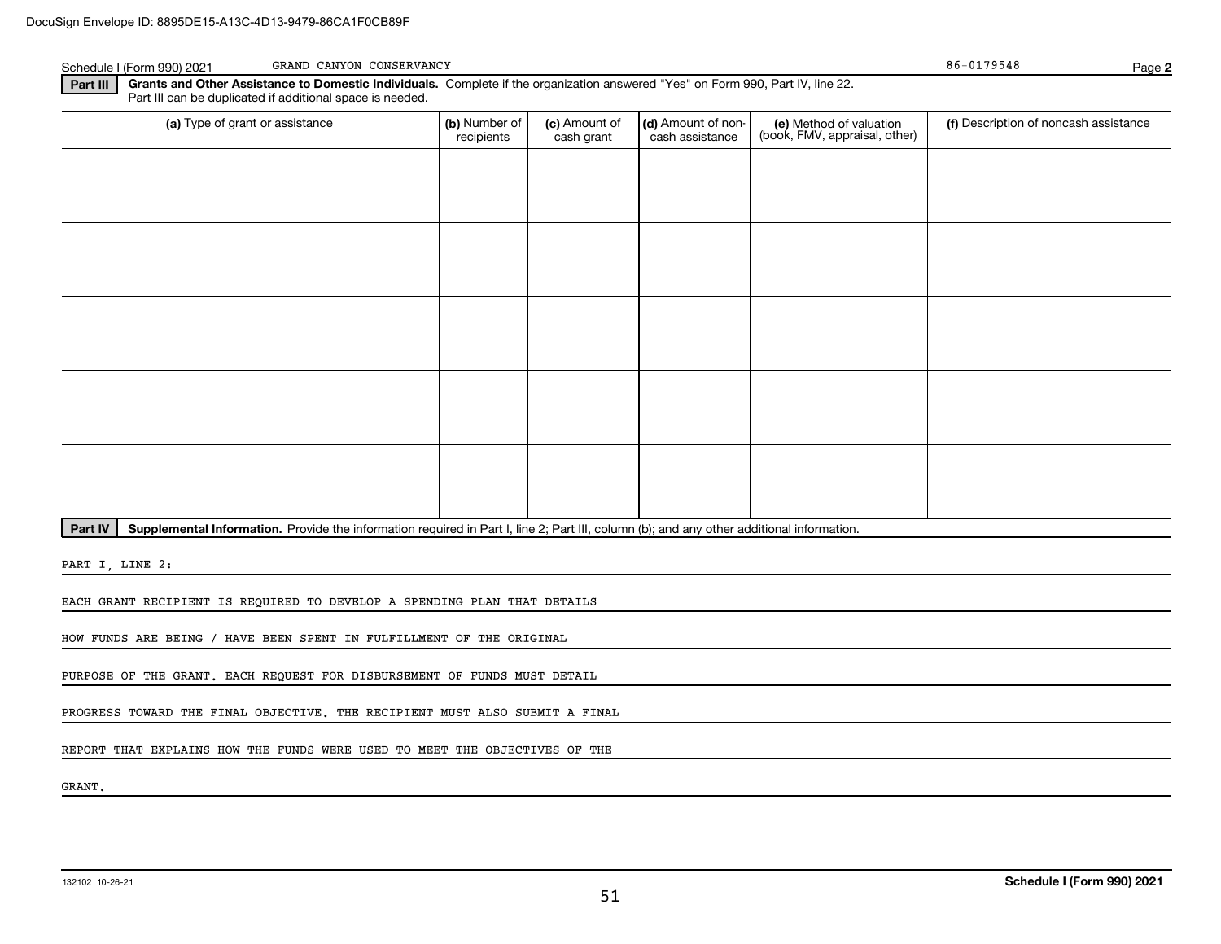Schedule I (Form 990) 2021 GRAND CANYON CONSERVANCY 86-0179548 Page **2**

**Part III** **Grants and Other Assistance to Domestic Individuals.** Complete if the organization answered "Yes" on Form 990, Part IV, line 22. Part III can be duplicated if additional space is needed.

| (a) Type of grant or assistance | (b) Number of recipients | (c) Amount of cash grant | (d) Amount of non-cash assistance | (e) Method of valuation (book, FMV, appraisal, other) | (f) Description of noncash assistance |
|---|---|---|---|---|---|
| | | | | | |
| | | | | | |
| | | | | | |
| | | | | | |
| | | | | | |

**Part IV** **Supplemental Information.** Provide the information required in Part I, line 2; Part III, column (b); and any other additional information.

PART I, LINE 2:

EACH GRANT RECIPIENT IS REQUIRED TO DEVELOP A SPENDING PLAN THAT DETAILS HOW FUNDS ARE BEING / HAVE BEEN SPENT IN FULFILLMENT OF THE ORIGINAL PURPOSE OF THE GRANT. EACH REQUEST FOR DISBURSEMENT OF FUNDS MUST DETAIL PROGRESS TOWARD THE FINAL OBJECTIVE. THE RECIPIENT MUST ALSO SUBMIT A FINAL REPORT THAT EXPLAINS HOW THE FUNDS WERE USED TO MEET THE OBJECTIVES OF THE GRANT.

132102 10-26-21 **Schedule I (Form 990) 2021**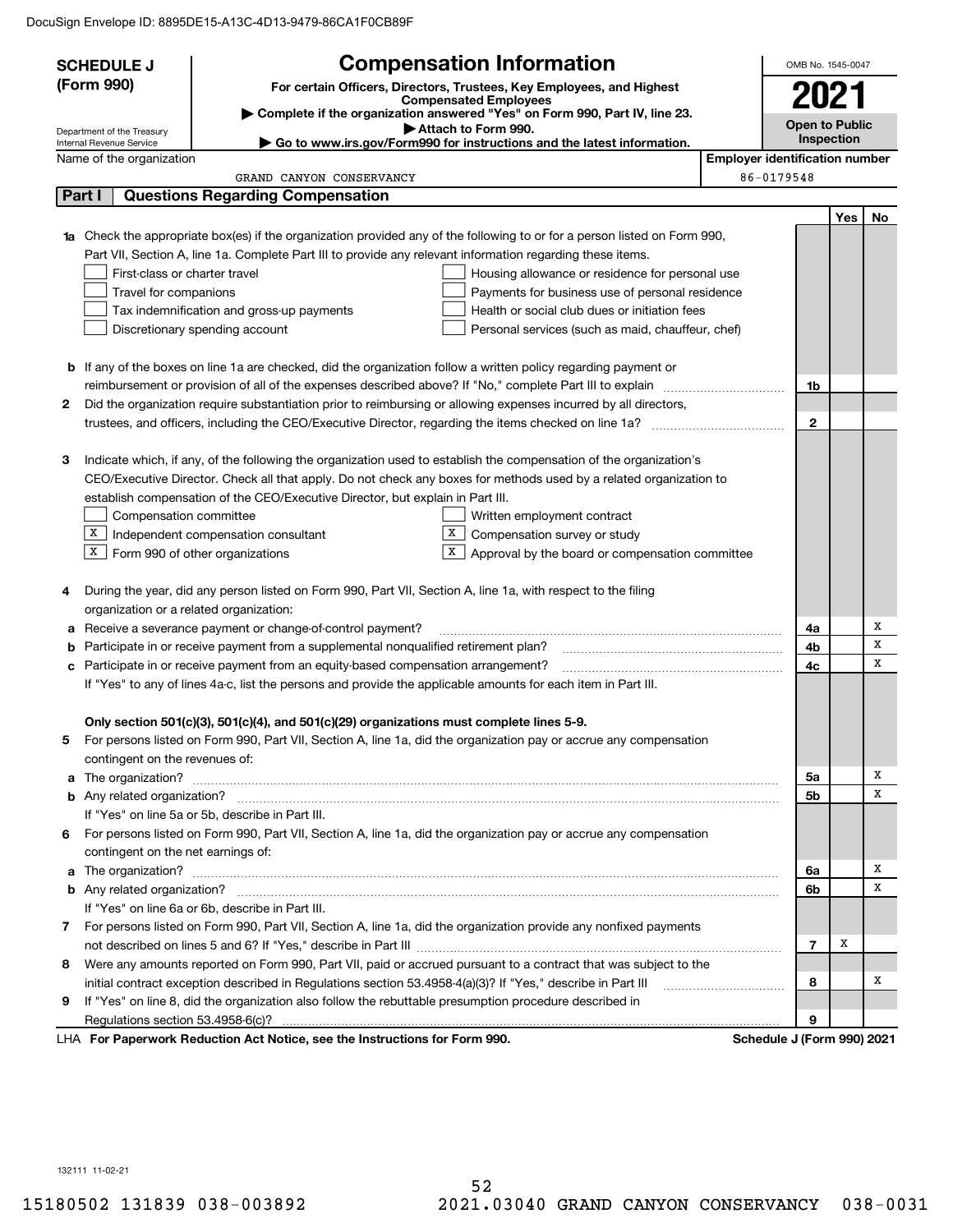DocuSign Envelope ID: 8895DE15-A13C-4D13-9479-86CA1F0CB89F

# SCHEDULE J (Form 990)

## Compensation Information

**For certain Officers, Directors, Trustees, Key Employees, and Highest Compensated Employees**

▶ Complete if the organization answered "Yes" on Form 990, Part IV, line 23.

▶ Attach to Form 990.

▶ Go to www.irs.gov/Form990 for instructions and the latest information.

Department of the Treasury
Internal Revenue Service

OMB No. 1545-0047

**2021**

**Open to Public Inspection**

Name of the organization: GRAND CANYON CONSERVANCY

Employer identification number: 86-0179548

### Part I — Questions Regarding Compensation

| | | | Yes | No |
|---|---|---|---|---|
| **1a** | Check the appropriate box(es) if the organization provided any of the following to or for a person listed on Form 990, Part VII, Section A, line 1a. Complete Part III to provide any relevant information regarding these items.<br>☐ First-class or charter travel ☐ Housing allowance or residence for personal use<br>☐ Travel for companions ☐ Payments for business use of personal residence<br>☐ Tax indemnification and gross-up payments ☐ Health or social club dues or initiation fees<br>☐ Discretionary spending account ☐ Personal services (such as maid, chauffeur, chef) | | | |
| **b** | If any of the boxes on line 1a are checked, did the organization follow a written policy regarding payment or reimbursement or provision of all of the expenses described above? If "No," complete Part III to explain | 1b | | |
| **2** | Did the organization require substantiation prior to reimbursing or allowing expenses incurred by all directors, trustees, and officers, including the CEO/Executive Director, regarding the items checked on line 1a? | 2 | | |
| **3** | Indicate which, if any, of the following the organization used to establish the compensation of the organization's CEO/Executive Director. Check all that apply. Do not check any boxes for methods used by a related organization to establish compensation of the CEO/Executive Director, but explain in Part III.<br>☐ Compensation committee ☐ Written employment contract<br>☒ Independent compensation consultant ☒ Compensation survey or study<br>☒ Form 990 of other organizations ☒ Approval by the board or compensation committee | | | |
| **4** | During the year, did any person listed on Form 990, Part VII, Section A, line 1a, with respect to the filing organization or a related organization: | | | |
| **a** | Receive a severance payment or change-of-control payment? | 4a | | X |
| **b** | Participate in or receive payment from a supplemental nonqualified retirement plan? | 4b | | X |
| **c** | Participate in or receive payment from an equity-based compensation arrangement? | 4c | | X |
| | If "Yes" to any of lines 4a-c, list the persons and provide the applicable amounts for each item in Part III. | | | |
| | **Only section 501(c)(3), 501(c)(4), and 501(c)(29) organizations must complete lines 5-9.** | | | |
| **5** | For persons listed on Form 990, Part VII, Section A, line 1a, did the organization pay or accrue any compensation contingent on the revenues of: | | | |
| **a** | The organization? | 5a | | X |
| **b** | Any related organization? | 5b | | X |
| | If "Yes" on line 5a or 5b, describe in Part III. | | | |
| **6** | For persons listed on Form 990, Part VII, Section A, line 1a, did the organization pay or accrue any compensation contingent on the net earnings of: | | | |
| **a** | The organization? | 6a | | X |
| **b** | Any related organization? | 6b | | X |
| | If "Yes" on line 6a or 6b, describe in Part III. | | | |
| **7** | For persons listed on Form 990, Part VII, Section A, line 1a, did the organization provide any nonfixed payments not described on lines 5 and 6? If "Yes," describe in Part III | 7 | X | |
| **8** | Were any amounts reported on Form 990, Part VII, paid or accrued pursuant to a contract that was subject to the initial contract exception described in Regulations section 53.4958-4(a)(3)? If "Yes," describe in Part III | 8 | | X |
| **9** | If "Yes" on line 8, did the organization also follow the rebuttable presumption procedure described in Regulations section 53.4958-6(c)? | 9 | | |

LHA **For Paperwork Reduction Act Notice, see the Instructions for Form 990.** **Schedule J (Form 990) 2021**

132111 11-02-21

15180502 131839 038-003892 2021.03040 GRAND CANYON CONSERVANCY 038-0031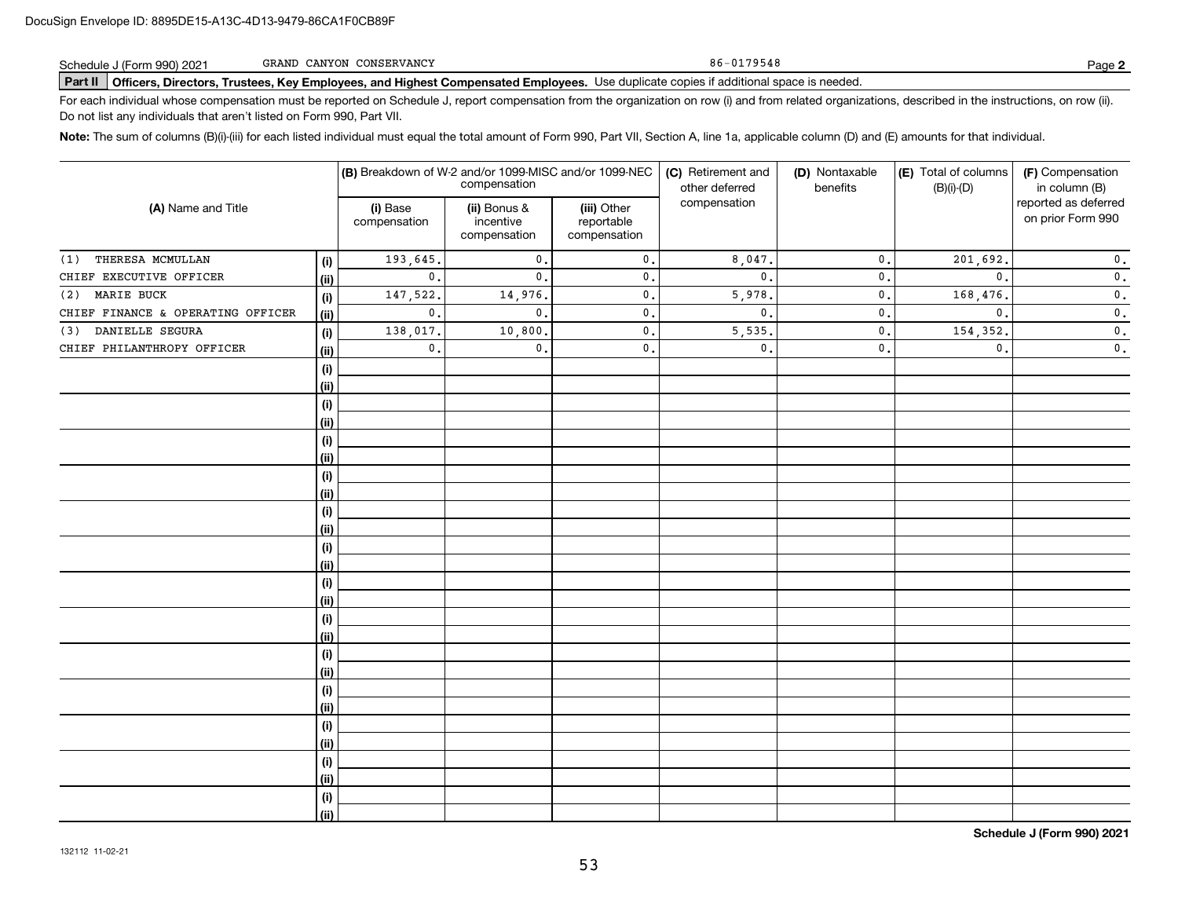Schedule J (Form 990) 2021 GRAND CANYON CONSERVANCY 86-0179548

## Part II Officers, Directors, Trustees, Key Employees, and Highest Compensated Employees.

Use duplicate copies if additional space is needed.

For each individual whose compensation must be reported on Schedule J, report compensation from the organization on row (i) and from related organizations, described in the instructions, on row (ii). Do not list any individuals that aren't listed on Form 990, Part VII.

**Note:** The sum of columns (B)(i)-(iii) for each listed individual must equal the total amount of Form 990, Part VII, Section A, line 1a, applicable column (D) and (E) amounts for that individual.

| (A) Name and Title | | (B) Breakdown of W-2 and/or 1099-MISC and/or 1099-NEC compensation | | | (C) Retirement and other deferred compensation | (D) Nontaxable benefits | (E) Total of columns (B)(i)-(D) | (F) Compensation in column (B) reported as deferred on prior Form 990 |
|---|---|---|---|---|---|---|---|---|
| | | (i) Base compensation | (ii) Bonus & incentive compensation | (iii) Other reportable compensation | | | | |
| (1) THERESA MCMULLAN | (i) | 193,645. | 0. | 0. | 8,047. | 0. | 201,692. | 0. |
| CHIEF EXECUTIVE OFFICER | (ii) | 0. | 0. | 0. | 0. | 0. | 0. | 0. |
| (2) MARIE BUCK | (i) | 147,522. | 14,976. | 0. | 5,978. | 0. | 168,476. | 0. |
| CHIEF FINANCE & OPERATING OFFICER | (ii) | 0. | 0. | 0. | 0. | 0. | 0. | 0. |
| (3) DANIELLE SEGURA | (i) | 138,017. | 10,800. | 0. | 5,535. | 0. | 154,352. | 0. |
| CHIEF PHILANTHROPY OFFICER | (ii) | 0. | 0. | 0. | 0. | 0. | 0. | 0. |

**Schedule J (Form 990) 2021**

132112 11-02-21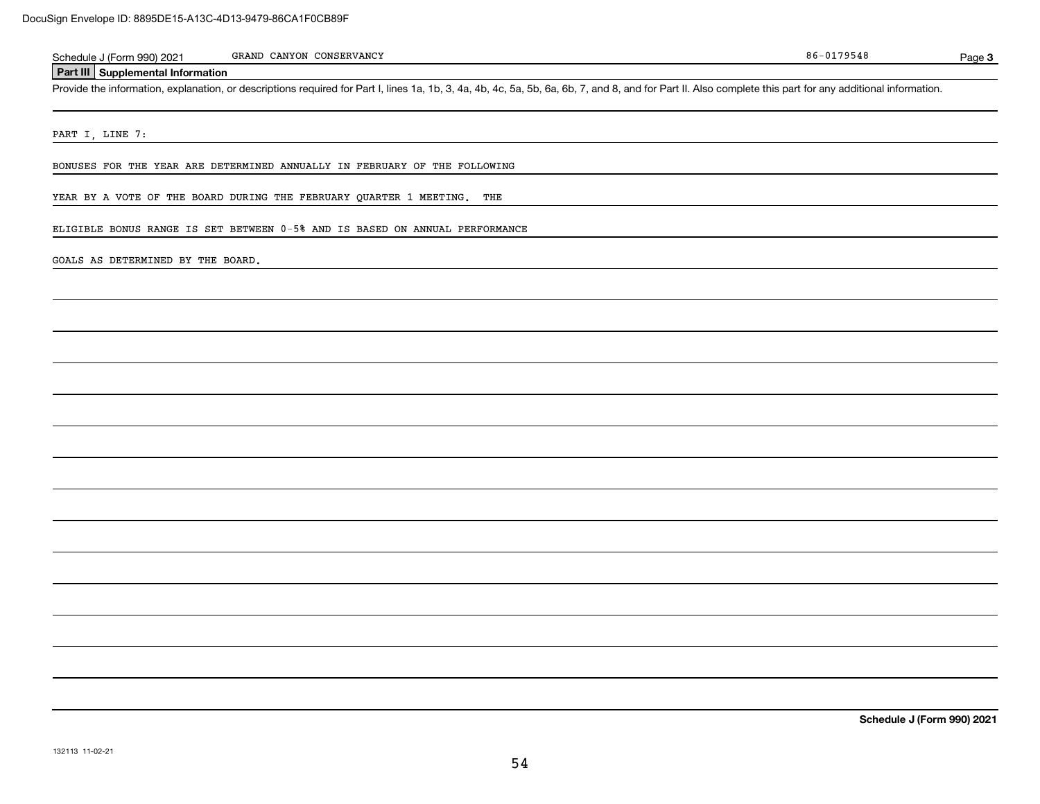Schedule J (Form 990) 2021 GRAND CANYON CONSERVANCY 86-0179548 Page **3**

**Part III Supplemental Information**

Provide the information, explanation, or descriptions required for Part I, lines 1a, 1b, 3, 4a, 4b, 4c, 5a, 5b, 6a, 6b, 7, and 8, and for Part II. Also complete this part for any additional information.

PART I, LINE 7:

BONUSES FOR THE YEAR ARE DETERMINED ANNUALLY IN FEBRUARY OF THE FOLLOWING YEAR BY A VOTE OF THE BOARD DURING THE FEBRUARY QUARTER 1 MEETING. THE ELIGIBLE BONUS RANGE IS SET BETWEEN 0-5% AND IS BASED ON ANNUAL PERFORMANCE GOALS AS DETERMINED BY THE BOARD.

**Schedule J (Form 990) 2021**

132113 11-02-21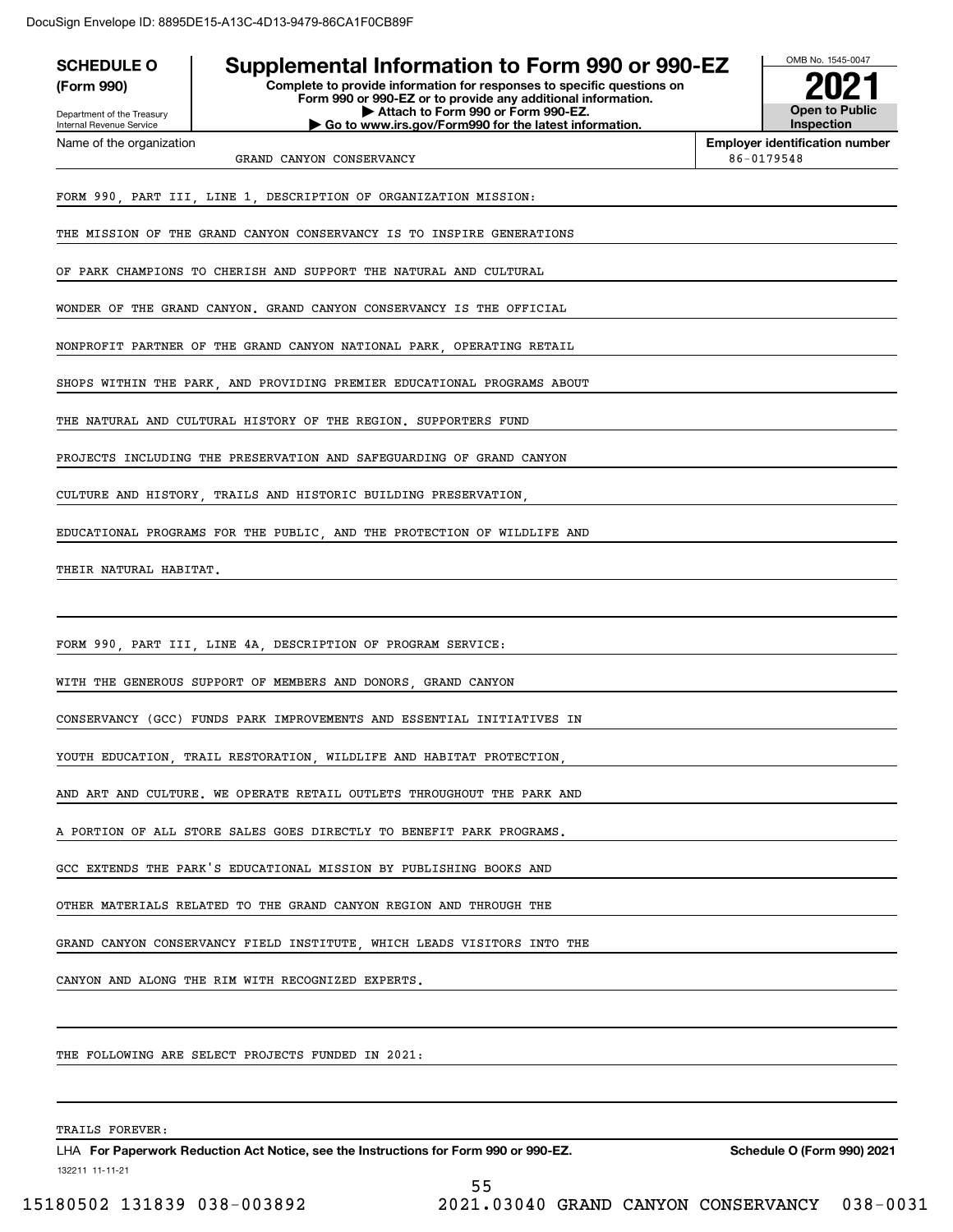# SCHEDULE O (Form 990)

Department of the Treasury
Internal Revenue Service

## Supplemental Information to Form 990 or 990-EZ

**Complete to provide information for responses to specific questions on Form 990 or 990-EZ or to provide any additional information.**
**▶ Attach to Form 990 or Form 990-EZ.**
**▶ Go to www.irs.gov/Form990 for the latest information.**

OMB No. 1545-0047

**2021**

**Open to Public Inspection**

Name of the organization: GRAND CANYON CONSERVANCY

**Employer identification number:** 86-0179548

FORM 990, PART III, LINE 1, DESCRIPTION OF ORGANIZATION MISSION:

THE MISSION OF THE GRAND CANYON CONSERVANCY IS TO INSPIRE GENERATIONS OF PARK CHAMPIONS TO CHERISH AND SUPPORT THE NATURAL AND CULTURAL WONDER OF THE GRAND CANYON. GRAND CANYON CONSERVANCY IS THE OFFICIAL NONPROFIT PARTNER OF THE GRAND CANYON NATIONAL PARK, OPERATING RETAIL SHOPS WITHIN THE PARK, AND PROVIDING PREMIER EDUCATIONAL PROGRAMS ABOUT THE NATURAL AND CULTURAL HISTORY OF THE REGION. SUPPORTERS FUND PROJECTS INCLUDING THE PRESERVATION AND SAFEGUARDING OF GRAND CANYON CULTURE AND HISTORY, TRAILS AND HISTORIC BUILDING PRESERVATION, EDUCATIONAL PROGRAMS FOR THE PUBLIC, AND THE PROTECTION OF WILDLIFE AND THEIR NATURAL HABITAT.

FORM 990, PART III, LINE 4A, DESCRIPTION OF PROGRAM SERVICE:

WITH THE GENEROUS SUPPORT OF MEMBERS AND DONORS, GRAND CANYON CONSERVANCY (GCC) FUNDS PARK IMPROVEMENTS AND ESSENTIAL INITIATIVES IN YOUTH EDUCATION, TRAIL RESTORATION, WILDLIFE AND HABITAT PROTECTION, AND ART AND CULTURE. WE OPERATE RETAIL OUTLETS THROUGHOUT THE PARK AND A PORTION OF ALL STORE SALES GOES DIRECTLY TO BENEFIT PARK PROGRAMS. GCC EXTENDS THE PARK'S EDUCATIONAL MISSION BY PUBLISHING BOOKS AND OTHER MATERIALS RELATED TO THE GRAND CANYON REGION AND THROUGH THE GRAND CANYON CONSERVANCY FIELD INSTITUTE, WHICH LEADS VISITORS INTO THE CANYON AND ALONG THE RIM WITH RECOGNIZED EXPERTS.

THE FOLLOWING ARE SELECT PROJECTS FUNDED IN 2021:

TRAILS FOREVER:

LHA **For Paperwork Reduction Act Notice, see the Instructions for Form 990 or 990-EZ.** **Schedule O (Form 990) 2021**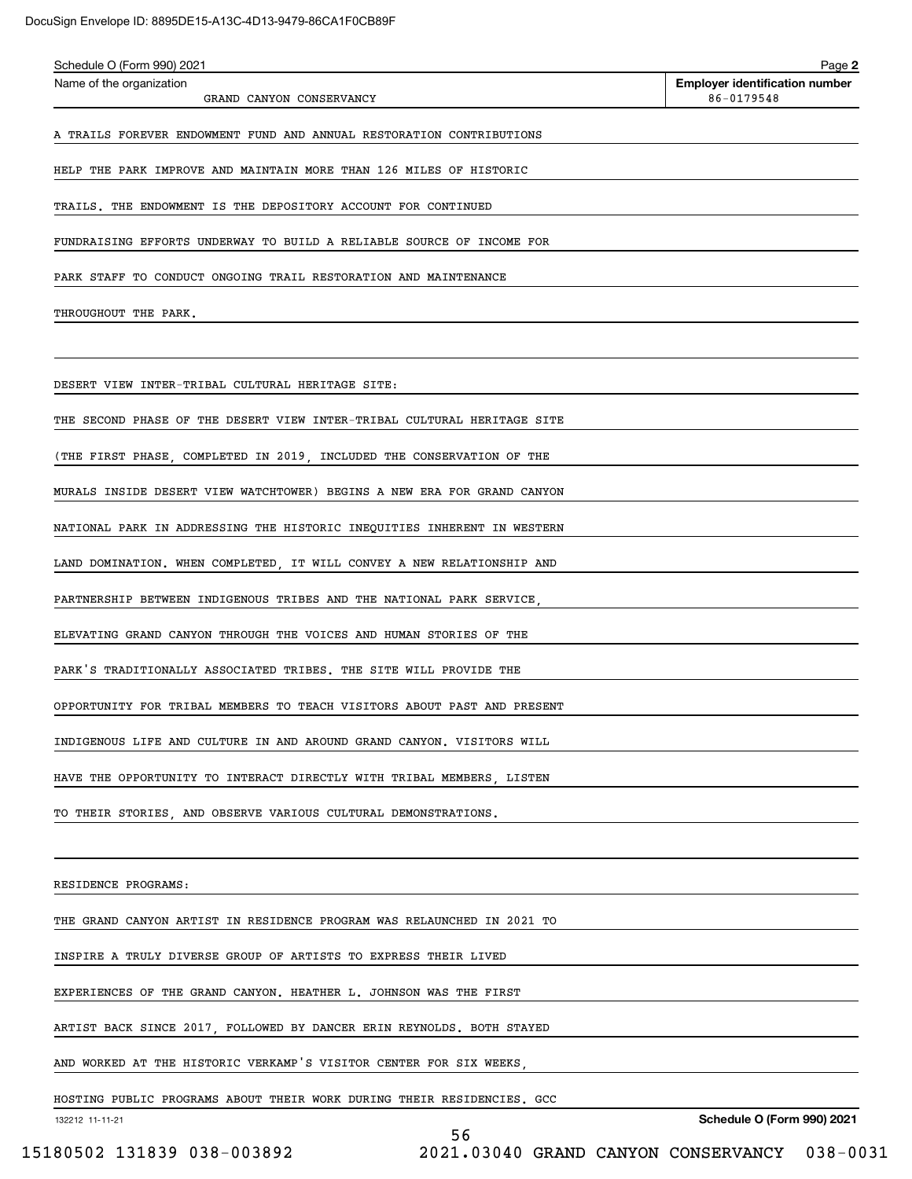Schedule O (Form 990) 2021

Name of the organization: GRAND CANYON CONSERVANCY

Employer identification number: 86-0179548

A TRAILS FOREVER ENDOWMENT FUND AND ANNUAL RESTORATION CONTRIBUTIONS HELP THE PARK IMPROVE AND MAINTAIN MORE THAN 126 MILES OF HISTORIC TRAILS. THE ENDOWMENT IS THE DEPOSITORY ACCOUNT FOR CONTINUED FUNDRAISING EFFORTS UNDERWAY TO BUILD A RELIABLE SOURCE OF INCOME FOR PARK STAFF TO CONDUCT ONGOING TRAIL RESTORATION AND MAINTENANCE THROUGHOUT THE PARK.

DESERT VIEW INTER-TRIBAL CULTURAL HERITAGE SITE:

THE SECOND PHASE OF THE DESERT VIEW INTER-TRIBAL CULTURAL HERITAGE SITE (THE FIRST PHASE, COMPLETED IN 2019, INCLUDED THE CONSERVATION OF THE MURALS INSIDE DESERT VIEW WATCHTOWER) BEGINS A NEW ERA FOR GRAND CANYON NATIONAL PARK IN ADDRESSING THE HISTORIC INEQUITIES INHERENT IN WESTERN LAND DOMINATION. WHEN COMPLETED, IT WILL CONVEY A NEW RELATIONSHIP AND PARTNERSHIP BETWEEN INDIGENOUS TRIBES AND THE NATIONAL PARK SERVICE, ELEVATING GRAND CANYON THROUGH THE VOICES AND HUMAN STORIES OF THE PARK'S TRADITIONALLY ASSOCIATED TRIBES. THE SITE WILL PROVIDE THE OPPORTUNITY FOR TRIBAL MEMBERS TO TEACH VISITORS ABOUT PAST AND PRESENT INDIGENOUS LIFE AND CULTURE IN AND AROUND GRAND CANYON. VISITORS WILL HAVE THE OPPORTUNITY TO INTERACT DIRECTLY WITH TRIBAL MEMBERS, LISTEN TO THEIR STORIES, AND OBSERVE VARIOUS CULTURAL DEMONSTRATIONS.

RESIDENCE PROGRAMS:

THE GRAND CANYON ARTIST IN RESIDENCE PROGRAM WAS RELAUNCHED IN 2021 TO INSPIRE A TRULY DIVERSE GROUP OF ARTISTS TO EXPRESS THEIR LIVED EXPERIENCES OF THE GRAND CANYON. HEATHER L. JOHNSON WAS THE FIRST ARTIST BACK SINCE 2017, FOLLOWED BY DANCER ERIN REYNOLDS. BOTH STAYED AND WORKED AT THE HISTORIC VERKAMP'S VISITOR CENTER FOR SIX WEEKS, HOSTING PUBLIC PROGRAMS ABOUT THEIR WORK DURING THEIR RESIDENCIES. GCC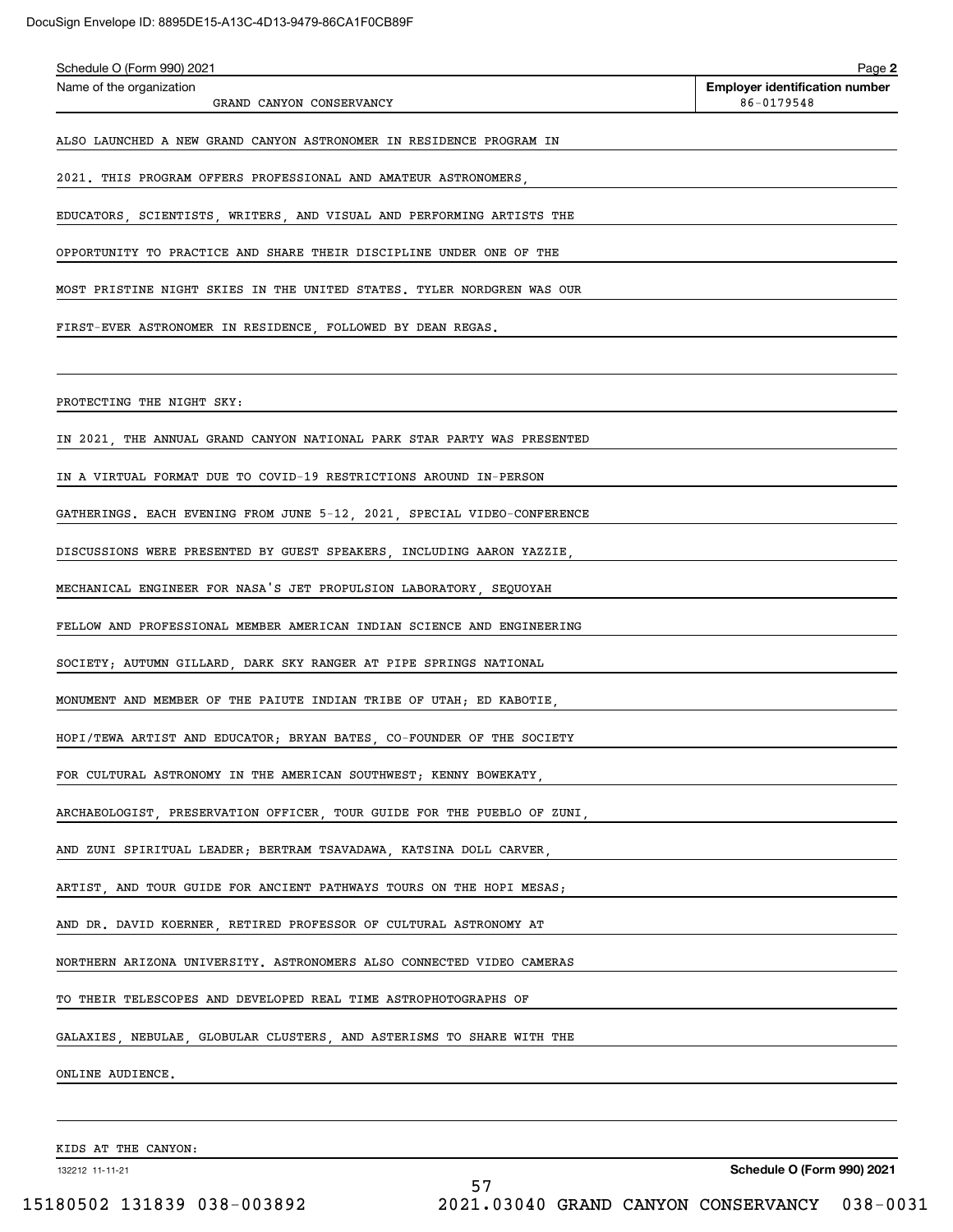Name of the organization: GRAND CANYON CONSERVANCY

Employer identification number: 86-0179548

ALSO LAUNCHED A NEW GRAND CANYON ASTRONOMER IN RESIDENCE PROGRAM IN 2021. THIS PROGRAM OFFERS PROFESSIONAL AND AMATEUR ASTRONOMERS, EDUCATORS, SCIENTISTS, WRITERS, AND VISUAL AND PERFORMING ARTISTS THE OPPORTUNITY TO PRACTICE AND SHARE THEIR DISCIPLINE UNDER ONE OF THE MOST PRISTINE NIGHT SKIES IN THE UNITED STATES. TYLER NORDGREN WAS OUR FIRST-EVER ASTRONOMER IN RESIDENCE, FOLLOWED BY DEAN REGAS.

PROTECTING THE NIGHT SKY:

IN 2021, THE ANNUAL GRAND CANYON NATIONAL PARK STAR PARTY WAS PRESENTED IN A VIRTUAL FORMAT DUE TO COVID-19 RESTRICTIONS AROUND IN-PERSON GATHERINGS. EACH EVENING FROM JUNE 5-12, 2021, SPECIAL VIDEO-CONFERENCE DISCUSSIONS WERE PRESENTED BY GUEST SPEAKERS, INCLUDING AARON YAZZIE, MECHANICAL ENGINEER FOR NASA'S JET PROPULSION LABORATORY, SEQUOYAH FELLOW AND PROFESSIONAL MEMBER AMERICAN INDIAN SCIENCE AND ENGINEERING SOCIETY; AUTUMN GILLARD, DARK SKY RANGER AT PIPE SPRINGS NATIONAL MONUMENT AND MEMBER OF THE PAIUTE INDIAN TRIBE OF UTAH; ED KABOTIE, HOPI/TEWA ARTIST AND EDUCATOR; BRYAN BATES, CO-FOUNDER OF THE SOCIETY FOR CULTURAL ASTRONOMY IN THE AMERICAN SOUTHWEST; KENNY BOWEKATY, ARCHAEOLOGIST, PRESERVATION OFFICER, TOUR GUIDE FOR THE PUEBLO OF ZUNI, AND ZUNI SPIRITUAL LEADER; BERTRAM TSAVADAWA, KATSINA DOLL CARVER, ARTIST, AND TOUR GUIDE FOR ANCIENT PATHWAYS TOURS ON THE HOPI MESAS; AND DR. DAVID KOERNER, RETIRED PROFESSOR OF CULTURAL ASTRONOMY AT NORTHERN ARIZONA UNIVERSITY. ASTRONOMERS ALSO CONNECTED VIDEO CAMERAS TO THEIR TELESCOPES AND DEVELOPED REAL TIME ASTROPHOTOGRAPHS OF GALAXIES, NEBULAE, GLOBULAR CLUSTERS, AND ASTERISMS TO SHARE WITH THE ONLINE AUDIENCE.

KIDS AT THE CANYON: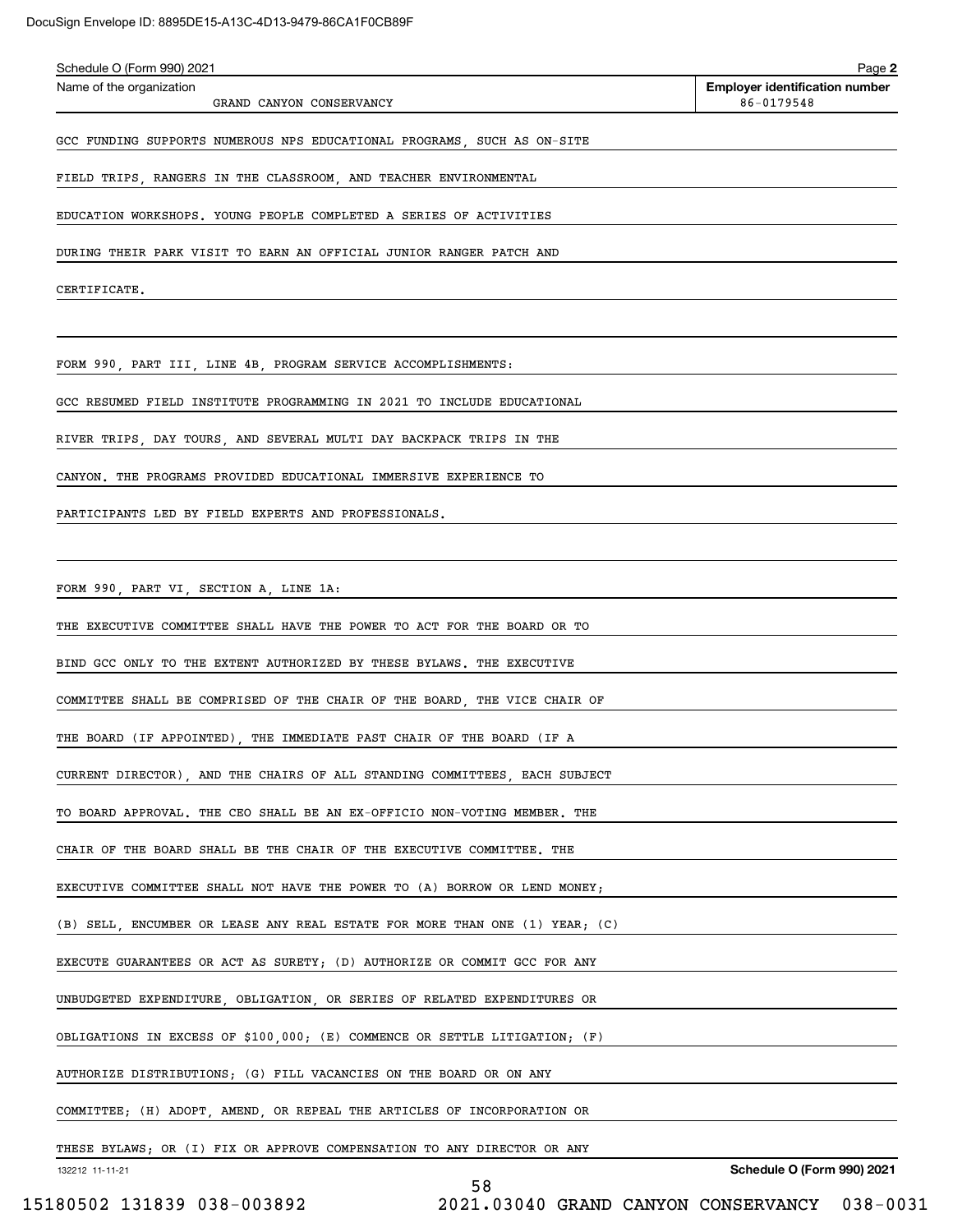Schedule O (Form 990) 2021

Name of the organization: GRAND CANYON CONSERVANCY

Employer identification number: 86-0179548

GCC FUNDING SUPPORTS NUMEROUS NPS EDUCATIONAL PROGRAMS, SUCH AS ON-SITE FIELD TRIPS, RANGERS IN THE CLASSROOM, AND TEACHER ENVIRONMENTAL EDUCATION WORKSHOPS. YOUNG PEOPLE COMPLETED A SERIES OF ACTIVITIES DURING THEIR PARK VISIT TO EARN AN OFFICIAL JUNIOR RANGER PATCH AND CERTIFICATE.

FORM 990, PART III, LINE 4B, PROGRAM SERVICE ACCOMPLISHMENTS:

GCC RESUMED FIELD INSTITUTE PROGRAMMING IN 2021 TO INCLUDE EDUCATIONAL RIVER TRIPS, DAY TOURS, AND SEVERAL MULTI DAY BACKPACK TRIPS IN THE CANYON. THE PROGRAMS PROVIDED EDUCATIONAL IMMERSIVE EXPERIENCE TO PARTICIPANTS LED BY FIELD EXPERTS AND PROFESSIONALS.

FORM 990, PART VI, SECTION A, LINE 1A:

THE EXECUTIVE COMMITTEE SHALL HAVE THE POWER TO ACT FOR THE BOARD OR TO BIND GCC ONLY TO THE EXTENT AUTHORIZED BY THESE BYLAWS. THE EXECUTIVE COMMITTEE SHALL BE COMPRISED OF THE CHAIR OF THE BOARD, THE VICE CHAIR OF THE BOARD (IF APPOINTED), THE IMMEDIATE PAST CHAIR OF THE BOARD (IF A CURRENT DIRECTOR), AND THE CHAIRS OF ALL STANDING COMMITTEES, EACH SUBJECT TO BOARD APPROVAL. THE CEO SHALL BE AN EX-OFFICIO NON-VOTING MEMBER. THE CHAIR OF THE BOARD SHALL BE THE CHAIR OF THE EXECUTIVE COMMITTEE. THE EXECUTIVE COMMITTEE SHALL NOT HAVE THE POWER TO (A) BORROW OR LEND MONEY; (B) SELL, ENCUMBER OR LEASE ANY REAL ESTATE FOR MORE THAN ONE (1) YEAR; (C) EXECUTE GUARANTEES OR ACT AS SURETY; (D) AUTHORIZE OR COMMIT GCC FOR ANY UNBUDGETED EXPENDITURE, OBLIGATION, OR SERIES OF RELATED EXPENDITURES OR OBLIGATIONS IN EXCESS OF $100,000; (E) COMMENCE OR SETTLE LITIGATION; (F) AUTHORIZE DISTRIBUTIONS; (G) FILL VACANCIES ON THE BOARD OR ON ANY COMMITTEE; (H) ADOPT, AMEND, OR REPEAL THE ARTICLES OF INCORPORATION OR THESE BYLAWS; OR (I) FIX OR APPROVE COMPENSATION TO ANY DIRECTOR OR ANY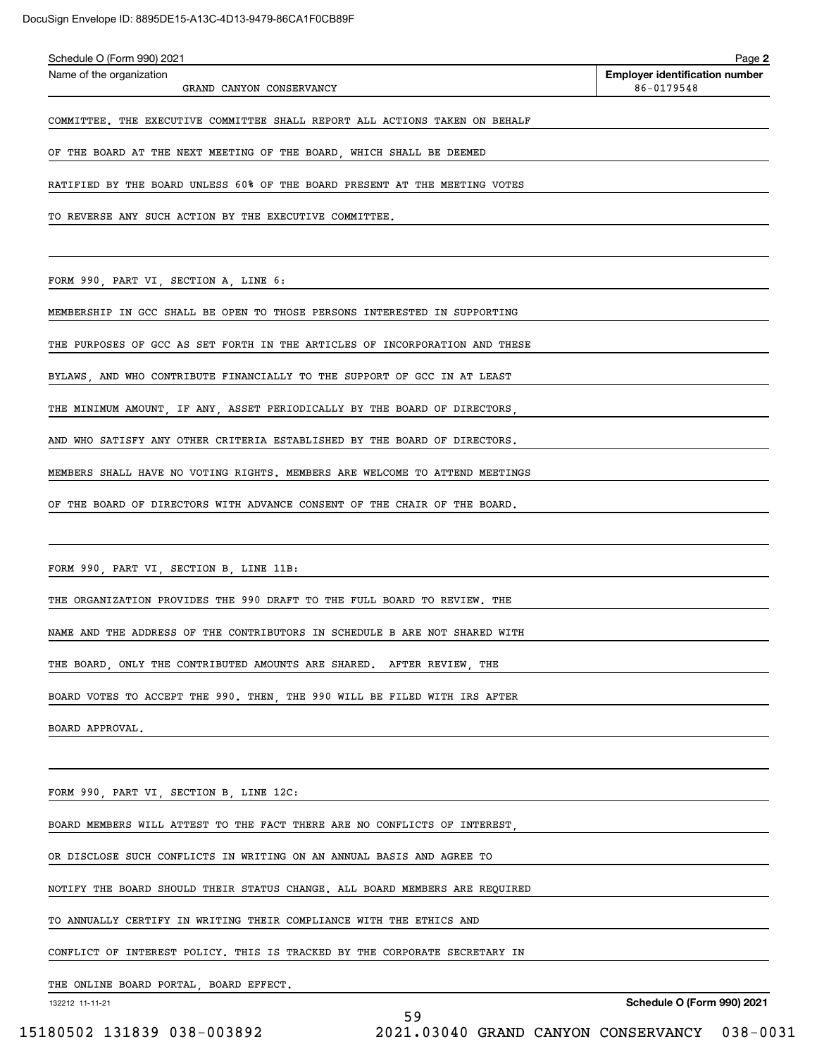Schedule O (Form 990) 2021

Name of the organization: GRAND CANYON CONSERVANCY

Employer identification number: 86-0179548

COMMITTEE. THE EXECUTIVE COMMITTEE SHALL REPORT ALL ACTIONS TAKEN ON BEHALF OF THE BOARD AT THE NEXT MEETING OF THE BOARD, WHICH SHALL BE DEEMED RATIFIED BY THE BOARD UNLESS 60% OF THE BOARD PRESENT AT THE MEETING VOTES TO REVERSE ANY SUCH ACTION BY THE EXECUTIVE COMMITTEE.

FORM 990, PART VI, SECTION A, LINE 6:

MEMBERSHIP IN GCC SHALL BE OPEN TO THOSE PERSONS INTERESTED IN SUPPORTING THE PURPOSES OF GCC AS SET FORTH IN THE ARTICLES OF INCORPORATION AND THESE BYLAWS, AND WHO CONTRIBUTE FINANCIALLY TO THE SUPPORT OF GCC IN AT LEAST THE MINIMUM AMOUNT, IF ANY, ASSET PERIODICALLY BY THE BOARD OF DIRECTORS, AND WHO SATISFY ANY OTHER CRITERIA ESTABLISHED BY THE BOARD OF DIRECTORS. MEMBERS SHALL HAVE NO VOTING RIGHTS. MEMBERS ARE WELCOME TO ATTEND MEETINGS OF THE BOARD OF DIRECTORS WITH ADVANCE CONSENT OF THE CHAIR OF THE BOARD.

FORM 990, PART VI, SECTION B, LINE 11B:

THE ORGANIZATION PROVIDES THE 990 DRAFT TO THE FULL BOARD TO REVIEW. THE NAME AND THE ADDRESS OF THE CONTRIBUTORS IN SCHEDULE B ARE NOT SHARED WITH THE BOARD, ONLY THE CONTRIBUTED AMOUNTS ARE SHARED. AFTER REVIEW, THE BOARD VOTES TO ACCEPT THE 990. THEN, THE 990 WILL BE FILED WITH IRS AFTER BOARD APPROVAL.

FORM 990, PART VI, SECTION B, LINE 12C:

BOARD MEMBERS WILL ATTEST TO THE FACT THERE ARE NO CONFLICTS OF INTEREST, OR DISCLOSE SUCH CONFLICTS IN WRITING ON AN ANNUAL BASIS AND AGREE TO NOTIFY THE BOARD SHOULD THEIR STATUS CHANGE. ALL BOARD MEMBERS ARE REQUIRED TO ANNUALLY CERTIFY IN WRITING THEIR COMPLIANCE WITH THE ETHICS AND CONFLICT OF INTEREST POLICY. THIS IS TRACKED BY THE CORPORATE SECRETARY IN THE ONLINE BOARD PORTAL, BOARD EFFECT.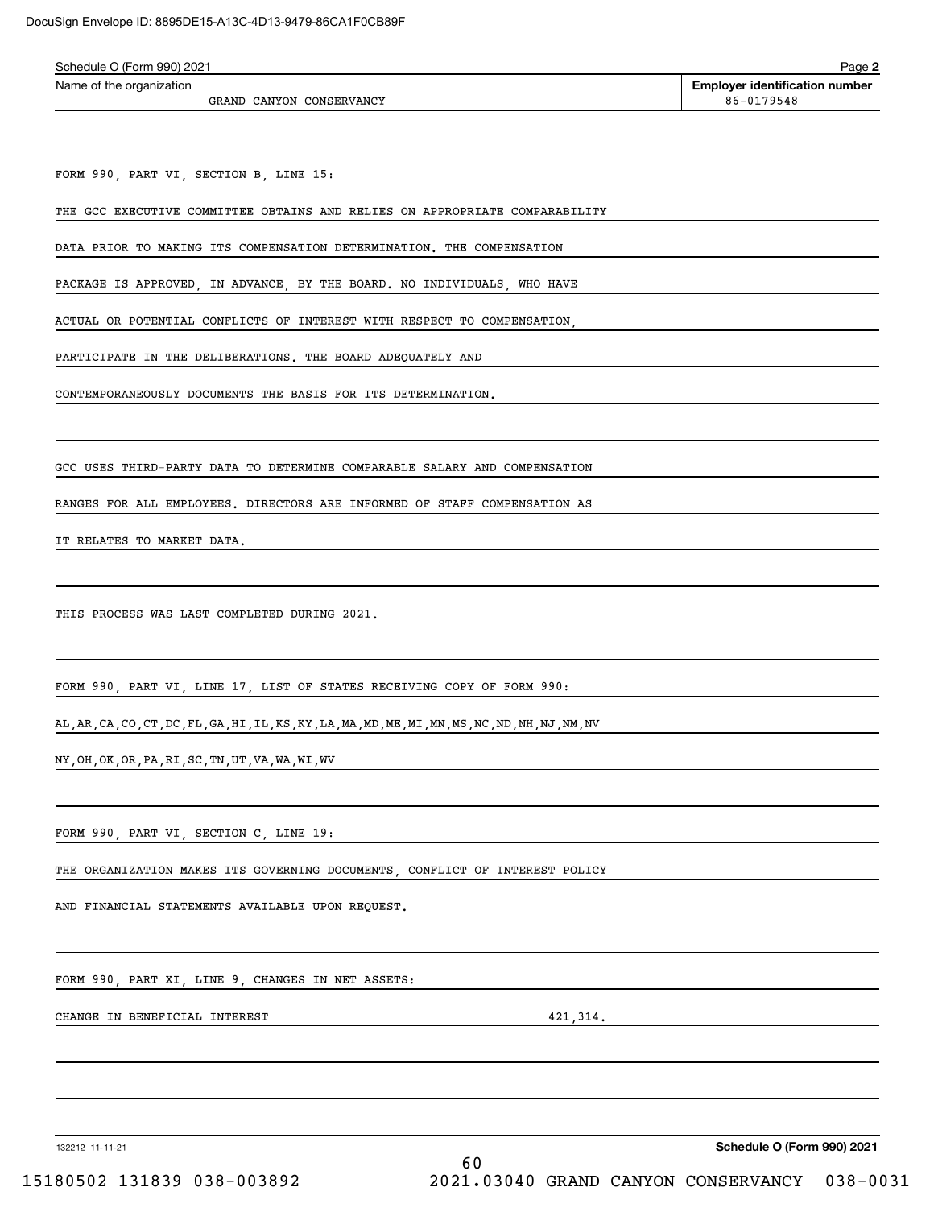Schedule O (Form 990) 2021

Name of the organization: GRAND CANYON CONSERVANCY

Employer identification number: 86-0179548

FORM 990, PART VI, SECTION B, LINE 15:

THE GCC EXECUTIVE COMMITTEE OBTAINS AND RELIES ON APPROPRIATE COMPARABILITY DATA PRIOR TO MAKING ITS COMPENSATION DETERMINATION. THE COMPENSATION PACKAGE IS APPROVED, IN ADVANCE, BY THE BOARD. NO INDIVIDUALS, WHO HAVE ACTUAL OR POTENTIAL CONFLICTS OF INTEREST WITH RESPECT TO COMPENSATION, PARTICIPATE IN THE DELIBERATIONS. THE BOARD ADEQUATELY AND CONTEMPORANEOUSLY DOCUMENTS THE BASIS FOR ITS DETERMINATION.

GCC USES THIRD-PARTY DATA TO DETERMINE COMPARABLE SALARY AND COMPENSATION RANGES FOR ALL EMPLOYEES. DIRECTORS ARE INFORMED OF STAFF COMPENSATION AS IT RELATES TO MARKET DATA.

THIS PROCESS WAS LAST COMPLETED DURING 2021.

FORM 990, PART VI, LINE 17, LIST OF STATES RECEIVING COPY OF FORM 990:

AL,AR,CA,CO,CT,DC,FL,GA,HI,IL,KS,KY,LA,MA,MD,ME,MI,MN,MS,NC,ND,NH,NJ,NM,NV NY,OH,OK,OR,PA,RI,SC,TN,UT,VA,WA,WI,WV

FORM 990, PART VI, SECTION C, LINE 19:

THE ORGANIZATION MAKES ITS GOVERNING DOCUMENTS, CONFLICT OF INTEREST POLICY AND FINANCIAL STATEMENTS AVAILABLE UPON REQUEST.

FORM 990, PART XI, LINE 9, CHANGES IN NET ASSETS:

CHANGE IN BENEFICIAL INTEREST 421,314.

Schedule O (Form 990) 2021